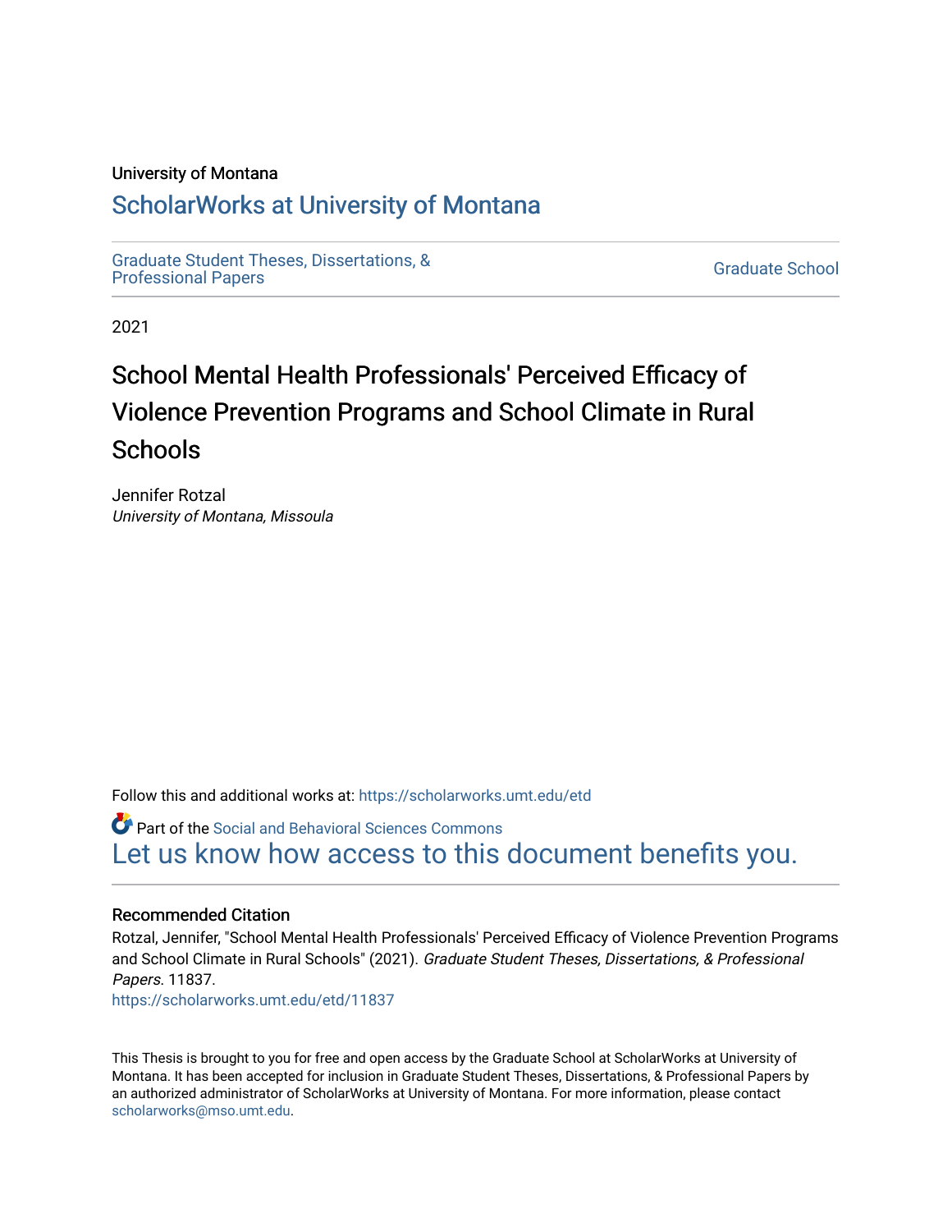University of Montana

# ScholarWorks at University of Montana

Graduate Student Theses, Dissertations, & Professional Papers

Graduate School

2021

# School Mental Health Professionals' Perceived Efficacy of Violence Prevention Programs and School Climate in Rural Schools

Jennifer Rotzal
*University of Montana, Missoula*

Follow this and additional works at: https://scholarworks.umt.edu/etd

Part of the Social and Behavioral Sciences Commons
Let us know how access to this document benefits you.

## Recommended Citation

Rotzal, Jennifer, "School Mental Health Professionals' Perceived Efficacy of Violence Prevention Programs and School Climate in Rural Schools" (2021). *Graduate Student Theses, Dissertations, & Professional Papers.* 11837.
https://scholarworks.umt.edu/etd/11837

This Thesis is brought to you for free and open access by the Graduate School at ScholarWorks at University of Montana. It has been accepted for inclusion in Graduate Student Theses, Dissertations, & Professional Papers by an authorized administrator of ScholarWorks at University of Montana. For more information, please contact scholarworks@mso.umt.edu.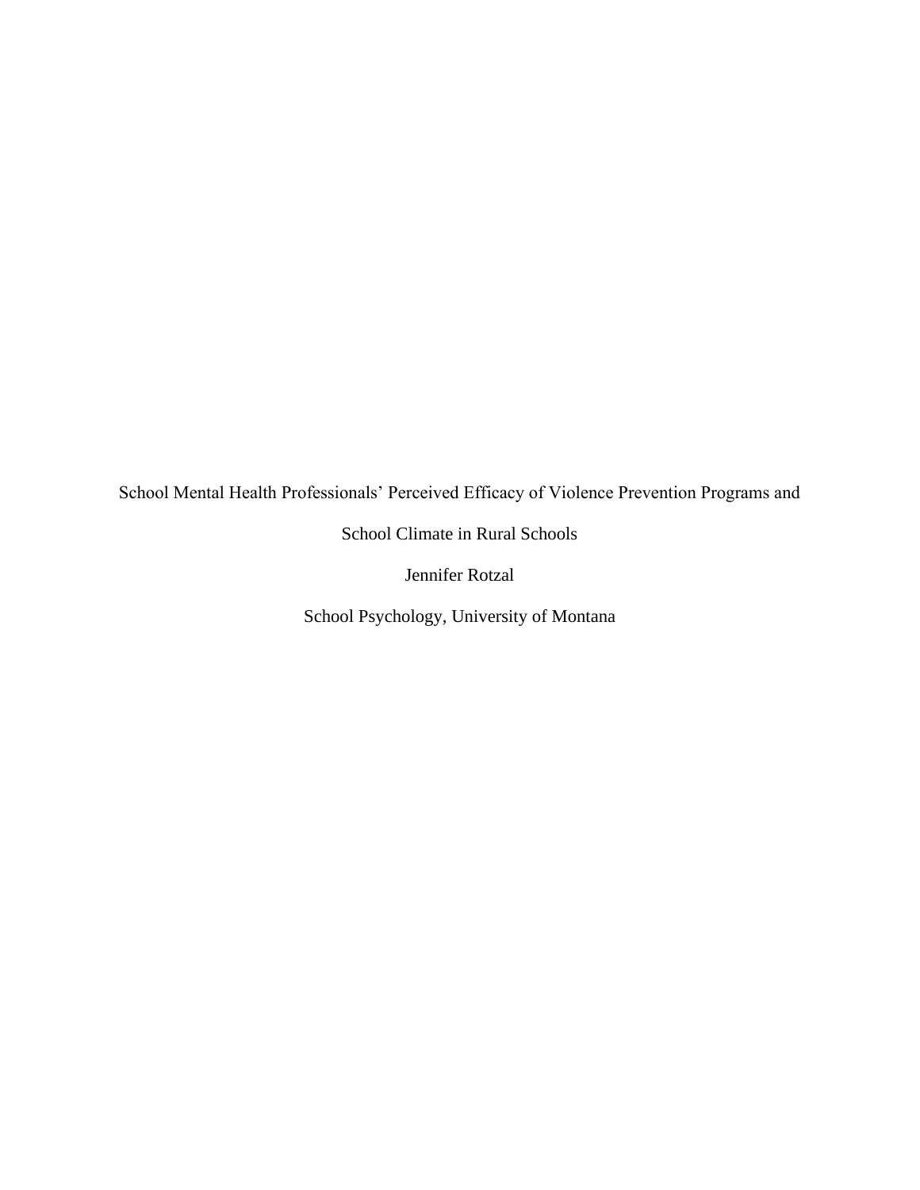School Mental Health Professionals' Perceived Efficacy of Violence Prevention Programs and School Climate in Rural Schools

Jennifer Rotzal

School Psychology, University of Montana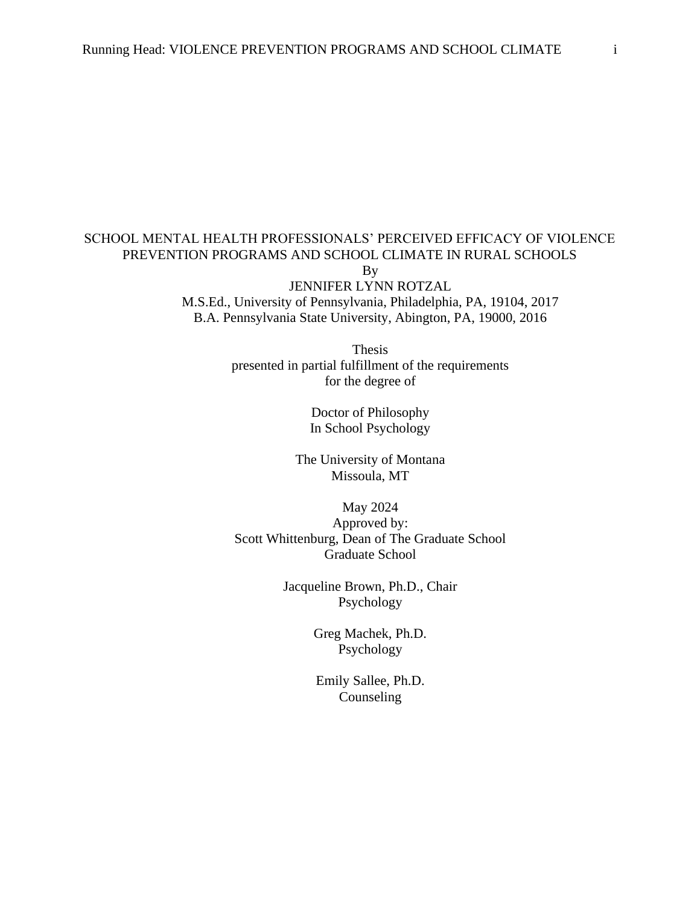SCHOOL MENTAL HEALTH PROFESSIONALS' PERCEIVED EFFICACY OF VIOLENCE PREVENTION PROGRAMS AND SCHOOL CLIMATE IN RURAL SCHOOLS

By

JENNIFER LYNN ROTZAL

M.S.Ed., University of Pennsylvania, Philadelphia, PA, 19104, 2017

B.A. Pennsylvania State University, Abington, PA, 19000, 2016

Thesis

presented in partial fulfillment of the requirements

for the degree of

Doctor of Philosophy

In School Psychology

The University of Montana

Missoula, MT

May 2024

Approved by:

Scott Whittenburg, Dean of The Graduate School

Graduate School

Jacqueline Brown, Ph.D., Chair

Psychology

Greg Machek, Ph.D.

Psychology

Emily Sallee, Ph.D.

Counseling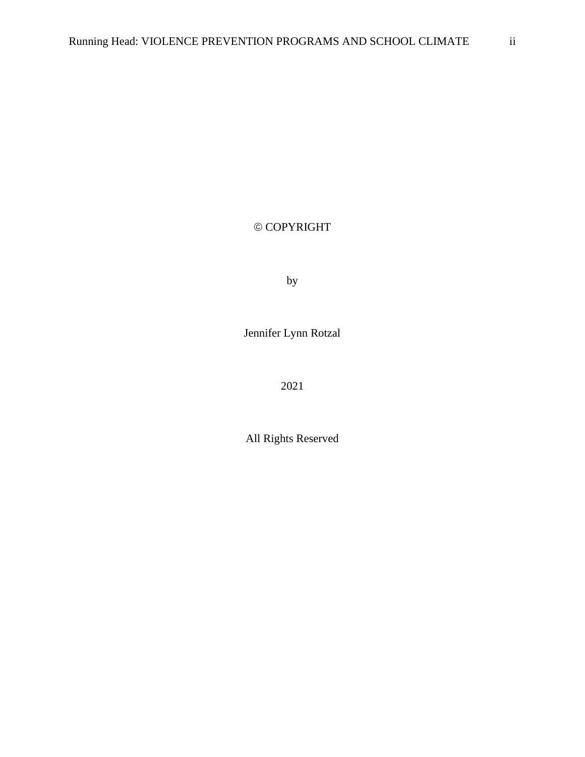© COPYRIGHT

by

Jennifer Lynn Rotzal

2021

All Rights Reserved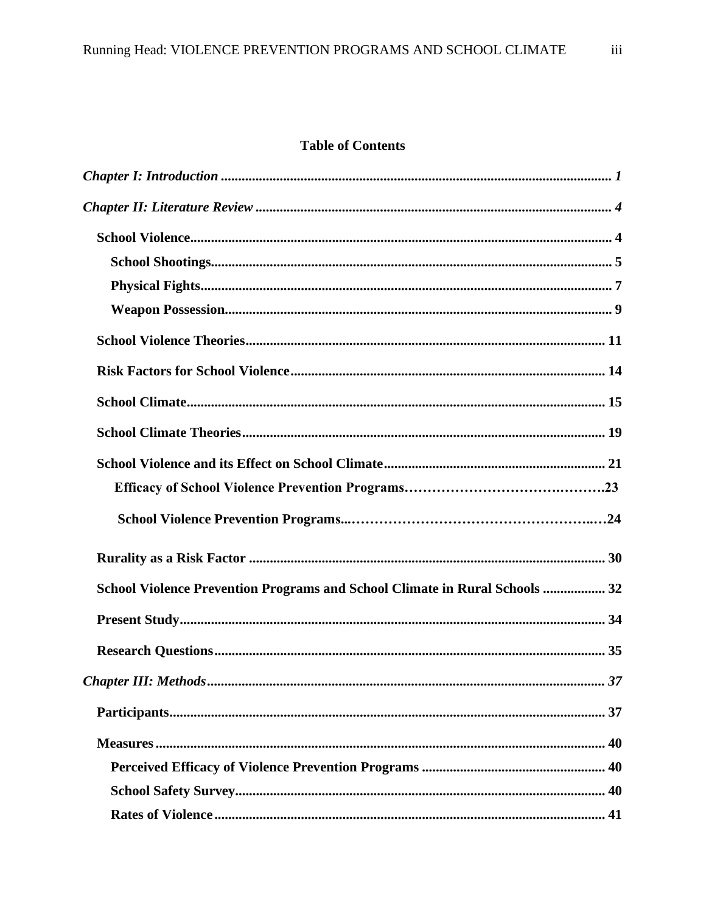## Table of Contents

*Chapter I: Introduction* ........................................................................................................... *1*

*Chapter II: Literature Review* ..................................................................................................... *4*

**School Violence**......................................................................................................... 4

**School Shootings**................................................................................................... 5

**Physical Fights**...................................................................................................... 7

**Weapon Possession**............................................................................................... 9

**School Violence Theories**........................................................................................ 11

**Risk Factors for School Violence**........................................................................... 14

**School Climate**......................................................................................................... 15

**School Climate Theories**......................................................................................... 19

**School Violence and its Effect on School Climate**................................................ 21

**Efficacy of School Violence Prevention Programs**……………………………….……….23

**School Violence Prevention Programs**...……………………………………………..…24

**Rurality as a Risk Factor** ....................................................................................... 30

**School Violence Prevention Programs and School Climate in Rural Schools** .................. 32

**Present Study**........................................................................................................... 34

**Research Questions**................................................................................................. 35

*Chapter III: Methods*................................................................................................................. *37*

**Participants**............................................................................................................. 37

**Measures**................................................................................................................. 40

**Perceived Efficacy of Violence Prevention Programs** .................................................... 40

**School Safety Survey**.......................................................................................... 40

**Rates of Violence**................................................................................................ 41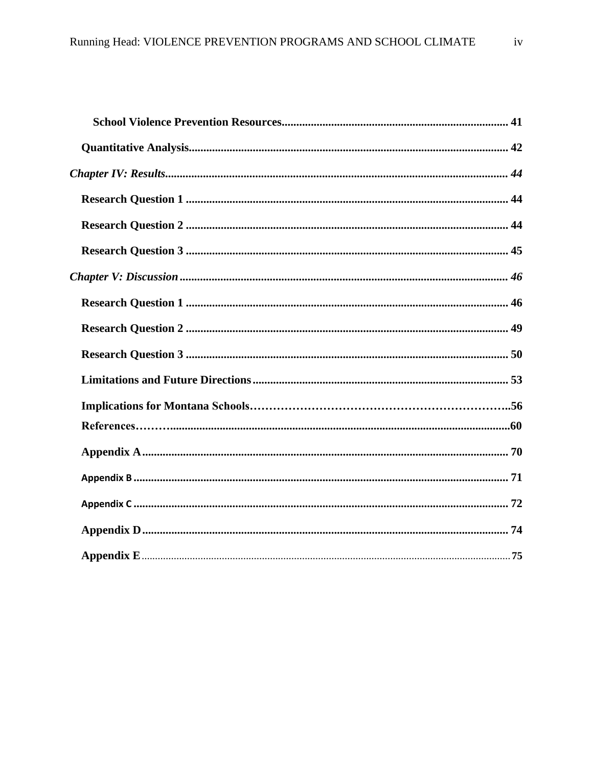**School Violence Prevention Resources** ............................................................................ 41

**Quantitative Analysis** ............................................................................................................ 42

***Chapter IV: Results*** .................................................................................................................. 44

**Research Question 1** ............................................................................................................. 44

**Research Question 2** ............................................................................................................. 44

**Research Question 3** ............................................................................................................. 45

***Chapter V: Discussion*** ............................................................................................................ 46

**Research Question 1** ............................................................................................................. 46

**Research Question 2** ............................................................................................................. 49

**Research Question 3** ............................................................................................................. 50

**Limitations and Future Directions** ...................................................................................... 53

**Implications for Montana Schools**…………………………………………………………..56

**References**………...............................................................................................................60

**Appendix A** ........................................................................................................................... 70

**Appendix B** ........................................................................................................................... 71

**Appendix C** ........................................................................................................................... 72

**Appendix D** ........................................................................................................................... 74

**Appendix E** ........................................................................................................................... 75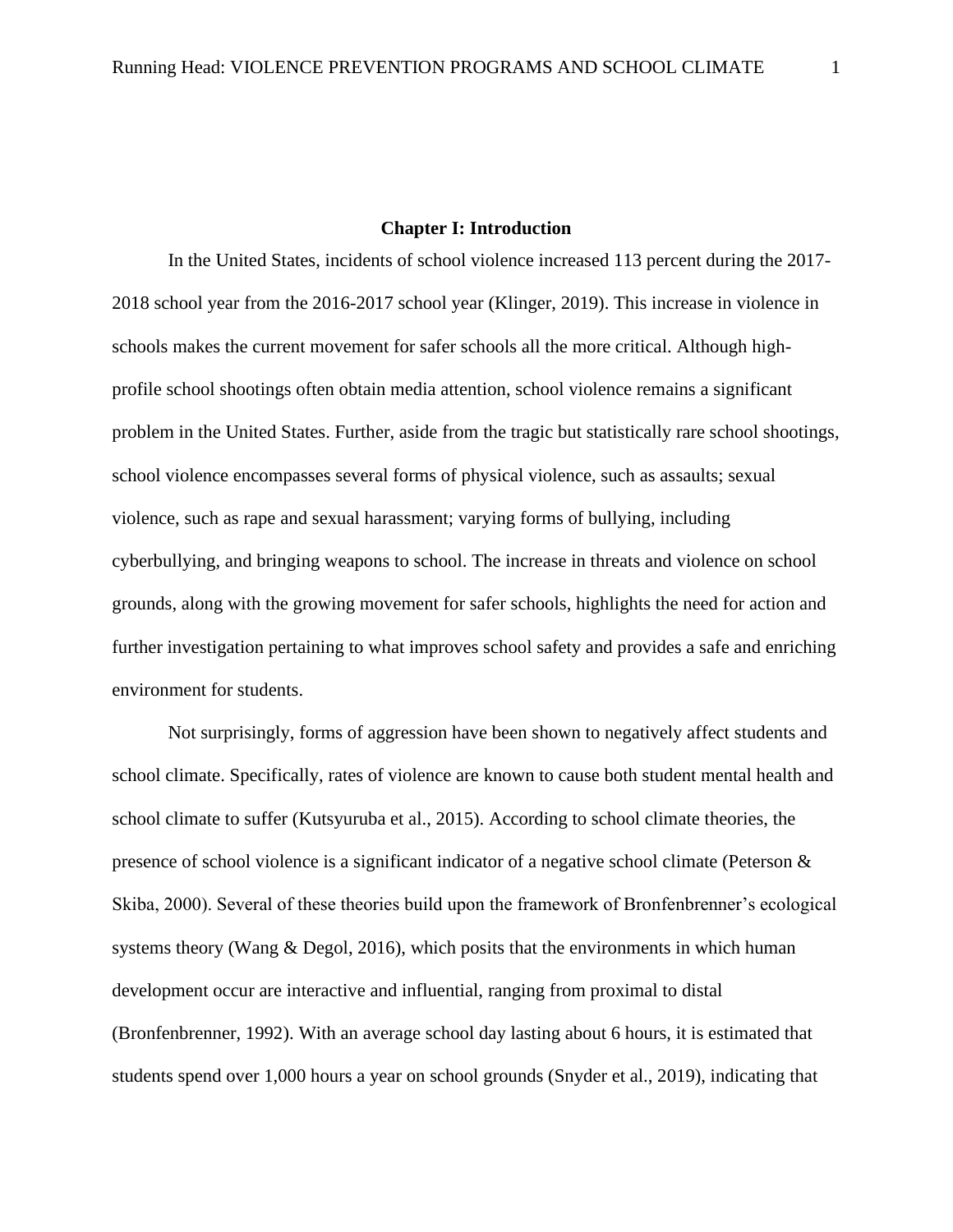# Chapter I: Introduction

In the United States, incidents of school violence increased 113 percent during the 2017-2018 school year from the 2016-2017 school year (Klinger, 2019). This increase in violence in schools makes the current movement for safer schools all the more critical. Although high-profile school shootings often obtain media attention, school violence remains a significant problem in the United States. Further, aside from the tragic but statistically rare school shootings, school violence encompasses several forms of physical violence, such as assaults; sexual violence, such as rape and sexual harassment; varying forms of bullying, including cyberbullying, and bringing weapons to school. The increase in threats and violence on school grounds, along with the growing movement for safer schools, highlights the need for action and further investigation pertaining to what improves school safety and provides a safe and enriching environment for students.

Not surprisingly, forms of aggression have been shown to negatively affect students and school climate. Specifically, rates of violence are known to cause both student mental health and school climate to suffer (Kutsyuruba et al., 2015). According to school climate theories, the presence of school violence is a significant indicator of a negative school climate (Peterson & Skiba, 2000). Several of these theories build upon the framework of Bronfenbrenner's ecological systems theory (Wang & Degol, 2016), which posits that the environments in which human development occur are interactive and influential, ranging from proximal to distal (Bronfenbrenner, 1992). With an average school day lasting about 6 hours, it is estimated that students spend over 1,000 hours a year on school grounds (Snyder et al., 2019), indicating that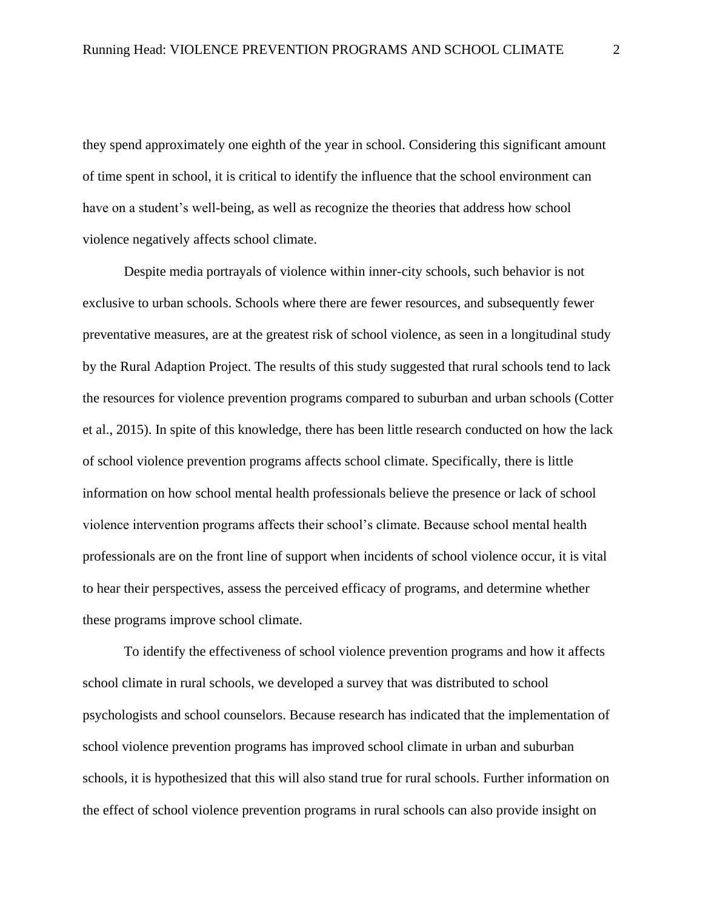they spend approximately one eighth of the year in school. Considering this significant amount of time spent in school, it is critical to identify the influence that the school environment can have on a student's well-being, as well as recognize the theories that address how school violence negatively affects school climate.

Despite media portrayals of violence within inner-city schools, such behavior is not exclusive to urban schools. Schools where there are fewer resources, and subsequently fewer preventative measures, are at the greatest risk of school violence, as seen in a longitudinal study by the Rural Adaption Project. The results of this study suggested that rural schools tend to lack the resources for violence prevention programs compared to suburban and urban schools (Cotter et al., 2015). In spite of this knowledge, there has been little research conducted on how the lack of school violence prevention programs affects school climate. Specifically, there is little information on how school mental health professionals believe the presence or lack of school violence intervention programs affects their school's climate. Because school mental health professionals are on the front line of support when incidents of school violence occur, it is vital to hear their perspectives, assess the perceived efficacy of programs, and determine whether these programs improve school climate.

To identify the effectiveness of school violence prevention programs and how it affects school climate in rural schools, we developed a survey that was distributed to school psychologists and school counselors. Because research has indicated that the implementation of school violence prevention programs has improved school climate in urban and suburban schools, it is hypothesized that this will also stand true for rural schools. Further information on the effect of school violence prevention programs in rural schools can also provide insight on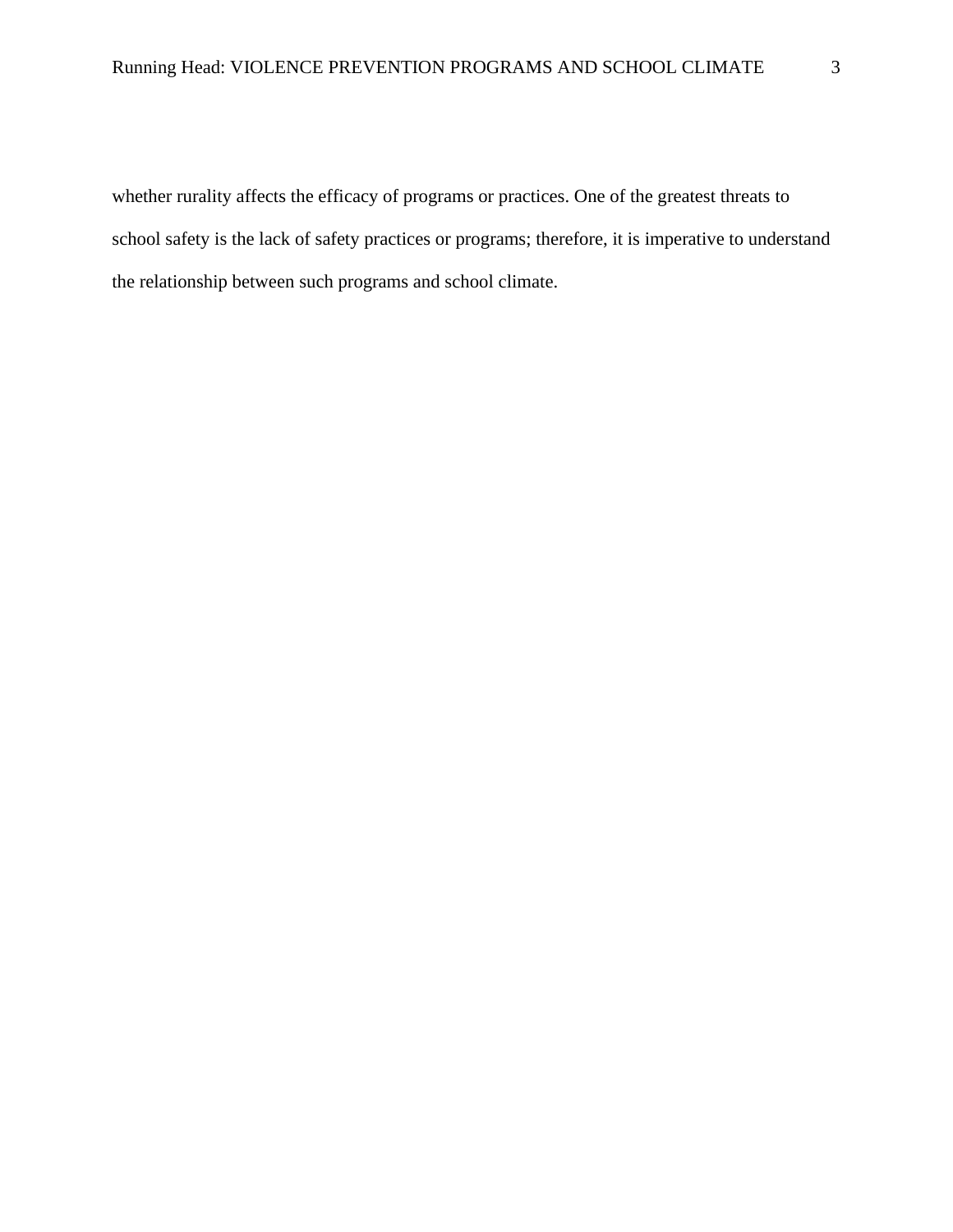whether rurality affects the efficacy of programs or practices. One of the greatest threats to school safety is the lack of safety practices or programs; therefore, it is imperative to understand the relationship between such programs and school climate.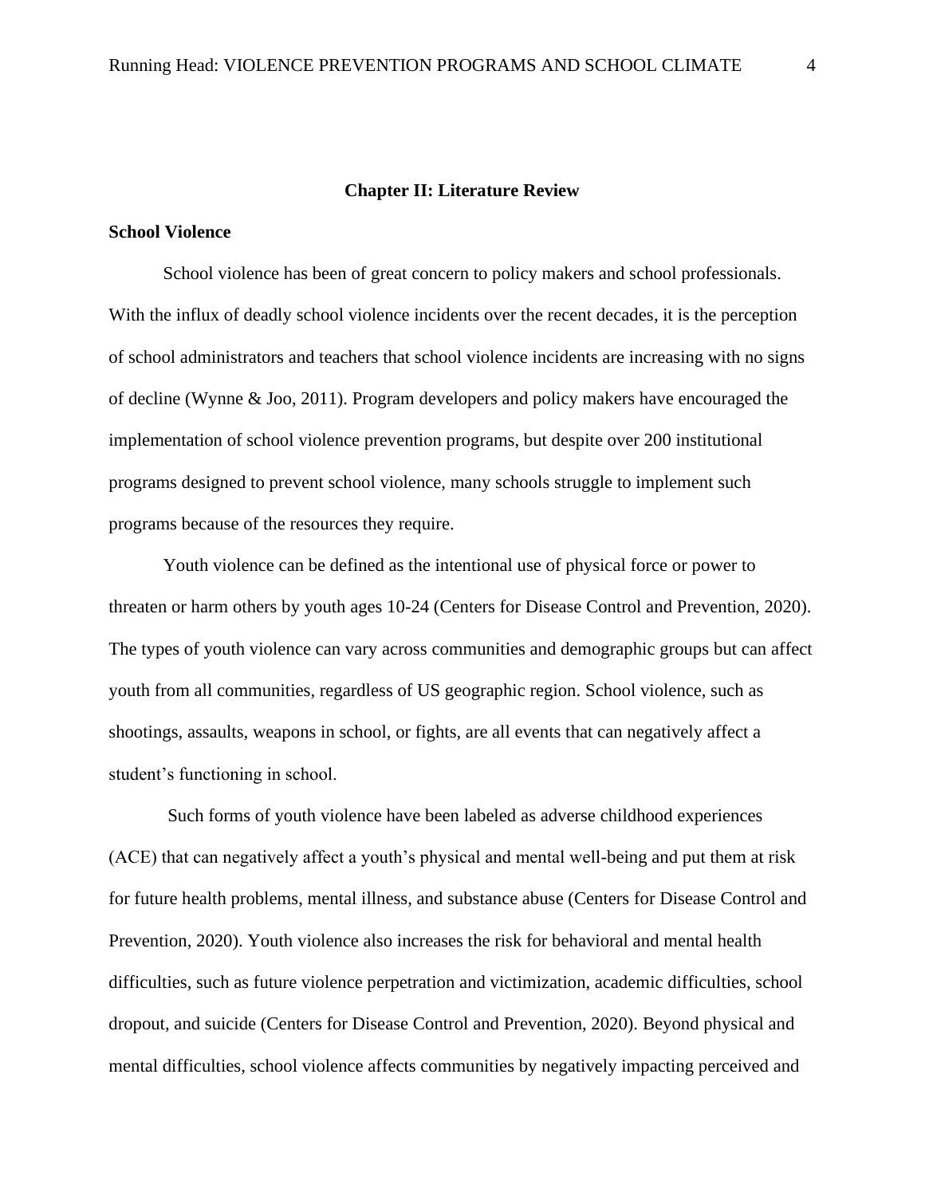# Chapter II: Literature Review

## School Violence

School violence has been of great concern to policy makers and school professionals. With the influx of deadly school violence incidents over the recent decades, it is the perception of school administrators and teachers that school violence incidents are increasing with no signs of decline (Wynne & Joo, 2011). Program developers and policy makers have encouraged the implementation of school violence prevention programs, but despite over 200 institutional programs designed to prevent school violence, many schools struggle to implement such programs because of the resources they require.

Youth violence can be defined as the intentional use of physical force or power to threaten or harm others by youth ages 10-24 (Centers for Disease Control and Prevention, 2020). The types of youth violence can vary across communities and demographic groups but can affect youth from all communities, regardless of US geographic region. School violence, such as shootings, assaults, weapons in school, or fights, are all events that can negatively affect a student's functioning in school.

Such forms of youth violence have been labeled as adverse childhood experiences (ACE) that can negatively affect a youth's physical and mental well-being and put them at risk for future health problems, mental illness, and substance abuse (Centers for Disease Control and Prevention, 2020). Youth violence also increases the risk for behavioral and mental health difficulties, such as future violence perpetration and victimization, academic difficulties, school dropout, and suicide (Centers for Disease Control and Prevention, 2020). Beyond physical and mental difficulties, school violence affects communities by negatively impacting perceived and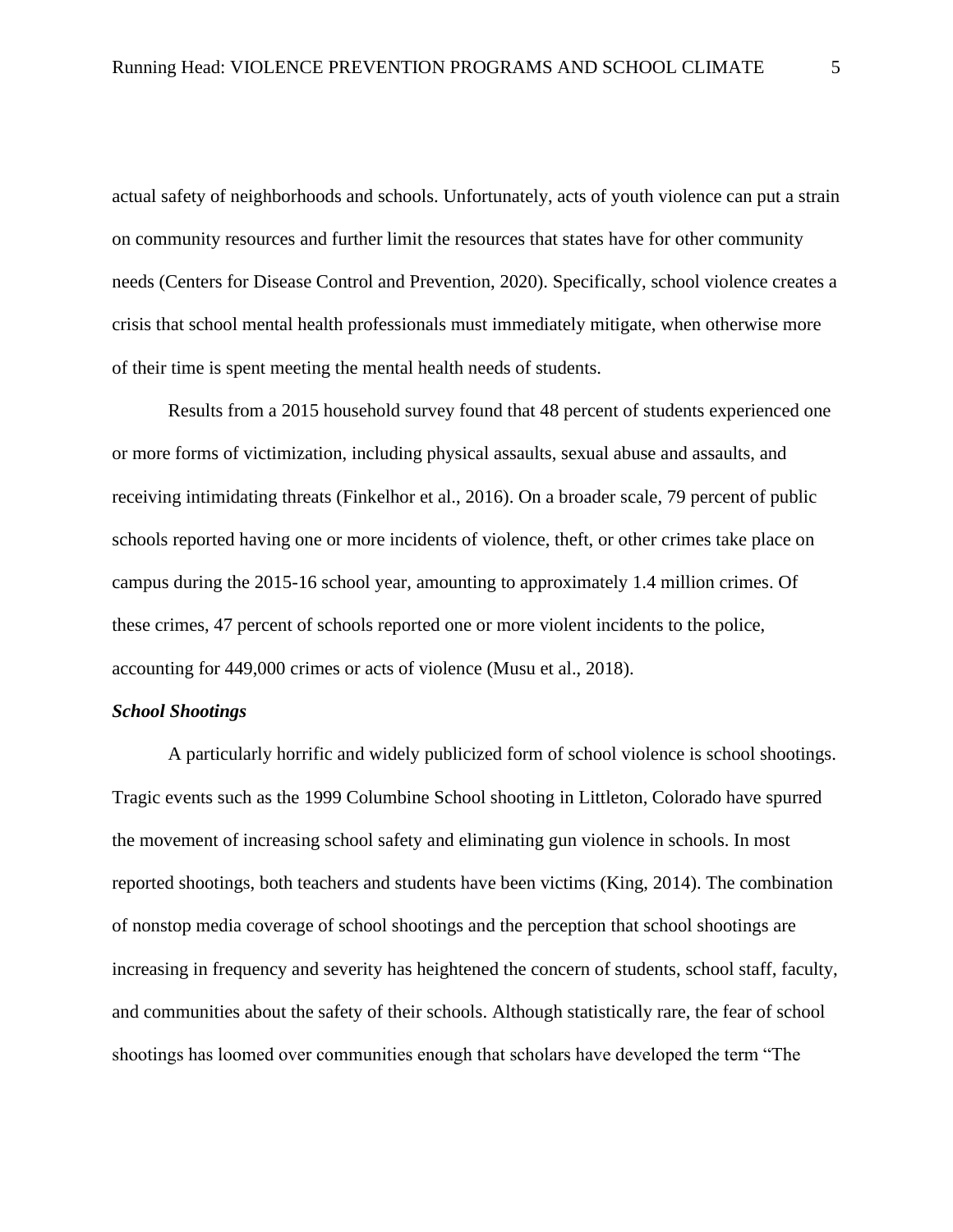actual safety of neighborhoods and schools. Unfortunately, acts of youth violence can put a strain on community resources and further limit the resources that states have for other community needs (Centers for Disease Control and Prevention, 2020). Specifically, school violence creates a crisis that school mental health professionals must immediately mitigate, when otherwise more of their time is spent meeting the mental health needs of students.

Results from a 2015 household survey found that 48 percent of students experienced one or more forms of victimization, including physical assaults, sexual abuse and assaults, and receiving intimidating threats (Finkelhor et al., 2016). On a broader scale, 79 percent of public schools reported having one or more incidents of violence, theft, or other crimes take place on campus during the 2015-16 school year, amounting to approximately 1.4 million crimes. Of these crimes, 47 percent of schools reported one or more violent incidents to the police, accounting for 449,000 crimes or acts of violence (Musu et al., 2018).

### ***School Shootings***

A particularly horrific and widely publicized form of school violence is school shootings. Tragic events such as the 1999 Columbine School shooting in Littleton, Colorado have spurred the movement of increasing school safety and eliminating gun violence in schools. In most reported shootings, both teachers and students have been victims (King, 2014). The combination of nonstop media coverage of school shootings and the perception that school shootings are increasing in frequency and severity has heightened the concern of students, school staff, faculty, and communities about the safety of their schools. Although statistically rare, the fear of school shootings has loomed over communities enough that scholars have developed the term "The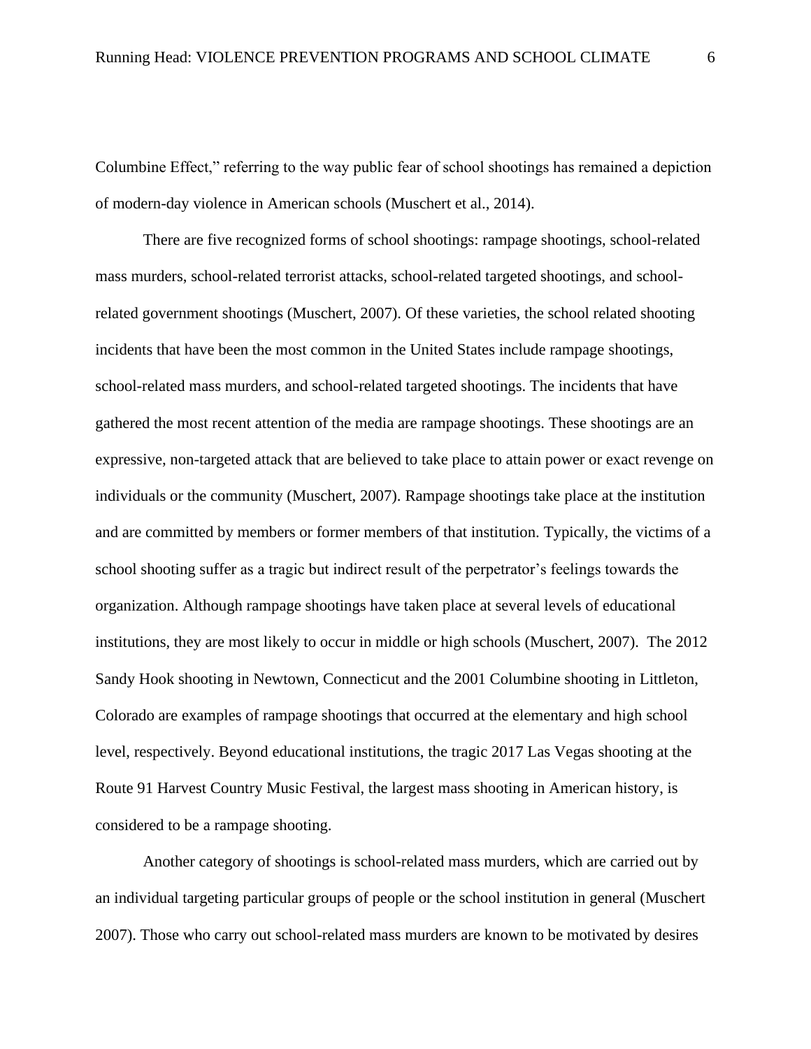Columbine Effect," referring to the way public fear of school shootings has remained a depiction of modern-day violence in American schools (Muschert et al., 2014).

There are five recognized forms of school shootings: rampage shootings, school-related mass murders, school-related terrorist attacks, school-related targeted shootings, and school-related government shootings (Muschert, 2007). Of these varieties, the school related shooting incidents that have been the most common in the United States include rampage shootings, school-related mass murders, and school-related targeted shootings. The incidents that have gathered the most recent attention of the media are rampage shootings. These shootings are an expressive, non-targeted attack that are believed to take place to attain power or exact revenge on individuals or the community (Muschert, 2007). Rampage shootings take place at the institution and are committed by members or former members of that institution. Typically, the victims of a school shooting suffer as a tragic but indirect result of the perpetrator's feelings towards the organization. Although rampage shootings have taken place at several levels of educational institutions, they are most likely to occur in middle or high schools (Muschert, 2007). The 2012 Sandy Hook shooting in Newtown, Connecticut and the 2001 Columbine shooting in Littleton, Colorado are examples of rampage shootings that occurred at the elementary and high school level, respectively. Beyond educational institutions, the tragic 2017 Las Vegas shooting at the Route 91 Harvest Country Music Festival, the largest mass shooting in American history, is considered to be a rampage shooting.

Another category of shootings is school-related mass murders, which are carried out by an individual targeting particular groups of people or the school institution in general (Muschert 2007). Those who carry out school-related mass murders are known to be motivated by desires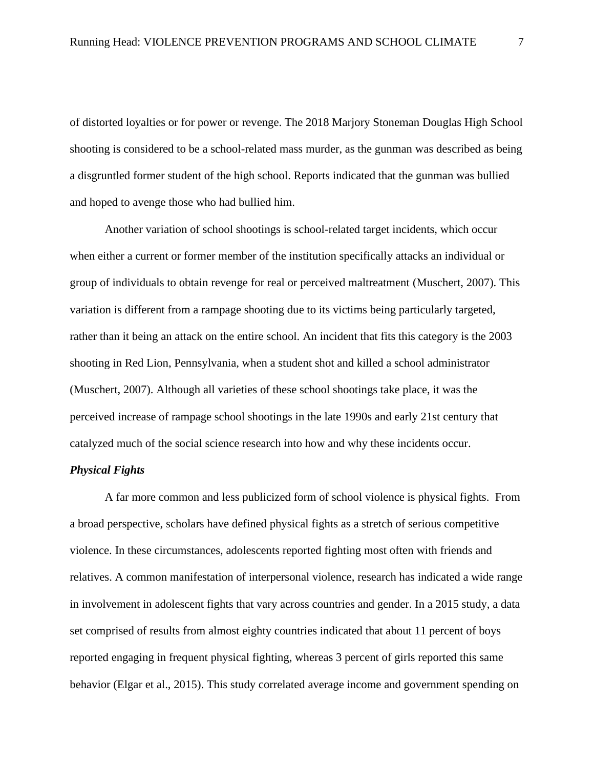of distorted loyalties or for power or revenge. The 2018 Marjory Stoneman Douglas High School shooting is considered to be a school-related mass murder, as the gunman was described as being a disgruntled former student of the high school. Reports indicated that the gunman was bullied and hoped to avenge those who had bullied him.

Another variation of school shootings is school-related target incidents, which occur when either a current or former member of the institution specifically attacks an individual or group of individuals to obtain revenge for real or perceived maltreatment (Muschert, 2007). This variation is different from a rampage shooting due to its victims being particularly targeted, rather than it being an attack on the entire school. An incident that fits this category is the 2003 shooting in Red Lion, Pennsylvania, when a student shot and killed a school administrator (Muschert, 2007). Although all varieties of these school shootings take place, it was the perceived increase of rampage school shootings in the late 1990s and early 21st century that catalyzed much of the social science research into how and why these incidents occur.

### ***Physical Fights***

A far more common and less publicized form of school violence is physical fights. From a broad perspective, scholars have defined physical fights as a stretch of serious competitive violence. In these circumstances, adolescents reported fighting most often with friends and relatives. A common manifestation of interpersonal violence, research has indicated a wide range in involvement in adolescent fights that vary across countries and gender. In a 2015 study, a data set comprised of results from almost eighty countries indicated that about 11 percent of boys reported engaging in frequent physical fighting, whereas 3 percent of girls reported this same behavior (Elgar et al., 2015). This study correlated average income and government spending on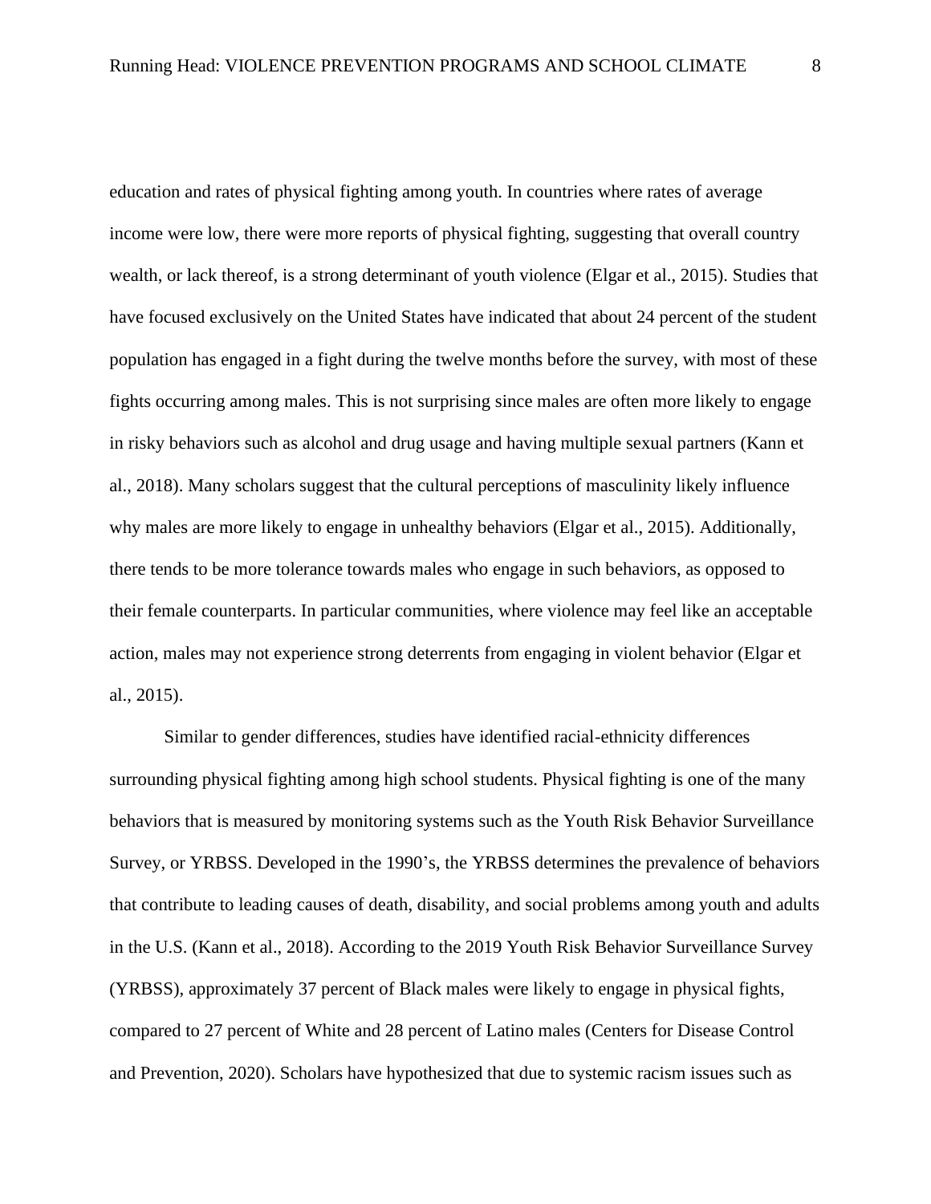education and rates of physical fighting among youth. In countries where rates of average income were low, there were more reports of physical fighting, suggesting that overall country wealth, or lack thereof, is a strong determinant of youth violence (Elgar et al., 2015). Studies that have focused exclusively on the United States have indicated that about 24 percent of the student population has engaged in a fight during the twelve months before the survey, with most of these fights occurring among males. This is not surprising since males are often more likely to engage in risky behaviors such as alcohol and drug usage and having multiple sexual partners (Kann et al., 2018). Many scholars suggest that the cultural perceptions of masculinity likely influence why males are more likely to engage in unhealthy behaviors (Elgar et al., 2015). Additionally, there tends to be more tolerance towards males who engage in such behaviors, as opposed to their female counterparts. In particular communities, where violence may feel like an acceptable action, males may not experience strong deterrents from engaging in violent behavior (Elgar et al., 2015).

Similar to gender differences, studies have identified racial-ethnicity differences surrounding physical fighting among high school students. Physical fighting is one of the many behaviors that is measured by monitoring systems such as the Youth Risk Behavior Surveillance Survey, or YRBSS. Developed in the 1990's, the YRBSS determines the prevalence of behaviors that contribute to leading causes of death, disability, and social problems among youth and adults in the U.S. (Kann et al., 2018). According to the 2019 Youth Risk Behavior Surveillance Survey (YRBSS), approximately 37 percent of Black males were likely to engage in physical fights, compared to 27 percent of White and 28 percent of Latino males (Centers for Disease Control and Prevention, 2020). Scholars have hypothesized that due to systemic racism issues such as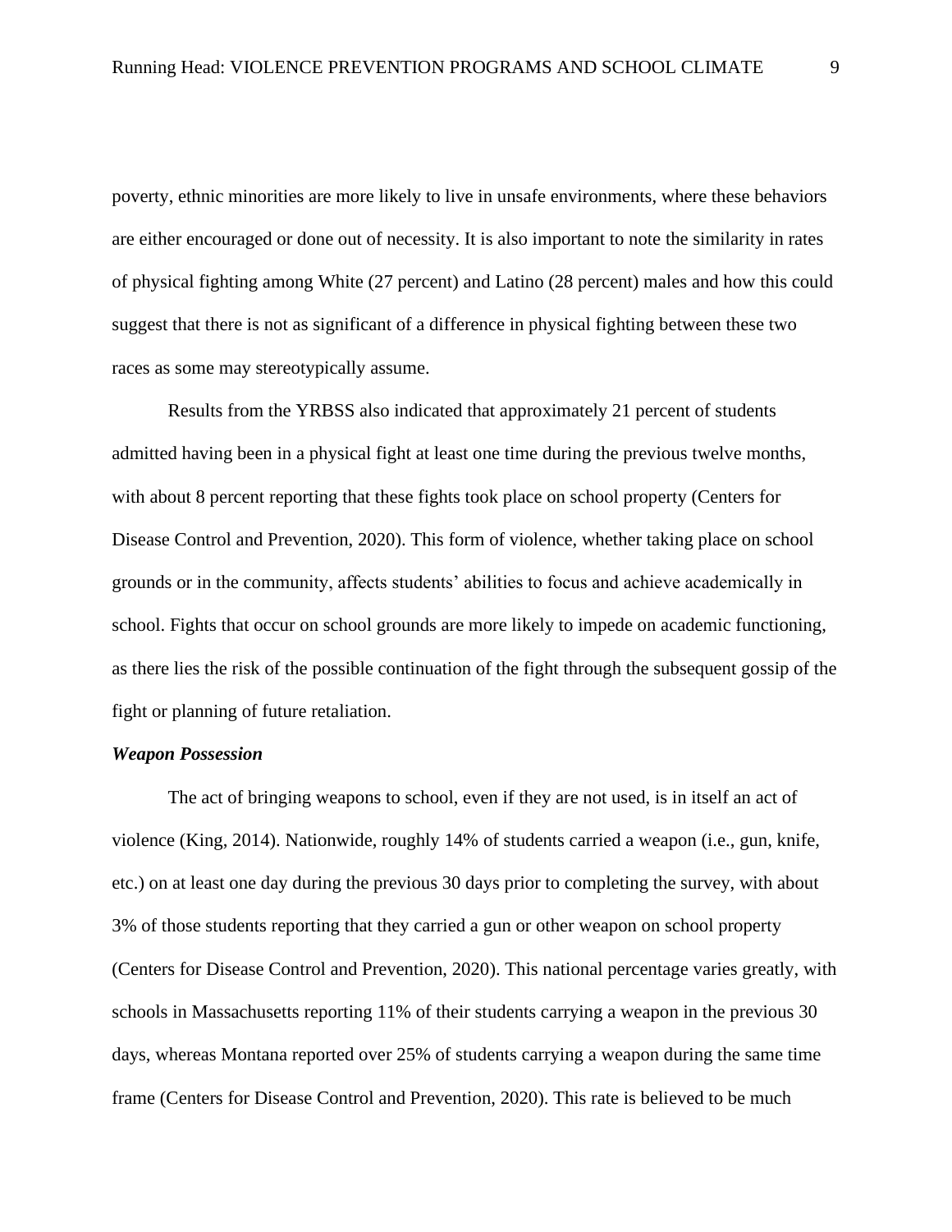poverty, ethnic minorities are more likely to live in unsafe environments, where these behaviors are either encouraged or done out of necessity. It is also important to note the similarity in rates of physical fighting among White (27 percent) and Latino (28 percent) males and how this could suggest that there is not as significant of a difference in physical fighting between these two races as some may stereotypically assume.

Results from the YRBSS also indicated that approximately 21 percent of students admitted having been in a physical fight at least one time during the previous twelve months, with about 8 percent reporting that these fights took place on school property (Centers for Disease Control and Prevention, 2020). This form of violence, whether taking place on school grounds or in the community, affects students' abilities to focus and achieve academically in school. Fights that occur on school grounds are more likely to impede on academic functioning, as there lies the risk of the possible continuation of the fight through the subsequent gossip of the fight or planning of future retaliation.

### *Weapon Possession*

The act of bringing weapons to school, even if they are not used, is in itself an act of violence (King, 2014). Nationwide, roughly 14% of students carried a weapon (i.e., gun, knife, etc.) on at least one day during the previous 30 days prior to completing the survey, with about 3% of those students reporting that they carried a gun or other weapon on school property (Centers for Disease Control and Prevention, 2020). This national percentage varies greatly, with schools in Massachusetts reporting 11% of their students carrying a weapon in the previous 30 days, whereas Montana reported over 25% of students carrying a weapon during the same time frame (Centers for Disease Control and Prevention, 2020). This rate is believed to be much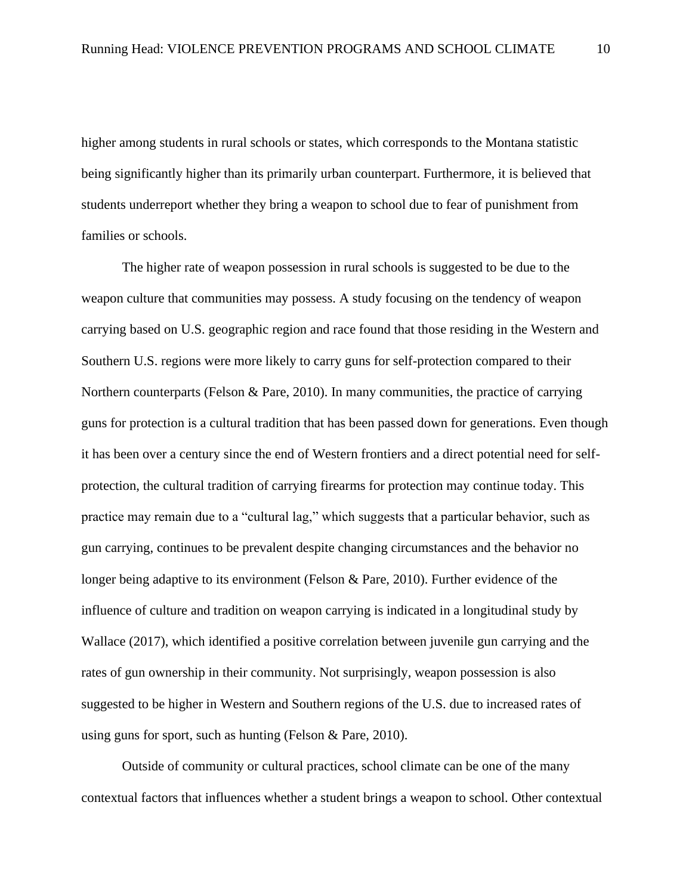higher among students in rural schools or states, which corresponds to the Montana statistic being significantly higher than its primarily urban counterpart. Furthermore, it is believed that students underreport whether they bring a weapon to school due to fear of punishment from families or schools.

The higher rate of weapon possession in rural schools is suggested to be due to the weapon culture that communities may possess. A study focusing on the tendency of weapon carrying based on U.S. geographic region and race found that those residing in the Western and Southern U.S. regions were more likely to carry guns for self-protection compared to their Northern counterparts (Felson & Pare, 2010). In many communities, the practice of carrying guns for protection is a cultural tradition that has been passed down for generations. Even though it has been over a century since the end of Western frontiers and a direct potential need for self-protection, the cultural tradition of carrying firearms for protection may continue today. This practice may remain due to a "cultural lag," which suggests that a particular behavior, such as gun carrying, continues to be prevalent despite changing circumstances and the behavior no longer being adaptive to its environment (Felson & Pare, 2010). Further evidence of the influence of culture and tradition on weapon carrying is indicated in a longitudinal study by Wallace (2017), which identified a positive correlation between juvenile gun carrying and the rates of gun ownership in their community. Not surprisingly, weapon possession is also suggested to be higher in Western and Southern regions of the U.S. due to increased rates of using guns for sport, such as hunting (Felson & Pare, 2010).

Outside of community or cultural practices, school climate can be one of the many contextual factors that influences whether a student brings a weapon to school. Other contextual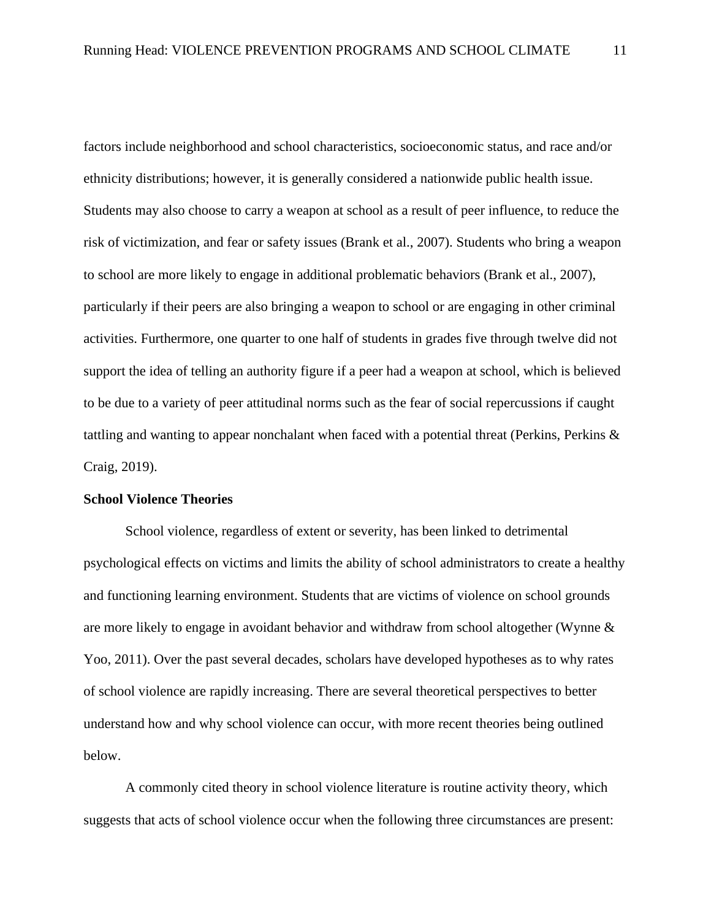factors include neighborhood and school characteristics, socioeconomic status, and race and/or ethnicity distributions; however, it is generally considered a nationwide public health issue. Students may also choose to carry a weapon at school as a result of peer influence, to reduce the risk of victimization, and fear or safety issues (Brank et al., 2007). Students who bring a weapon to school are more likely to engage in additional problematic behaviors (Brank et al., 2007), particularly if their peers are also bringing a weapon to school or are engaging in other criminal activities. Furthermore, one quarter to one half of students in grades five through twelve did not support the idea of telling an authority figure if a peer had a weapon at school, which is believed to be due to a variety of peer attitudinal norms such as the fear of social repercussions if caught tattling and wanting to appear nonchalant when faced with a potential threat (Perkins, Perkins & Craig, 2019).

**School Violence Theories**

School violence, regardless of extent or severity, has been linked to detrimental psychological effects on victims and limits the ability of school administrators to create a healthy and functioning learning environment. Students that are victims of violence on school grounds are more likely to engage in avoidant behavior and withdraw from school altogether (Wynne & Yoo, 2011). Over the past several decades, scholars have developed hypotheses as to why rates of school violence are rapidly increasing. There are several theoretical perspectives to better understand how and why school violence can occur, with more recent theories being outlined below.

A commonly cited theory in school violence literature is routine activity theory, which suggests that acts of school violence occur when the following three circumstances are present: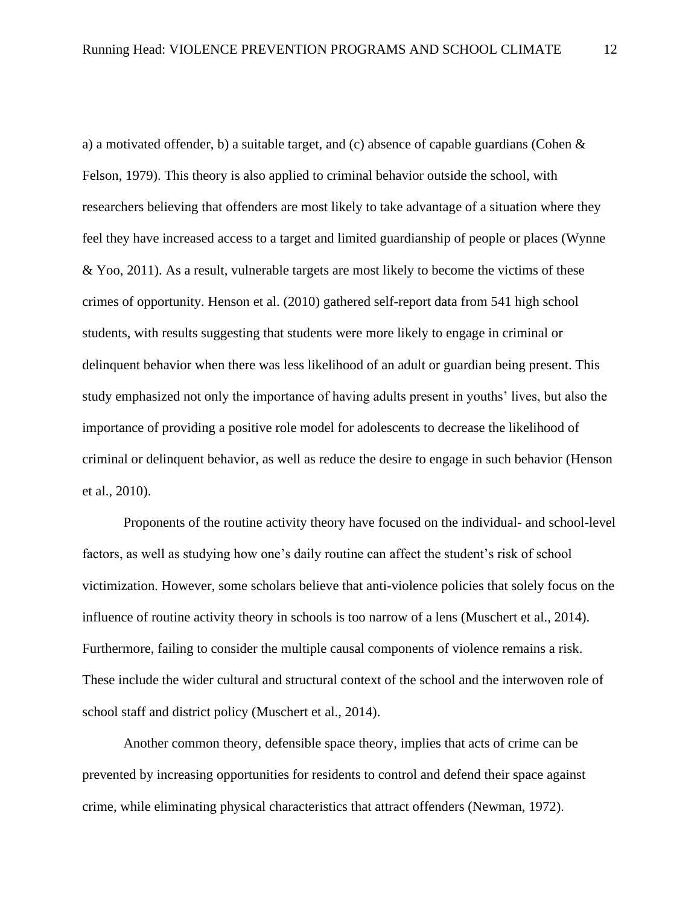a) a motivated offender, b) a suitable target, and (c) absence of capable guardians (Cohen & Felson, 1979). This theory is also applied to criminal behavior outside the school, with researchers believing that offenders are most likely to take advantage of a situation where they feel they have increased access to a target and limited guardianship of people or places (Wynne & Yoo, 2011). As a result, vulnerable targets are most likely to become the victims of these crimes of opportunity. Henson et al. (2010) gathered self-report data from 541 high school students, with results suggesting that students were more likely to engage in criminal or delinquent behavior when there was less likelihood of an adult or guardian being present. This study emphasized not only the importance of having adults present in youths' lives, but also the importance of providing a positive role model for adolescents to decrease the likelihood of criminal or delinquent behavior, as well as reduce the desire to engage in such behavior (Henson et al., 2010).

Proponents of the routine activity theory have focused on the individual- and school-level factors, as well as studying how one's daily routine can affect the student's risk of school victimization. However, some scholars believe that anti-violence policies that solely focus on the influence of routine activity theory in schools is too narrow of a lens (Muschert et al., 2014). Furthermore, failing to consider the multiple causal components of violence remains a risk. These include the wider cultural and structural context of the school and the interwoven role of school staff and district policy (Muschert et al., 2014).

Another common theory, defensible space theory, implies that acts of crime can be prevented by increasing opportunities for residents to control and defend their space against crime, while eliminating physical characteristics that attract offenders (Newman, 1972).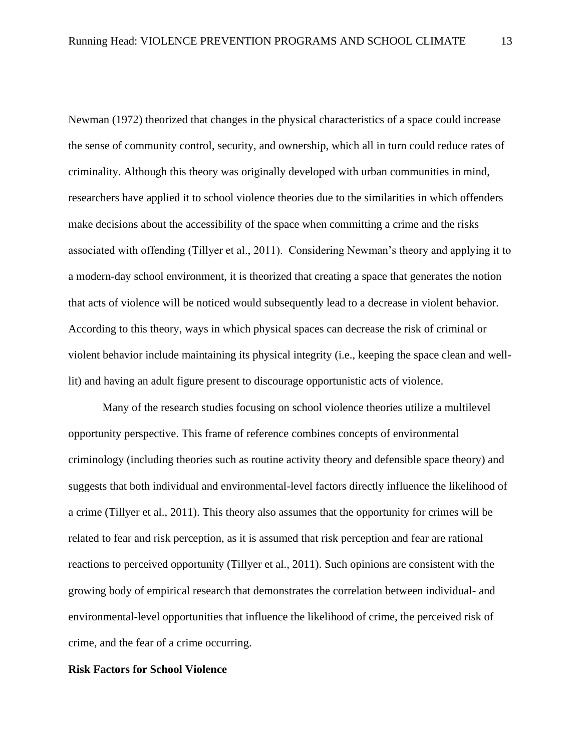Newman (1972) theorized that changes in the physical characteristics of a space could increase the sense of community control, security, and ownership, which all in turn could reduce rates of criminality. Although this theory was originally developed with urban communities in mind, researchers have applied it to school violence theories due to the similarities in which offenders make decisions about the accessibility of the space when committing a crime and the risks associated with offending (Tillyer et al., 2011). Considering Newman's theory and applying it to a modern-day school environment, it is theorized that creating a space that generates the notion that acts of violence will be noticed would subsequently lead to a decrease in violent behavior. According to this theory, ways in which physical spaces can decrease the risk of criminal or violent behavior include maintaining its physical integrity (i.e., keeping the space clean and well-lit) and having an adult figure present to discourage opportunistic acts of violence.

Many of the research studies focusing on school violence theories utilize a multilevel opportunity perspective. This frame of reference combines concepts of environmental criminology (including theories such as routine activity theory and defensible space theory) and suggests that both individual and environmental-level factors directly influence the likelihood of a crime (Tillyer et al., 2011). This theory also assumes that the opportunity for crimes will be related to fear and risk perception, as it is assumed that risk perception and fear are rational reactions to perceived opportunity (Tillyer et al., 2011). Such opinions are consistent with the growing body of empirical research that demonstrates the correlation between individual- and environmental-level opportunities that influence the likelihood of crime, the perceived risk of crime, and the fear of a crime occurring.

**Risk Factors for School Violence**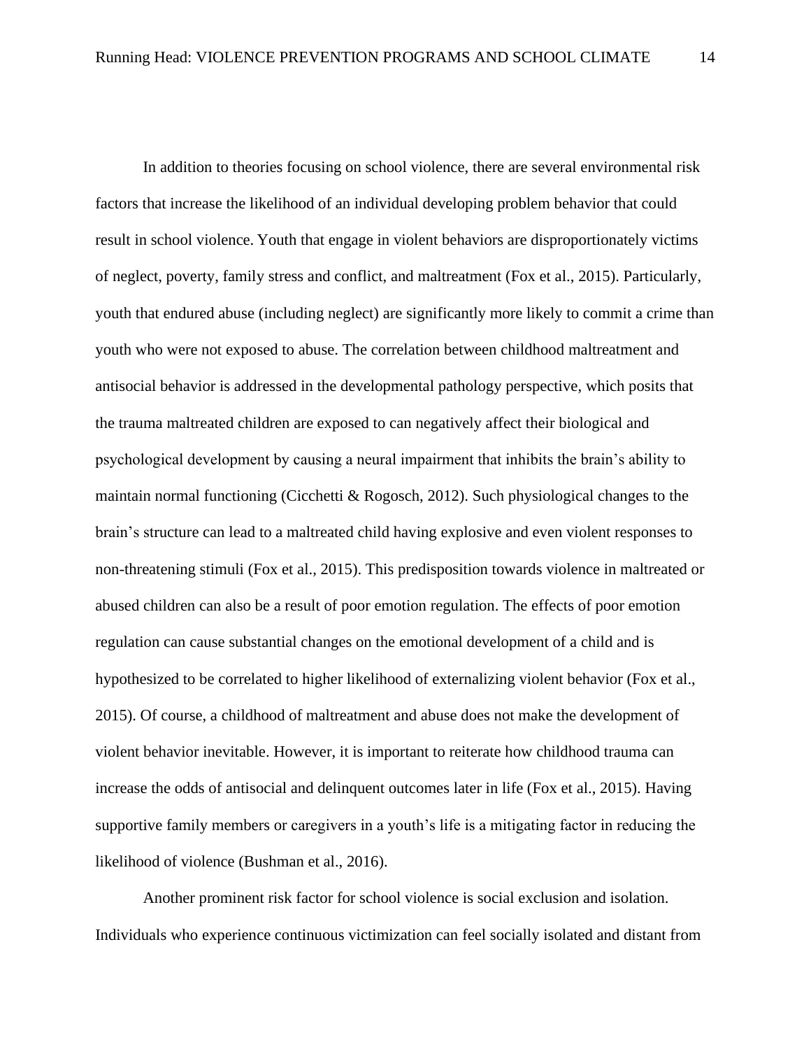In addition to theories focusing on school violence, there are several environmental risk factors that increase the likelihood of an individual developing problem behavior that could result in school violence. Youth that engage in violent behaviors are disproportionately victims of neglect, poverty, family stress and conflict, and maltreatment (Fox et al., 2015). Particularly, youth that endured abuse (including neglect) are significantly more likely to commit a crime than youth who were not exposed to abuse. The correlation between childhood maltreatment and antisocial behavior is addressed in the developmental pathology perspective, which posits that the trauma maltreated children are exposed to can negatively affect their biological and psychological development by causing a neural impairment that inhibits the brain's ability to maintain normal functioning (Cicchetti & Rogosch, 2012). Such physiological changes to the brain's structure can lead to a maltreated child having explosive and even violent responses to non-threatening stimuli (Fox et al., 2015). This predisposition towards violence in maltreated or abused children can also be a result of poor emotion regulation. The effects of poor emotion regulation can cause substantial changes on the emotional development of a child and is hypothesized to be correlated to higher likelihood of externalizing violent behavior (Fox et al., 2015). Of course, a childhood of maltreatment and abuse does not make the development of violent behavior inevitable. However, it is important to reiterate how childhood trauma can increase the odds of antisocial and delinquent outcomes later in life (Fox et al., 2015). Having supportive family members or caregivers in a youth's life is a mitigating factor in reducing the likelihood of violence (Bushman et al., 2016).

Another prominent risk factor for school violence is social exclusion and isolation. Individuals who experience continuous victimization can feel socially isolated and distant from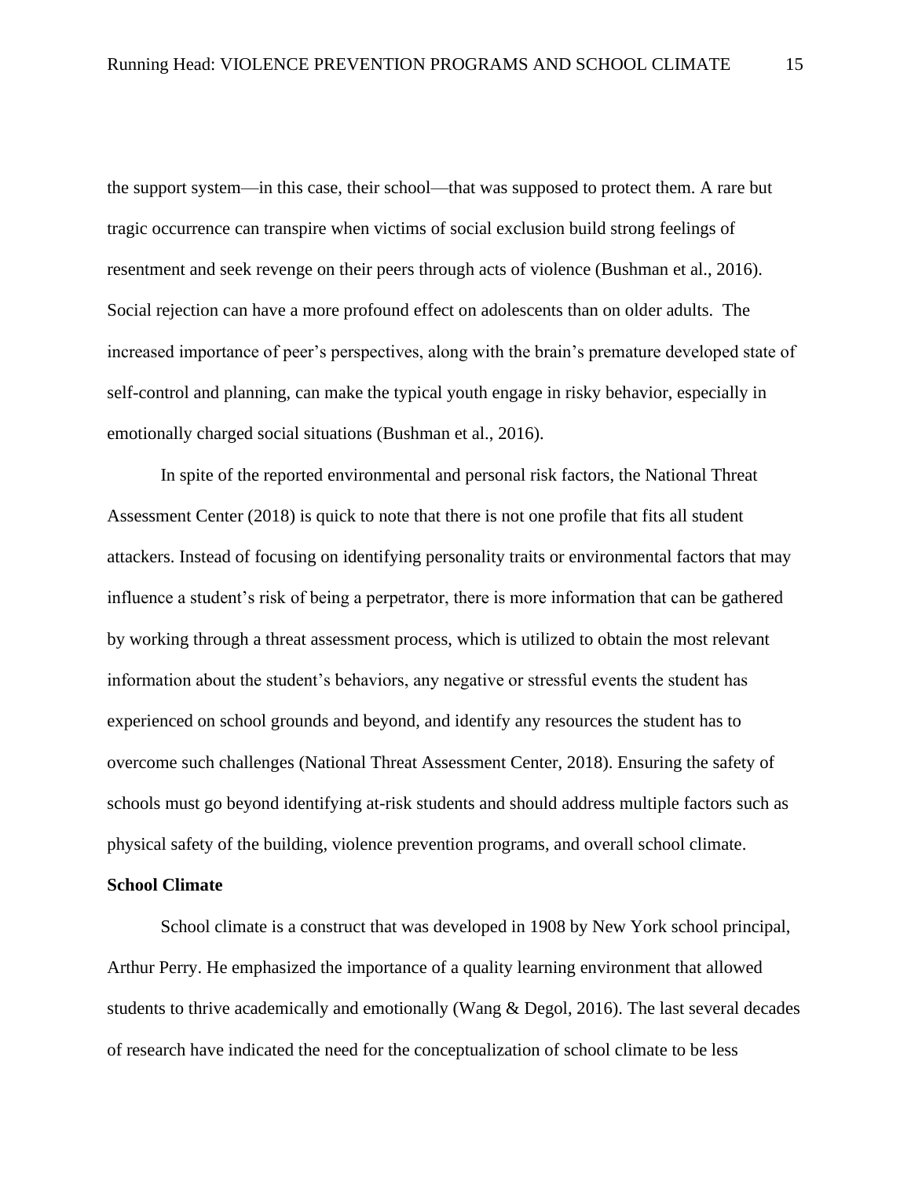the support system—in this case, their school—that was supposed to protect them. A rare but tragic occurrence can transpire when victims of social exclusion build strong feelings of resentment and seek revenge on their peers through acts of violence (Bushman et al., 2016). Social rejection can have a more profound effect on adolescents than on older adults. The increased importance of peer's perspectives, along with the brain's premature developed state of self-control and planning, can make the typical youth engage in risky behavior, especially in emotionally charged social situations (Bushman et al., 2016).

In spite of the reported environmental and personal risk factors, the National Threat Assessment Center (2018) is quick to note that there is not one profile that fits all student attackers. Instead of focusing on identifying personality traits or environmental factors that may influence a student's risk of being a perpetrator, there is more information that can be gathered by working through a threat assessment process, which is utilized to obtain the most relevant information about the student's behaviors, any negative or stressful events the student has experienced on school grounds and beyond, and identify any resources the student has to overcome such challenges (National Threat Assessment Center, 2018). Ensuring the safety of schools must go beyond identifying at-risk students and should address multiple factors such as physical safety of the building, violence prevention programs, and overall school climate.

**School Climate**

School climate is a construct that was developed in 1908 by New York school principal, Arthur Perry. He emphasized the importance of a quality learning environment that allowed students to thrive academically and emotionally (Wang & Degol, 2016). The last several decades of research have indicated the need for the conceptualization of school climate to be less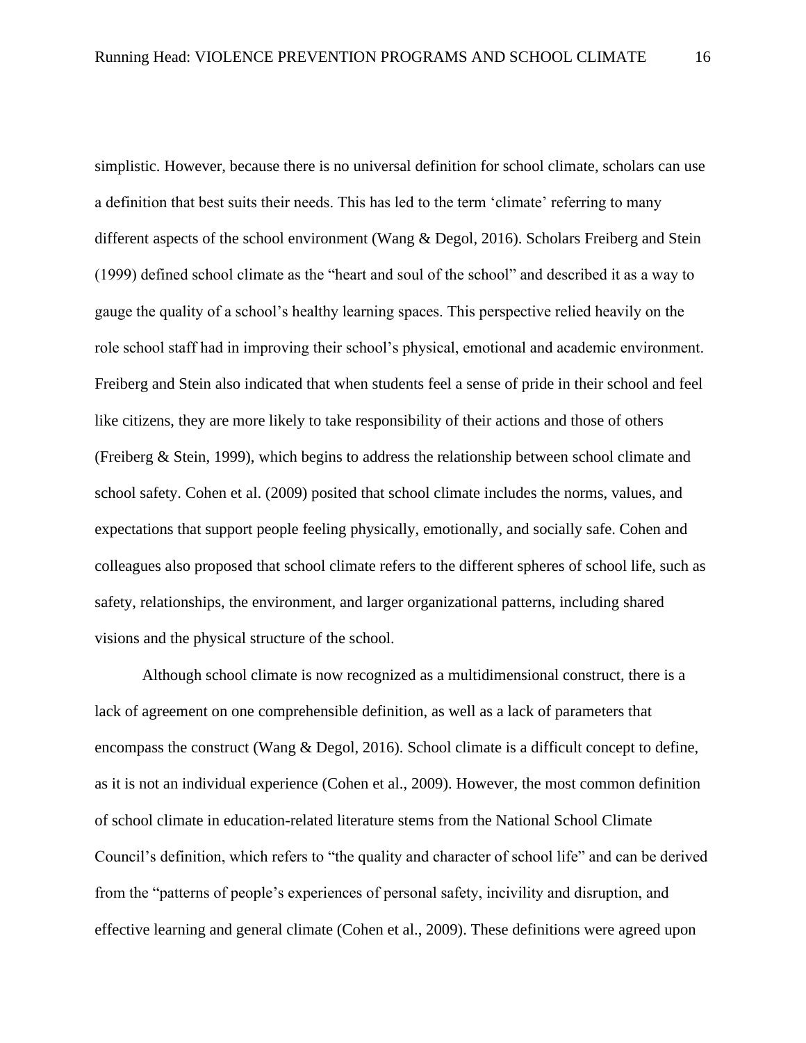simplistic. However, because there is no universal definition for school climate, scholars can use a definition that best suits their needs. This has led to the term ‘climate’ referring to many different aspects of the school environment (Wang & Degol, 2016). Scholars Freiberg and Stein (1999) defined school climate as the “heart and soul of the school” and described it as a way to gauge the quality of a school’s healthy learning spaces. This perspective relied heavily on the role school staff had in improving their school’s physical, emotional and academic environment. Freiberg and Stein also indicated that when students feel a sense of pride in their school and feel like citizens, they are more likely to take responsibility of their actions and those of others (Freiberg & Stein, 1999), which begins to address the relationship between school climate and school safety. Cohen et al. (2009) posited that school climate includes the norms, values, and expectations that support people feeling physically, emotionally, and socially safe. Cohen and colleagues also proposed that school climate refers to the different spheres of school life, such as safety, relationships, the environment, and larger organizational patterns, including shared visions and the physical structure of the school.

Although school climate is now recognized as a multidimensional construct, there is a lack of agreement on one comprehensible definition, as well as a lack of parameters that encompass the construct (Wang & Degol, 2016). School climate is a difficult concept to define, as it is not an individual experience (Cohen et al., 2009). However, the most common definition of school climate in education-related literature stems from the National School Climate Council’s definition, which refers to “the quality and character of school life” and can be derived from the “patterns of people’s experiences of personal safety, incivility and disruption, and effective learning and general climate (Cohen et al., 2009). These definitions were agreed upon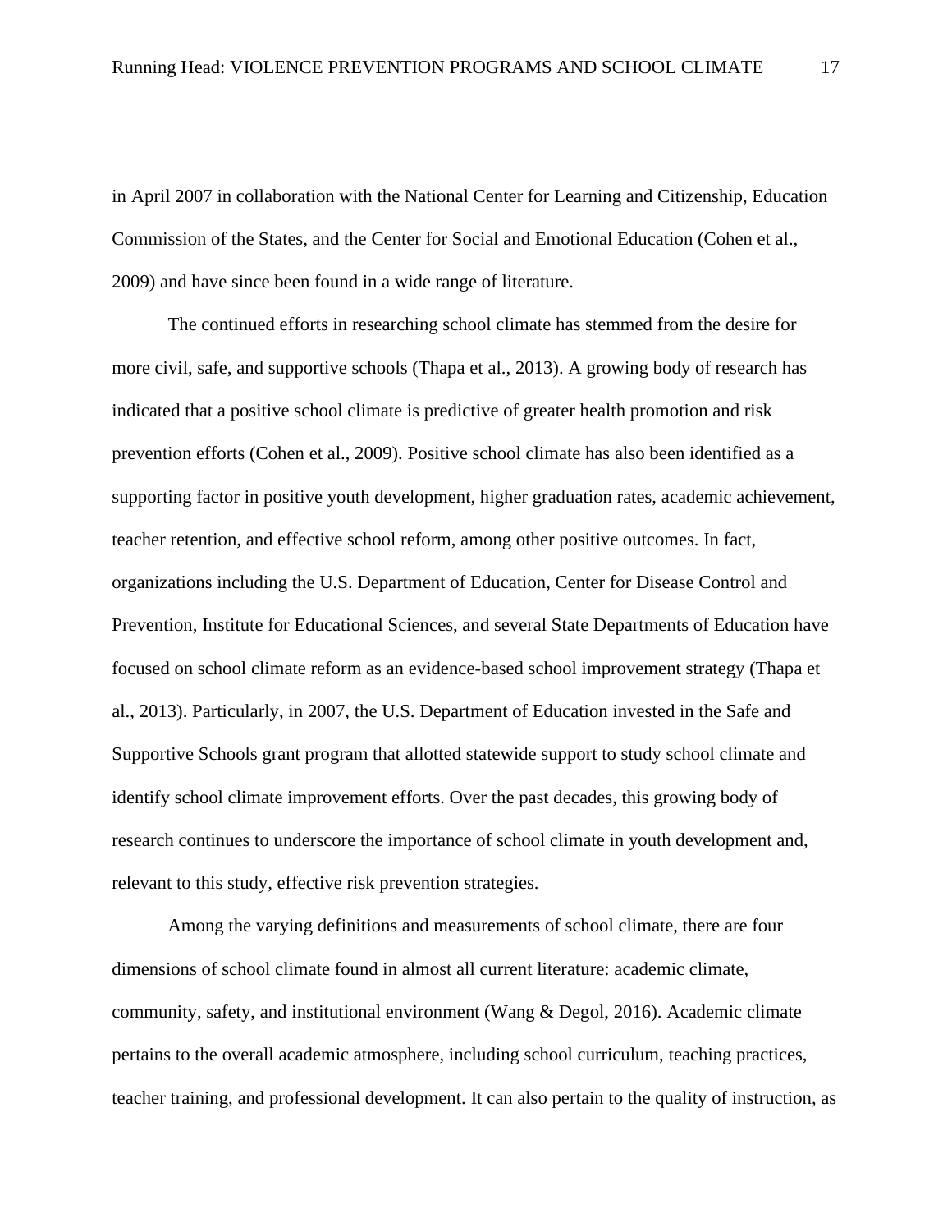in April 2007 in collaboration with the National Center for Learning and Citizenship, Education Commission of the States, and the Center for Social and Emotional Education (Cohen et al., 2009) and have since been found in a wide range of literature.

The continued efforts in researching school climate has stemmed from the desire for more civil, safe, and supportive schools (Thapa et al., 2013). A growing body of research has indicated that a positive school climate is predictive of greater health promotion and risk prevention efforts (Cohen et al., 2009). Positive school climate has also been identified as a supporting factor in positive youth development, higher graduation rates, academic achievement, teacher retention, and effective school reform, among other positive outcomes. In fact, organizations including the U.S. Department of Education, Center for Disease Control and Prevention, Institute for Educational Sciences, and several State Departments of Education have focused on school climate reform as an evidence-based school improvement strategy (Thapa et al., 2013). Particularly, in 2007, the U.S. Department of Education invested in the Safe and Supportive Schools grant program that allotted statewide support to study school climate and identify school climate improvement efforts. Over the past decades, this growing body of research continues to underscore the importance of school climate in youth development and, relevant to this study, effective risk prevention strategies.

Among the varying definitions and measurements of school climate, there are four dimensions of school climate found in almost all current literature: academic climate, community, safety, and institutional environment (Wang & Degol, 2016). Academic climate pertains to the overall academic atmosphere, including school curriculum, teaching practices, teacher training, and professional development. It can also pertain to the quality of instruction, as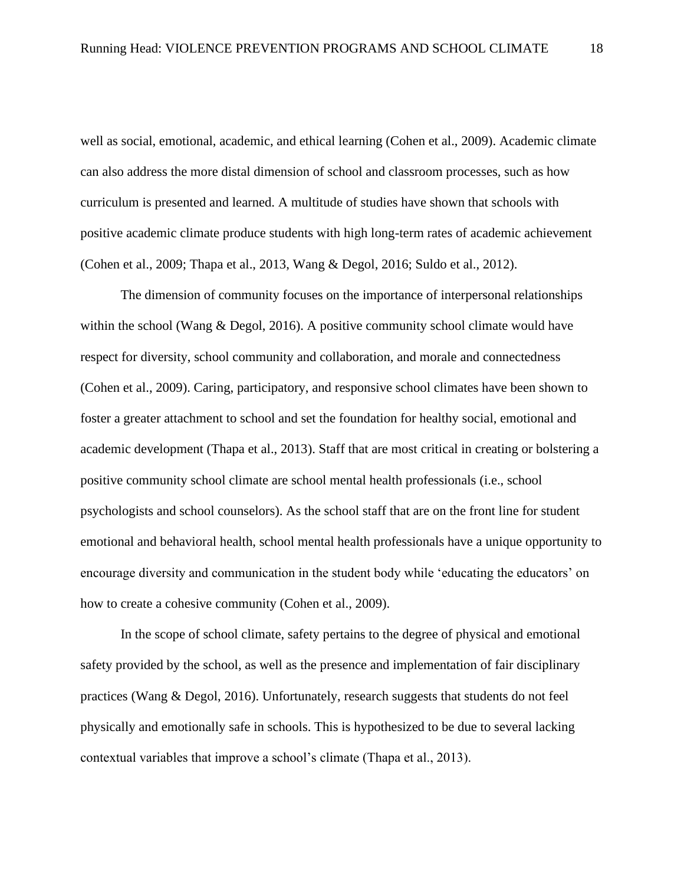well as social, emotional, academic, and ethical learning (Cohen et al., 2009). Academic climate can also address the more distal dimension of school and classroom processes, such as how curriculum is presented and learned. A multitude of studies have shown that schools with positive academic climate produce students with high long-term rates of academic achievement (Cohen et al., 2009; Thapa et al., 2013, Wang & Degol, 2016; Suldo et al., 2012).

The dimension of community focuses on the importance of interpersonal relationships within the school (Wang & Degol, 2016). A positive community school climate would have respect for diversity, school community and collaboration, and morale and connectedness (Cohen et al., 2009). Caring, participatory, and responsive school climates have been shown to foster a greater attachment to school and set the foundation for healthy social, emotional and academic development (Thapa et al., 2013). Staff that are most critical in creating or bolstering a positive community school climate are school mental health professionals (i.e., school psychologists and school counselors). As the school staff that are on the front line for student emotional and behavioral health, school mental health professionals have a unique opportunity to encourage diversity and communication in the student body while 'educating the educators' on how to create a cohesive community (Cohen et al., 2009).

In the scope of school climate, safety pertains to the degree of physical and emotional safety provided by the school, as well as the presence and implementation of fair disciplinary practices (Wang & Degol, 2016). Unfortunately, research suggests that students do not feel physically and emotionally safe in schools. This is hypothesized to be due to several lacking contextual variables that improve a school's climate (Thapa et al., 2013).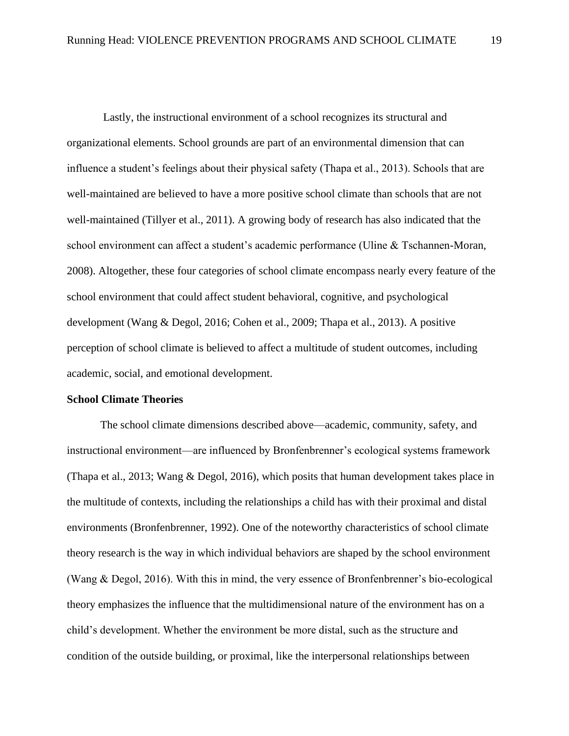Lastly, the instructional environment of a school recognizes its structural and organizational elements. School grounds are part of an environmental dimension that can influence a student's feelings about their physical safety (Thapa et al., 2013). Schools that are well-maintained are believed to have a more positive school climate than schools that are not well-maintained (Tillyer et al., 2011). A growing body of research has also indicated that the school environment can affect a student's academic performance (Uline & Tschannen-Moran, 2008). Altogether, these four categories of school climate encompass nearly every feature of the school environment that could affect student behavioral, cognitive, and psychological development (Wang & Degol, 2016; Cohen et al., 2009; Thapa et al., 2013). A positive perception of school climate is believed to affect a multitude of student outcomes, including academic, social, and emotional development.

**School Climate Theories**

The school climate dimensions described above—academic, community, safety, and instructional environment—are influenced by Bronfenbrenner's ecological systems framework (Thapa et al., 2013; Wang & Degol, 2016), which posits that human development takes place in the multitude of contexts, including the relationships a child has with their proximal and distal environments (Bronfenbrenner, 1992). One of the noteworthy characteristics of school climate theory research is the way in which individual behaviors are shaped by the school environment (Wang & Degol, 2016). With this in mind, the very essence of Bronfenbrenner's bio-ecological theory emphasizes the influence that the multidimensional nature of the environment has on a child's development. Whether the environment be more distal, such as the structure and condition of the outside building, or proximal, like the interpersonal relationships between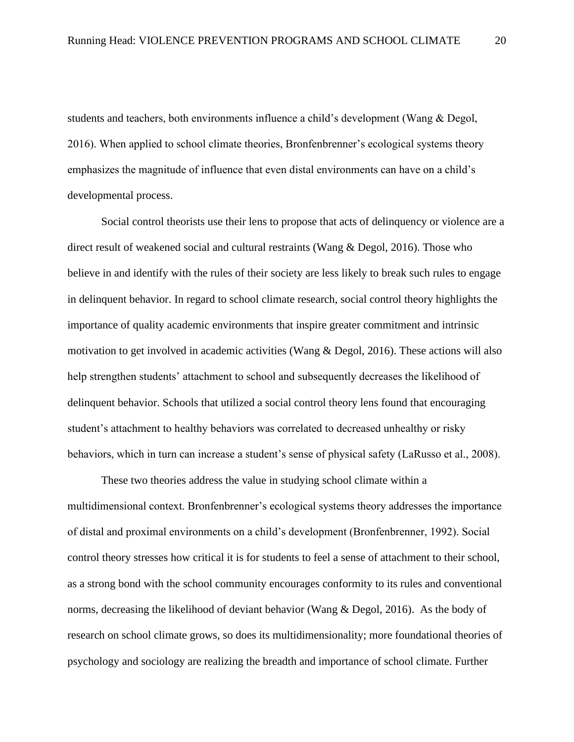students and teachers, both environments influence a child's development (Wang & Degol, 2016). When applied to school climate theories, Bronfenbrenner's ecological systems theory emphasizes the magnitude of influence that even distal environments can have on a child's developmental process.

Social control theorists use their lens to propose that acts of delinquency or violence are a direct result of weakened social and cultural restraints (Wang & Degol, 2016). Those who believe in and identify with the rules of their society are less likely to break such rules to engage in delinquent behavior. In regard to school climate research, social control theory highlights the importance of quality academic environments that inspire greater commitment and intrinsic motivation to get involved in academic activities (Wang & Degol, 2016). These actions will also help strengthen students' attachment to school and subsequently decreases the likelihood of delinquent behavior. Schools that utilized a social control theory lens found that encouraging student's attachment to healthy behaviors was correlated to decreased unhealthy or risky behaviors, which in turn can increase a student's sense of physical safety (LaRusso et al., 2008).

These two theories address the value in studying school climate within a multidimensional context. Bronfenbrenner's ecological systems theory addresses the importance of distal and proximal environments on a child's development (Bronfenbrenner, 1992). Social control theory stresses how critical it is for students to feel a sense of attachment to their school, as a strong bond with the school community encourages conformity to its rules and conventional norms, decreasing the likelihood of deviant behavior (Wang & Degol, 2016). As the body of research on school climate grows, so does its multidimensionality; more foundational theories of psychology and sociology are realizing the breadth and importance of school climate. Further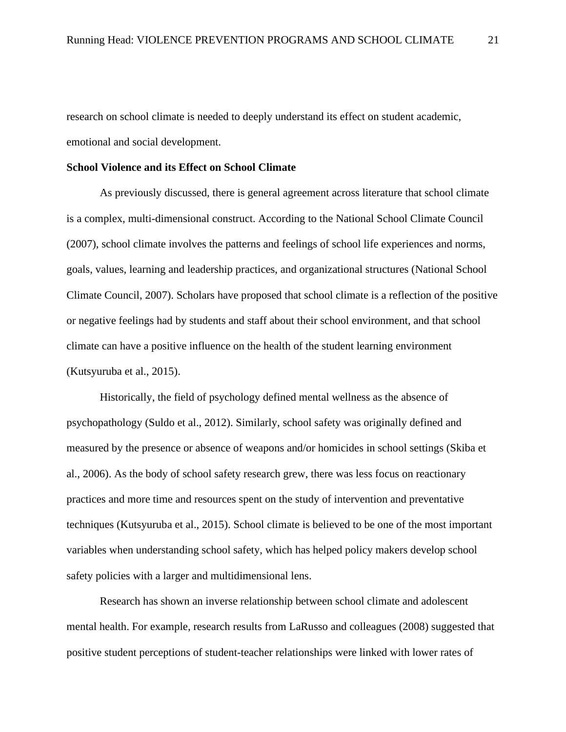research on school climate is needed to deeply understand its effect on student academic, emotional and social development.

**School Violence and its Effect on School Climate**

As previously discussed, there is general agreement across literature that school climate is a complex, multi-dimensional construct. According to the National School Climate Council (2007), school climate involves the patterns and feelings of school life experiences and norms, goals, values, learning and leadership practices, and organizational structures (National School Climate Council, 2007). Scholars have proposed that school climate is a reflection of the positive or negative feelings had by students and staff about their school environment, and that school climate can have a positive influence on the health of the student learning environment (Kutsyuruba et al., 2015).

Historically, the field of psychology defined mental wellness as the absence of psychopathology (Suldo et al., 2012). Similarly, school safety was originally defined and measured by the presence or absence of weapons and/or homicides in school settings (Skiba et al., 2006). As the body of school safety research grew, there was less focus on reactionary practices and more time and resources spent on the study of intervention and preventative techniques (Kutsyuruba et al., 2015). School climate is believed to be one of the most important variables when understanding school safety, which has helped policy makers develop school safety policies with a larger and multidimensional lens.

Research has shown an inverse relationship between school climate and adolescent mental health. For example, research results from LaRusso and colleagues (2008) suggested that positive student perceptions of student-teacher relationships were linked with lower rates of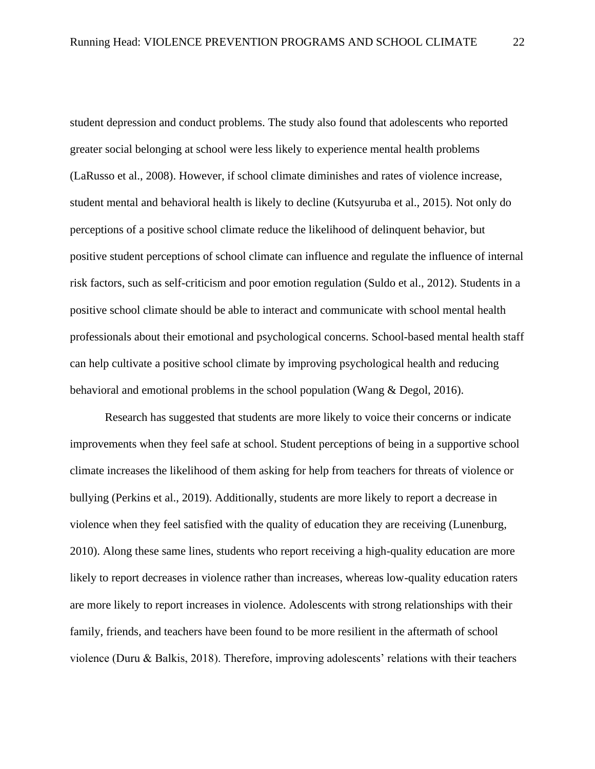student depression and conduct problems. The study also found that adolescents who reported greater social belonging at school were less likely to experience mental health problems (LaRusso et al., 2008). However, if school climate diminishes and rates of violence increase, student mental and behavioral health is likely to decline (Kutsyuruba et al., 2015). Not only do perceptions of a positive school climate reduce the likelihood of delinquent behavior, but positive student perceptions of school climate can influence and regulate the influence of internal risk factors, such as self-criticism and poor emotion regulation (Suldo et al., 2012). Students in a positive school climate should be able to interact and communicate with school mental health professionals about their emotional and psychological concerns. School-based mental health staff can help cultivate a positive school climate by improving psychological health and reducing behavioral and emotional problems in the school population (Wang & Degol, 2016).

Research has suggested that students are more likely to voice their concerns or indicate improvements when they feel safe at school. Student perceptions of being in a supportive school climate increases the likelihood of them asking for help from teachers for threats of violence or bullying (Perkins et al., 2019). Additionally, students are more likely to report a decrease in violence when they feel satisfied with the quality of education they are receiving (Lunenburg, 2010). Along these same lines, students who report receiving a high-quality education are more likely to report decreases in violence rather than increases, whereas low-quality education raters are more likely to report increases in violence. Adolescents with strong relationships with their family, friends, and teachers have been found to be more resilient in the aftermath of school violence (Duru & Balkis, 2018). Therefore, improving adolescents' relations with their teachers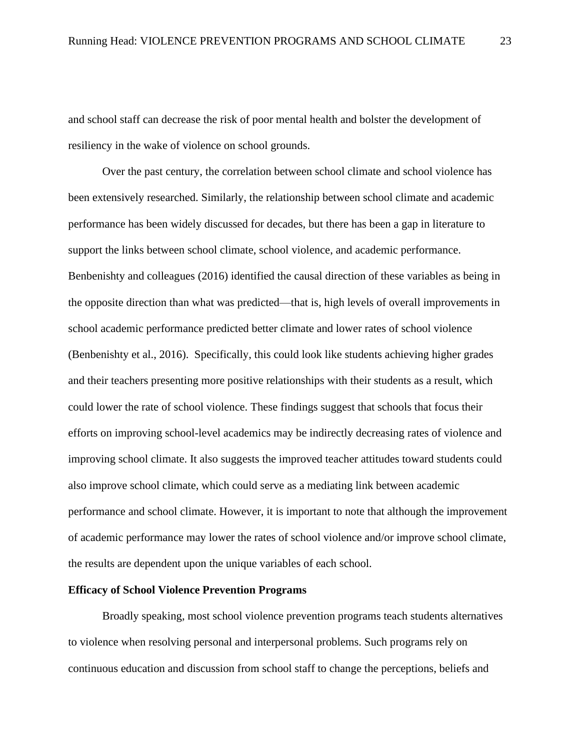and school staff can decrease the risk of poor mental health and bolster the development of resiliency in the wake of violence on school grounds.

Over the past century, the correlation between school climate and school violence has been extensively researched. Similarly, the relationship between school climate and academic performance has been widely discussed for decades, but there has been a gap in literature to support the links between school climate, school violence, and academic performance. Benbenishty and colleagues (2016) identified the causal direction of these variables as being in the opposite direction than what was predicted—that is, high levels of overall improvements in school academic performance predicted better climate and lower rates of school violence (Benbenishty et al., 2016). Specifically, this could look like students achieving higher grades and their teachers presenting more positive relationships with their students as a result, which could lower the rate of school violence. These findings suggest that schools that focus their efforts on improving school-level academics may be indirectly decreasing rates of violence and improving school climate. It also suggests the improved teacher attitudes toward students could also improve school climate, which could serve as a mediating link between academic performance and school climate. However, it is important to note that although the improvement of academic performance may lower the rates of school violence and/or improve school climate, the results are dependent upon the unique variables of each school.

**Efficacy of School Violence Prevention Programs**

Broadly speaking, most school violence prevention programs teach students alternatives to violence when resolving personal and interpersonal problems. Such programs rely on continuous education and discussion from school staff to change the perceptions, beliefs and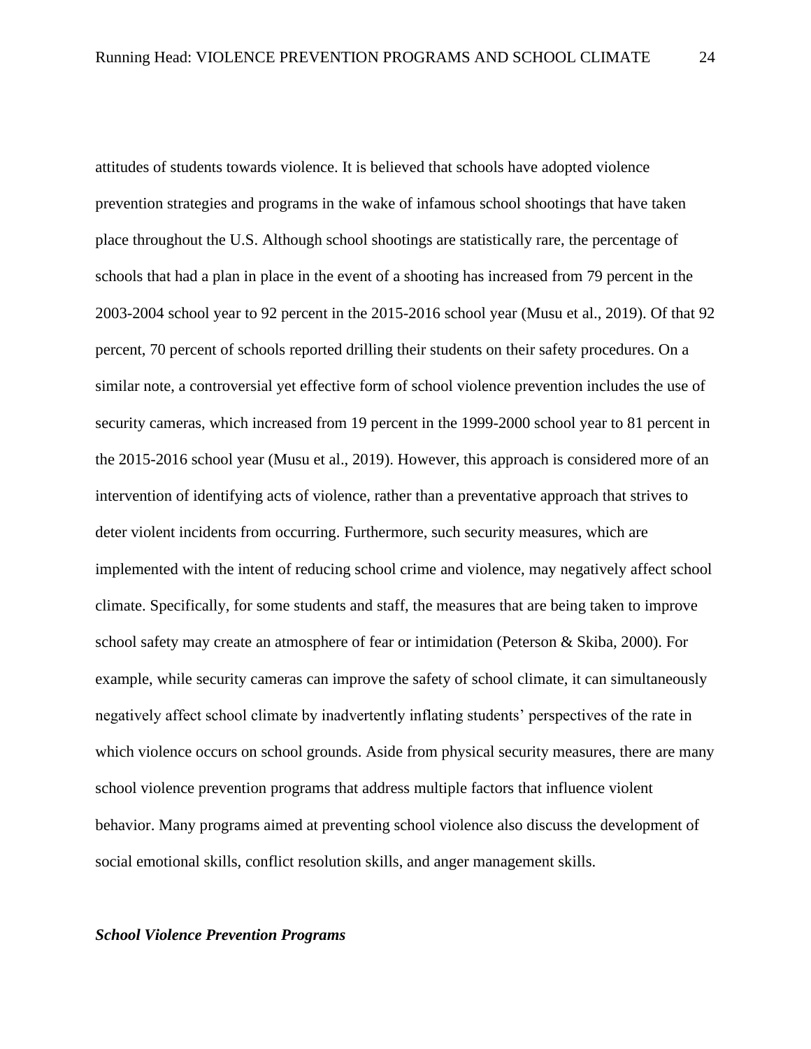attitudes of students towards violence. It is believed that schools have adopted violence prevention strategies and programs in the wake of infamous school shootings that have taken place throughout the U.S. Although school shootings are statistically rare, the percentage of schools that had a plan in place in the event of a shooting has increased from 79 percent in the 2003-2004 school year to 92 percent in the 2015-2016 school year (Musu et al., 2019). Of that 92 percent, 70 percent of schools reported drilling their students on their safety procedures. On a similar note, a controversial yet effective form of school violence prevention includes the use of security cameras, which increased from 19 percent in the 1999-2000 school year to 81 percent in the 2015-2016 school year (Musu et al., 2019). However, this approach is considered more of an intervention of identifying acts of violence, rather than a preventative approach that strives to deter violent incidents from occurring. Furthermore, such security measures, which are implemented with the intent of reducing school crime and violence, may negatively affect school climate. Specifically, for some students and staff, the measures that are being taken to improve school safety may create an atmosphere of fear or intimidation (Peterson & Skiba, 2000). For example, while security cameras can improve the safety of school climate, it can simultaneously negatively affect school climate by inadvertently inflating students' perspectives of the rate in which violence occurs on school grounds. Aside from physical security measures, there are many school violence prevention programs that address multiple factors that influence violent behavior. Many programs aimed at preventing school violence also discuss the development of social emotional skills, conflict resolution skills, and anger management skills.

### ***School Violence Prevention Programs***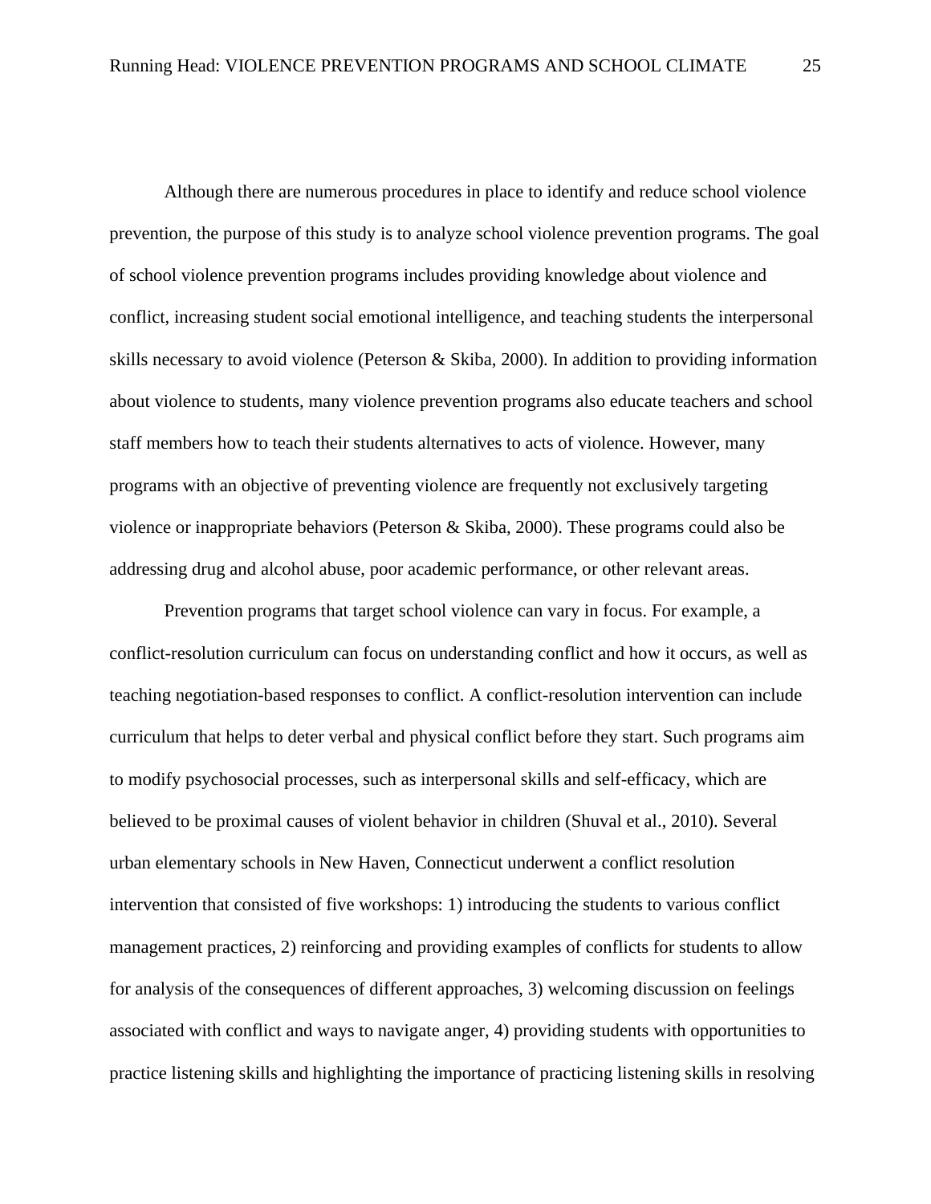Although there are numerous procedures in place to identify and reduce school violence prevention, the purpose of this study is to analyze school violence prevention programs. The goal of school violence prevention programs includes providing knowledge about violence and conflict, increasing student social emotional intelligence, and teaching students the interpersonal skills necessary to avoid violence (Peterson & Skiba, 2000). In addition to providing information about violence to students, many violence prevention programs also educate teachers and school staff members how to teach their students alternatives to acts of violence. However, many programs with an objective of preventing violence are frequently not exclusively targeting violence or inappropriate behaviors (Peterson & Skiba, 2000). These programs could also be addressing drug and alcohol abuse, poor academic performance, or other relevant areas.

Prevention programs that target school violence can vary in focus. For example, a conflict-resolution curriculum can focus on understanding conflict and how it occurs, as well as teaching negotiation-based responses to conflict. A conflict-resolution intervention can include curriculum that helps to deter verbal and physical conflict before they start. Such programs aim to modify psychosocial processes, such as interpersonal skills and self-efficacy, which are believed to be proximal causes of violent behavior in children (Shuval et al., 2010). Several urban elementary schools in New Haven, Connecticut underwent a conflict resolution intervention that consisted of five workshops: 1) introducing the students to various conflict management practices, 2) reinforcing and providing examples of conflicts for students to allow for analysis of the consequences of different approaches, 3) welcoming discussion on feelings associated with conflict and ways to navigate anger, 4) providing students with opportunities to practice listening skills and highlighting the importance of practicing listening skills in resolving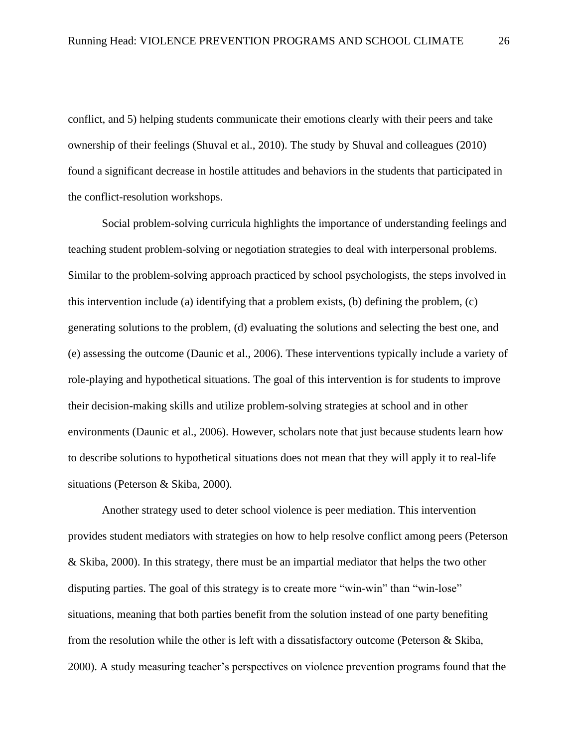conflict, and 5) helping students communicate their emotions clearly with their peers and take ownership of their feelings (Shuval et al., 2010). The study by Shuval and colleagues (2010) found a significant decrease in hostile attitudes and behaviors in the students that participated in the conflict-resolution workshops.

Social problem-solving curricula highlights the importance of understanding feelings and teaching student problem-solving or negotiation strategies to deal with interpersonal problems. Similar to the problem-solving approach practiced by school psychologists, the steps involved in this intervention include (a) identifying that a problem exists, (b) defining the problem, (c) generating solutions to the problem, (d) evaluating the solutions and selecting the best one, and (e) assessing the outcome (Daunic et al., 2006). These interventions typically include a variety of role-playing and hypothetical situations. The goal of this intervention is for students to improve their decision-making skills and utilize problem-solving strategies at school and in other environments (Daunic et al., 2006). However, scholars note that just because students learn how to describe solutions to hypothetical situations does not mean that they will apply it to real-life situations (Peterson & Skiba, 2000).

Another strategy used to deter school violence is peer mediation. This intervention provides student mediators with strategies on how to help resolve conflict among peers (Peterson & Skiba, 2000). In this strategy, there must be an impartial mediator that helps the two other disputing parties. The goal of this strategy is to create more "win-win" than "win-lose" situations, meaning that both parties benefit from the solution instead of one party benefiting from the resolution while the other is left with a dissatisfactory outcome (Peterson & Skiba, 2000). A study measuring teacher's perspectives on violence prevention programs found that the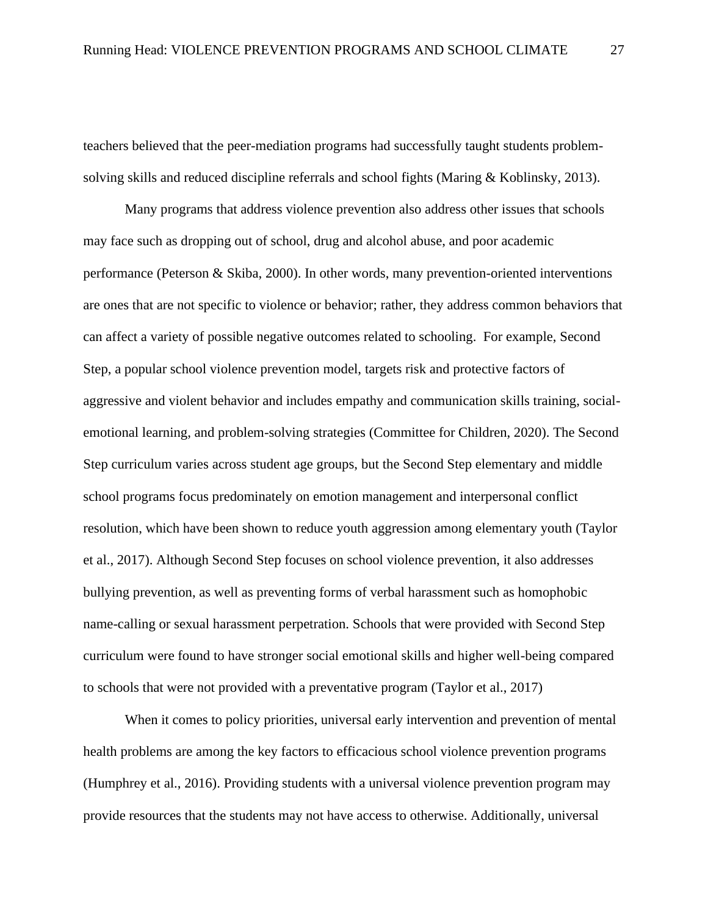teachers believed that the peer-mediation programs had successfully taught students problem-solving skills and reduced discipline referrals and school fights (Maring & Koblinsky, 2013).

Many programs that address violence prevention also address other issues that schools may face such as dropping out of school, drug and alcohol abuse, and poor academic performance (Peterson & Skiba, 2000). In other words, many prevention-oriented interventions are ones that are not specific to violence or behavior; rather, they address common behaviors that can affect a variety of possible negative outcomes related to schooling. For example, Second Step, a popular school violence prevention model, targets risk and protective factors of aggressive and violent behavior and includes empathy and communication skills training, social-emotional learning, and problem-solving strategies (Committee for Children, 2020). The Second Step curriculum varies across student age groups, but the Second Step elementary and middle school programs focus predominately on emotion management and interpersonal conflict resolution, which have been shown to reduce youth aggression among elementary youth (Taylor et al., 2017). Although Second Step focuses on school violence prevention, it also addresses bullying prevention, as well as preventing forms of verbal harassment such as homophobic name-calling or sexual harassment perpetration. Schools that were provided with Second Step curriculum were found to have stronger social emotional skills and higher well-being compared to schools that were not provided with a preventative program (Taylor et al., 2017)

When it comes to policy priorities, universal early intervention and prevention of mental health problems are among the key factors to efficacious school violence prevention programs (Humphrey et al., 2016). Providing students with a universal violence prevention program may provide resources that the students may not have access to otherwise. Additionally, universal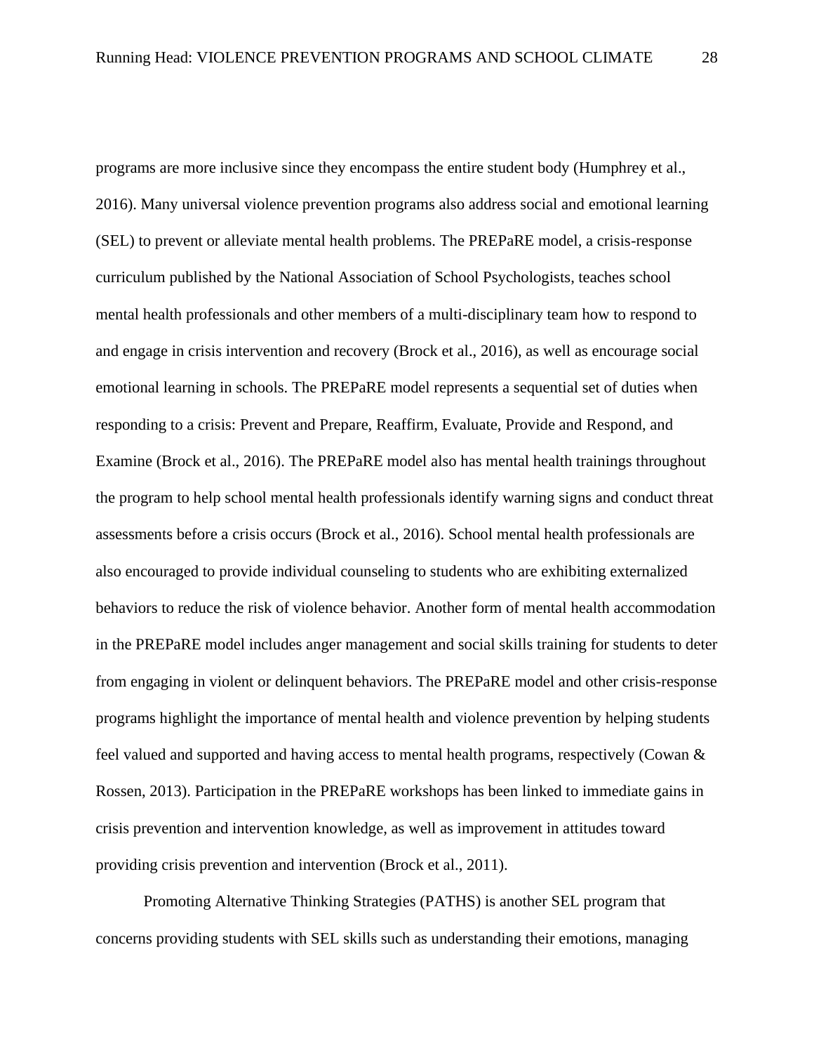programs are more inclusive since they encompass the entire student body (Humphrey et al., 2016). Many universal violence prevention programs also address social and emotional learning (SEL) to prevent or alleviate mental health problems. The PREPaRE model, a crisis-response curriculum published by the National Association of School Psychologists, teaches school mental health professionals and other members of a multi-disciplinary team how to respond to and engage in crisis intervention and recovery (Brock et al., 2016), as well as encourage social emotional learning in schools. The PREPaRE model represents a sequential set of duties when responding to a crisis: Prevent and Prepare, Reaffirm, Evaluate, Provide and Respond, and Examine (Brock et al., 2016). The PREPaRE model also has mental health trainings throughout the program to help school mental health professionals identify warning signs and conduct threat assessments before a crisis occurs (Brock et al., 2016). School mental health professionals are also encouraged to provide individual counseling to students who are exhibiting externalized behaviors to reduce the risk of violence behavior. Another form of mental health accommodation in the PREPaRE model includes anger management and social skills training for students to deter from engaging in violent or delinquent behaviors. The PREPaRE model and other crisis-response programs highlight the importance of mental health and violence prevention by helping students feel valued and supported and having access to mental health programs, respectively (Cowan & Rossen, 2013). Participation in the PREPaRE workshops has been linked to immediate gains in crisis prevention and intervention knowledge, as well as improvement in attitudes toward providing crisis prevention and intervention (Brock et al., 2011).

Promoting Alternative Thinking Strategies (PATHS) is another SEL program that concerns providing students with SEL skills such as understanding their emotions, managing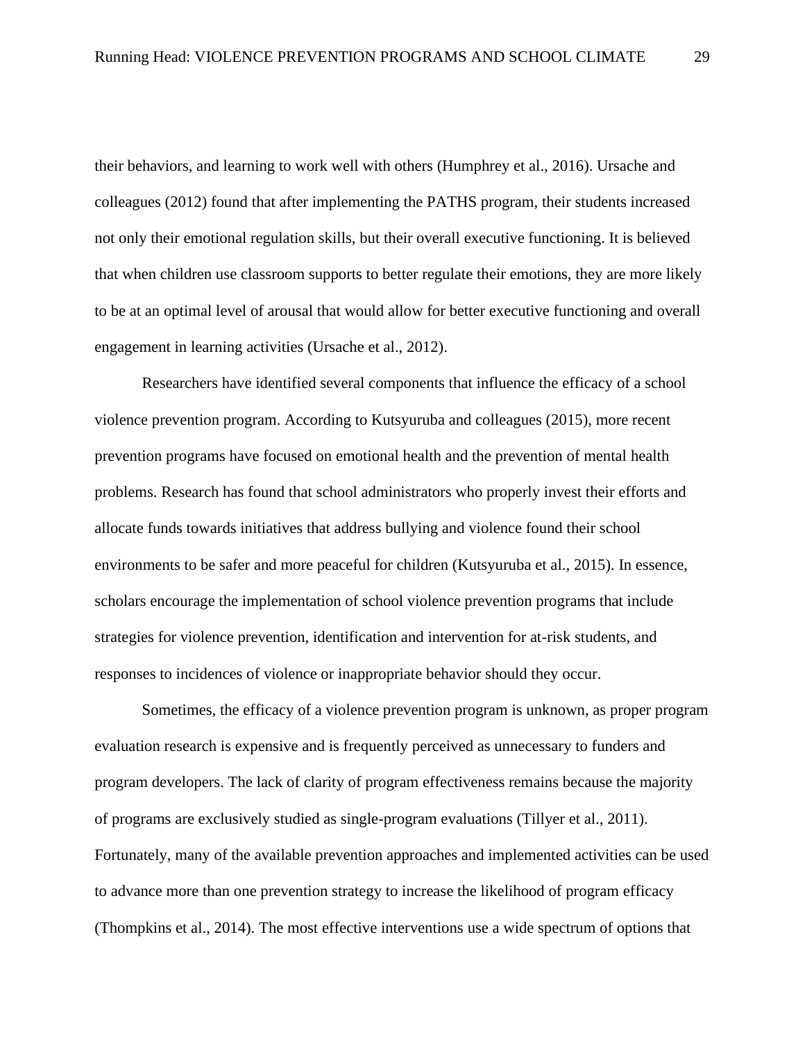their behaviors, and learning to work well with others (Humphrey et al., 2016). Ursache and colleagues (2012) found that after implementing the PATHS program, their students increased not only their emotional regulation skills, but their overall executive functioning. It is believed that when children use classroom supports to better regulate their emotions, they are more likely to be at an optimal level of arousal that would allow for better executive functioning and overall engagement in learning activities (Ursache et al., 2012).

Researchers have identified several components that influence the efficacy of a school violence prevention program. According to Kutsyuruba and colleagues (2015), more recent prevention programs have focused on emotional health and the prevention of mental health problems. Research has found that school administrators who properly invest their efforts and allocate funds towards initiatives that address bullying and violence found their school environments to be safer and more peaceful for children (Kutsyuruba et al., 2015). In essence, scholars encourage the implementation of school violence prevention programs that include strategies for violence prevention, identification and intervention for at-risk students, and responses to incidences of violence or inappropriate behavior should they occur.

Sometimes, the efficacy of a violence prevention program is unknown, as proper program evaluation research is expensive and is frequently perceived as unnecessary to funders and program developers. The lack of clarity of program effectiveness remains because the majority of programs are exclusively studied as single-program evaluations (Tillyer et al., 2011). Fortunately, many of the available prevention approaches and implemented activities can be used to advance more than one prevention strategy to increase the likelihood of program efficacy (Thompkins et al., 2014). The most effective interventions use a wide spectrum of options that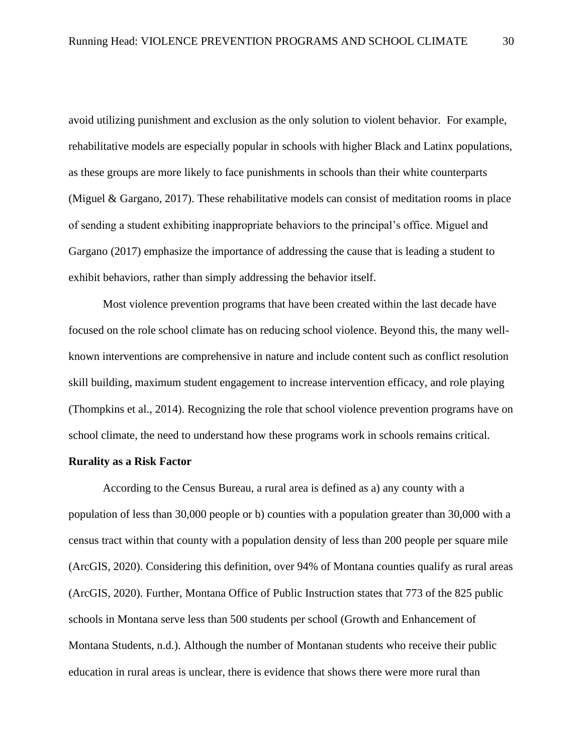avoid utilizing punishment and exclusion as the only solution to violent behavior. For example, rehabilitative models are especially popular in schools with higher Black and Latinx populations, as these groups are more likely to face punishments in schools than their white counterparts (Miguel & Gargano, 2017). These rehabilitative models can consist of meditation rooms in place of sending a student exhibiting inappropriate behaviors to the principal's office. Miguel and Gargano (2017) emphasize the importance of addressing the cause that is leading a student to exhibit behaviors, rather than simply addressing the behavior itself.

Most violence prevention programs that have been created within the last decade have focused on the role school climate has on reducing school violence. Beyond this, the many well-known interventions are comprehensive in nature and include content such as conflict resolution skill building, maximum student engagement to increase intervention efficacy, and role playing (Thompkins et al., 2014). Recognizing the role that school violence prevention programs have on school climate, the need to understand how these programs work in schools remains critical.

**Rurality as a Risk Factor**

According to the Census Bureau, a rural area is defined as a) any county with a population of less than 30,000 people or b) counties with a population greater than 30,000 with a census tract within that county with a population density of less than 200 people per square mile (ArcGIS, 2020). Considering this definition, over 94% of Montana counties qualify as rural areas (ArcGIS, 2020). Further, Montana Office of Public Instruction states that 773 of the 825 public schools in Montana serve less than 500 students per school (Growth and Enhancement of Montana Students, n.d.). Although the number of Montanan students who receive their public education in rural areas is unclear, there is evidence that shows there were more rural than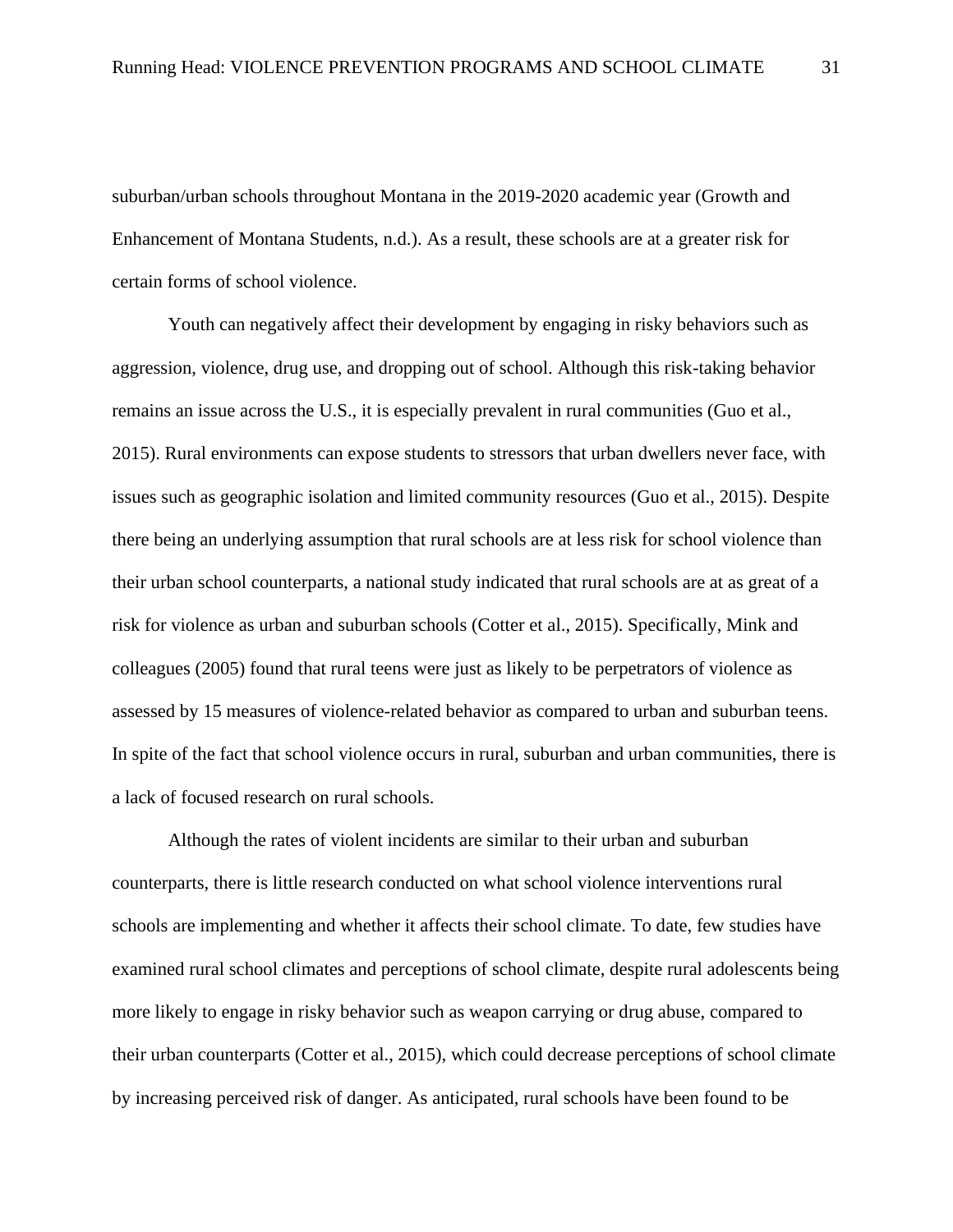suburban/urban schools throughout Montana in the 2019-2020 academic year (Growth and Enhancement of Montana Students, n.d.). As a result, these schools are at a greater risk for certain forms of school violence.

Youth can negatively affect their development by engaging in risky behaviors such as aggression, violence, drug use, and dropping out of school. Although this risk-taking behavior remains an issue across the U.S., it is especially prevalent in rural communities (Guo et al., 2015). Rural environments can expose students to stressors that urban dwellers never face, with issues such as geographic isolation and limited community resources (Guo et al., 2015). Despite there being an underlying assumption that rural schools are at less risk for school violence than their urban school counterparts, a national study indicated that rural schools are at as great of a risk for violence as urban and suburban schools (Cotter et al., 2015). Specifically, Mink and colleagues (2005) found that rural teens were just as likely to be perpetrators of violence as assessed by 15 measures of violence-related behavior as compared to urban and suburban teens. In spite of the fact that school violence occurs in rural, suburban and urban communities, there is a lack of focused research on rural schools.

Although the rates of violent incidents are similar to their urban and suburban counterparts, there is little research conducted on what school violence interventions rural schools are implementing and whether it affects their school climate. To date, few studies have examined rural school climates and perceptions of school climate, despite rural adolescents being more likely to engage in risky behavior such as weapon carrying or drug abuse, compared to their urban counterparts (Cotter et al., 2015), which could decrease perceptions of school climate by increasing perceived risk of danger. As anticipated, rural schools have been found to be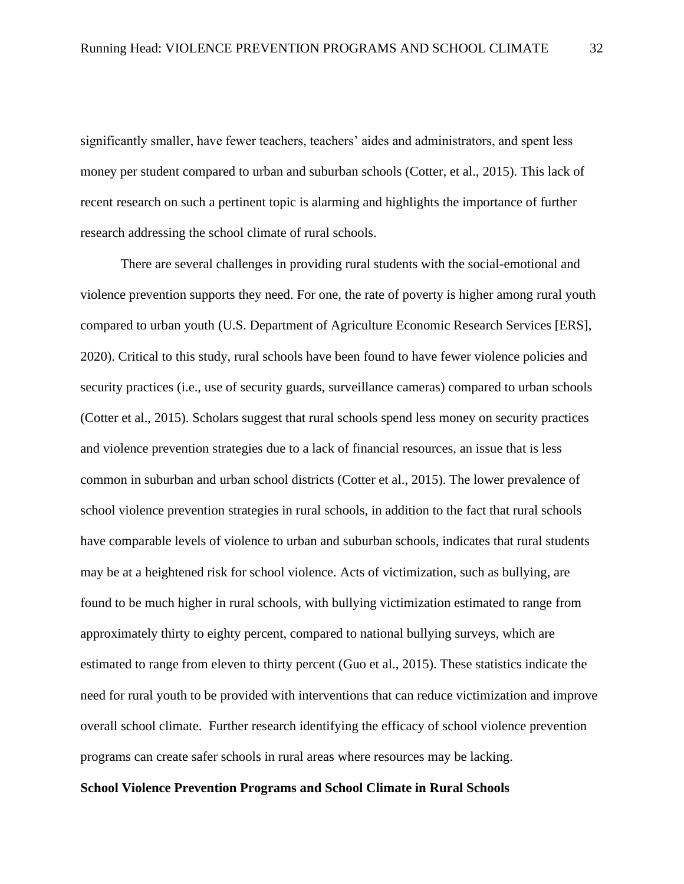significantly smaller, have fewer teachers, teachers' aides and administrators, and spent less money per student compared to urban and suburban schools (Cotter, et al., 2015). This lack of recent research on such a pertinent topic is alarming and highlights the importance of further research addressing the school climate of rural schools.

There are several challenges in providing rural students with the social-emotional and violence prevention supports they need. For one, the rate of poverty is higher among rural youth compared to urban youth (U.S. Department of Agriculture Economic Research Services [ERS], 2020). Critical to this study, rural schools have been found to have fewer violence policies and security practices (i.e., use of security guards, surveillance cameras) compared to urban schools (Cotter et al., 2015). Scholars suggest that rural schools spend less money on security practices and violence prevention strategies due to a lack of financial resources, an issue that is less common in suburban and urban school districts (Cotter et al., 2015). The lower prevalence of school violence prevention strategies in rural schools, in addition to the fact that rural schools have comparable levels of violence to urban and suburban schools, indicates that rural students may be at a heightened risk for school violence. Acts of victimization, such as bullying, are found to be much higher in rural schools, with bullying victimization estimated to range from approximately thirty to eighty percent, compared to national bullying surveys, which are estimated to range from eleven to thirty percent (Guo et al., 2015). These statistics indicate the need for rural youth to be provided with interventions that can reduce victimization and improve overall school climate. Further research identifying the efficacy of school violence prevention programs can create safer schools in rural areas where resources may be lacking.

**School Violence Prevention Programs and School Climate in Rural Schools**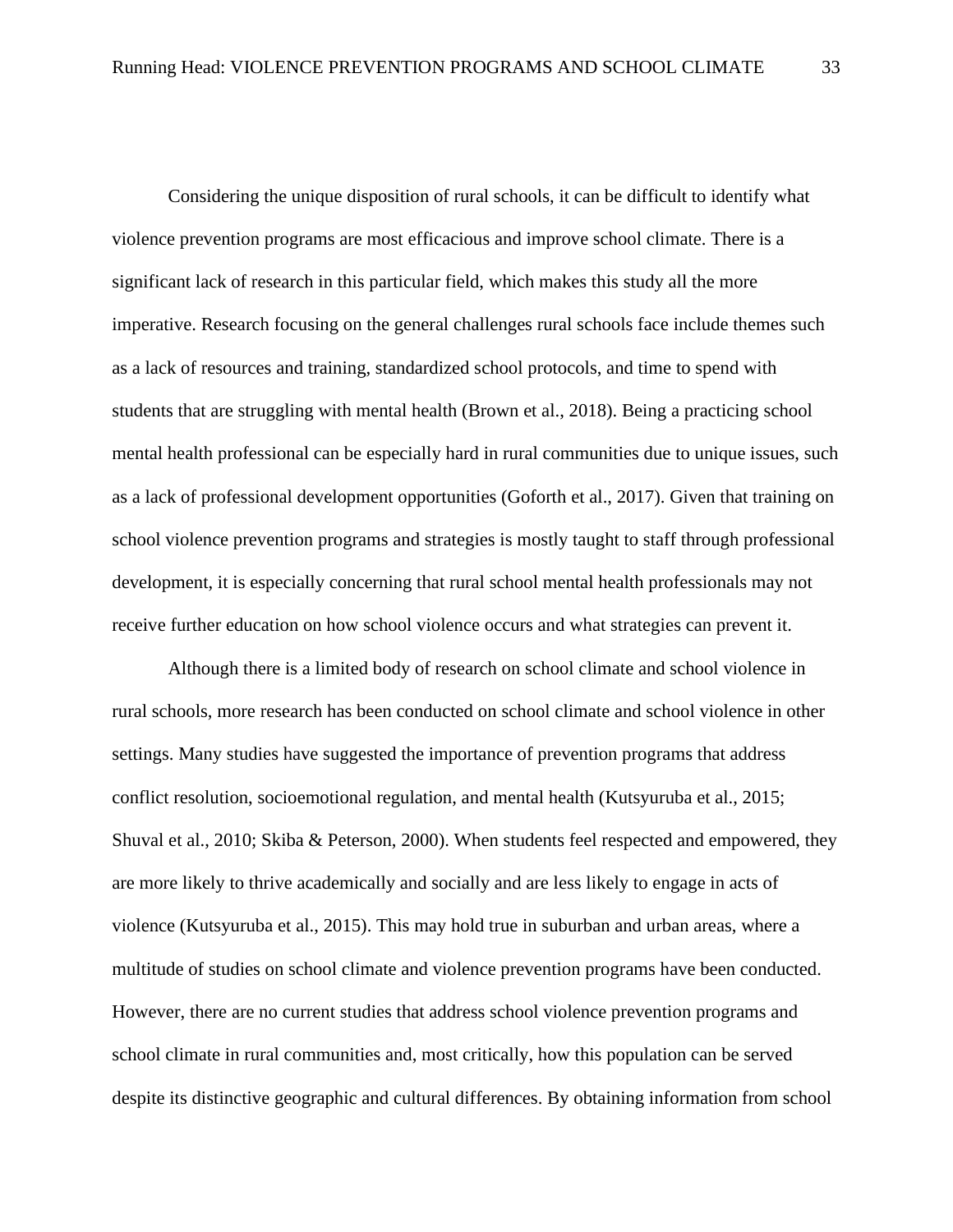Considering the unique disposition of rural schools, it can be difficult to identify what violence prevention programs are most efficacious and improve school climate. There is a significant lack of research in this particular field, which makes this study all the more imperative. Research focusing on the general challenges rural schools face include themes such as a lack of resources and training, standardized school protocols, and time to spend with students that are struggling with mental health (Brown et al., 2018). Being a practicing school mental health professional can be especially hard in rural communities due to unique issues, such as a lack of professional development opportunities (Goforth et al., 2017). Given that training on school violence prevention programs and strategies is mostly taught to staff through professional development, it is especially concerning that rural school mental health professionals may not receive further education on how school violence occurs and what strategies can prevent it.

Although there is a limited body of research on school climate and school violence in rural schools, more research has been conducted on school climate and school violence in other settings. Many studies have suggested the importance of prevention programs that address conflict resolution, socioemotional regulation, and mental health (Kutsyuruba et al., 2015; Shuval et al., 2010; Skiba & Peterson, 2000). When students feel respected and empowered, they are more likely to thrive academically and socially and are less likely to engage in acts of violence (Kutsyuruba et al., 2015). This may hold true in suburban and urban areas, where a multitude of studies on school climate and violence prevention programs have been conducted. However, there are no current studies that address school violence prevention programs and school climate in rural communities and, most critically, how this population can be served despite its distinctive geographic and cultural differences. By obtaining information from school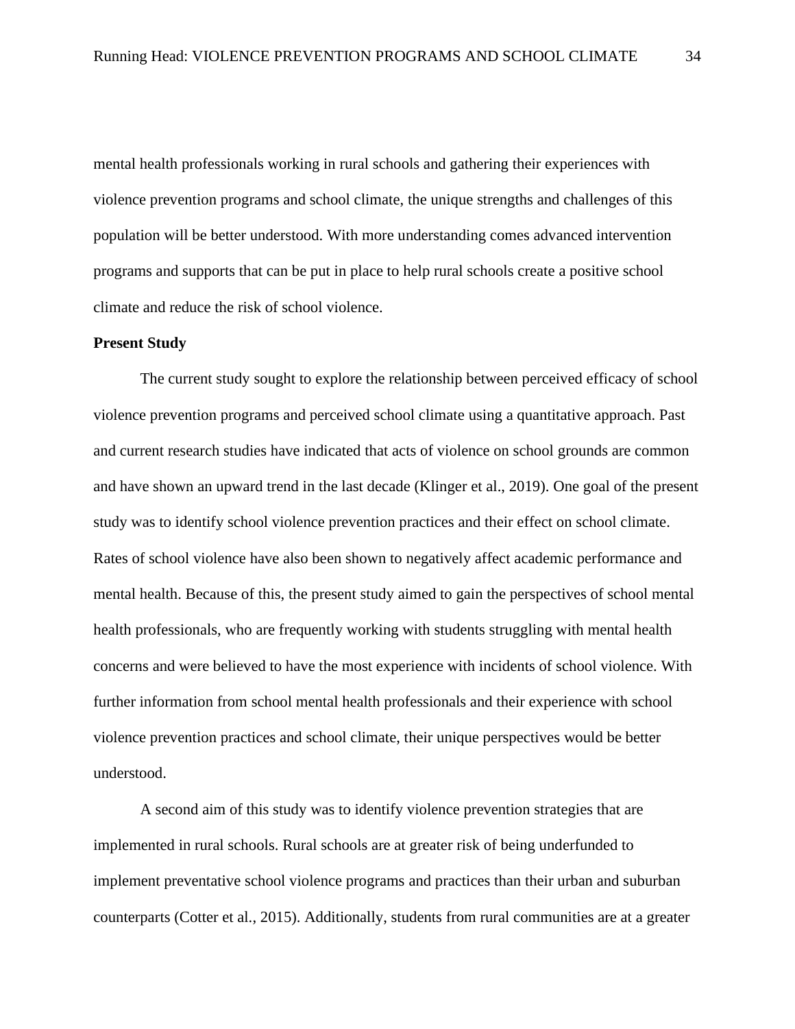mental health professionals working in rural schools and gathering their experiences with violence prevention programs and school climate, the unique strengths and challenges of this population will be better understood. With more understanding comes advanced intervention programs and supports that can be put in place to help rural schools create a positive school climate and reduce the risk of school violence.

**Present Study**

The current study sought to explore the relationship between perceived efficacy of school violence prevention programs and perceived school climate using a quantitative approach. Past and current research studies have indicated that acts of violence on school grounds are common and have shown an upward trend in the last decade (Klinger et al., 2019). One goal of the present study was to identify school violence prevention practices and their effect on school climate. Rates of school violence have also been shown to negatively affect academic performance and mental health. Because of this, the present study aimed to gain the perspectives of school mental health professionals, who are frequently working with students struggling with mental health concerns and were believed to have the most experience with incidents of school violence. With further information from school mental health professionals and their experience with school violence prevention practices and school climate, their unique perspectives would be better understood.

A second aim of this study was to identify violence prevention strategies that are implemented in rural schools. Rural schools are at greater risk of being underfunded to implement preventative school violence programs and practices than their urban and suburban counterparts (Cotter et al., 2015). Additionally, students from rural communities are at a greater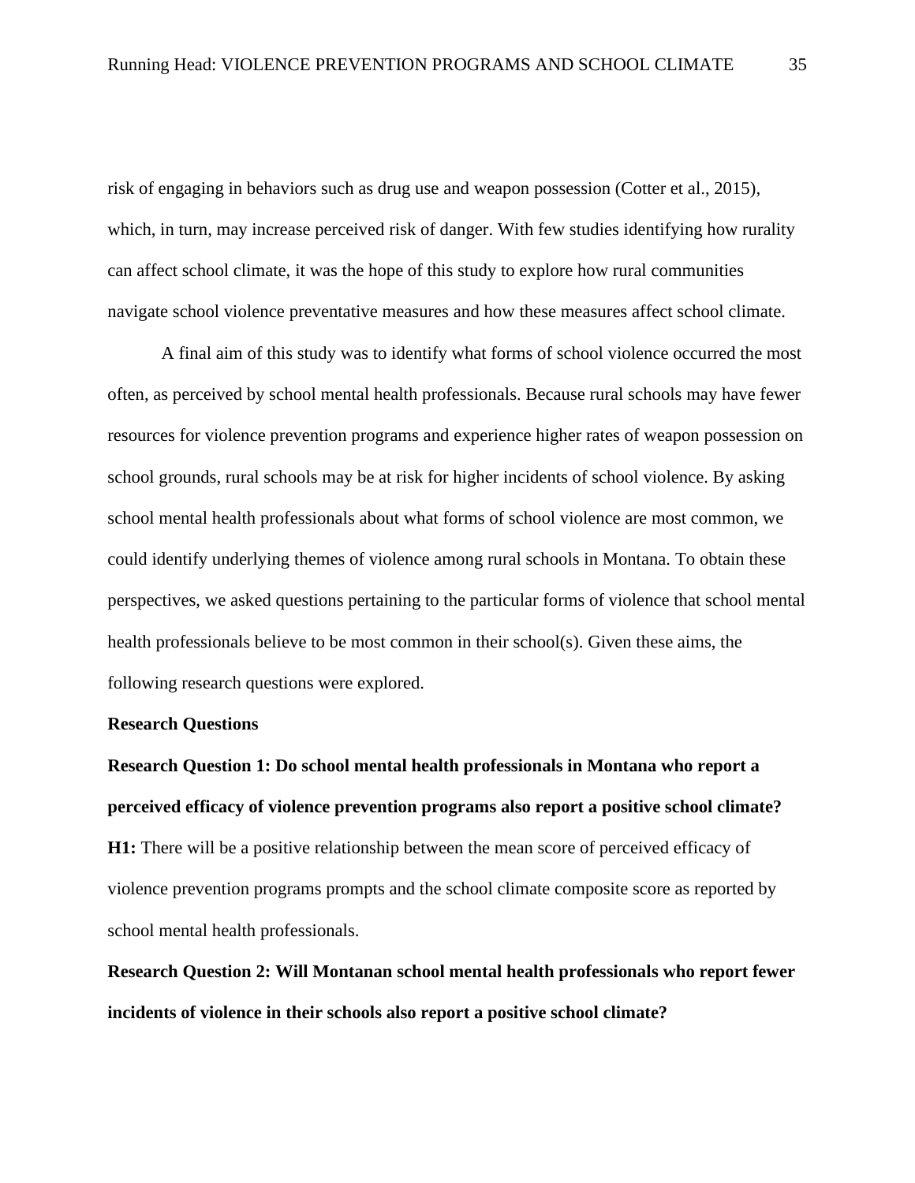risk of engaging in behaviors such as drug use and weapon possession (Cotter et al., 2015), which, in turn, may increase perceived risk of danger. With few studies identifying how rurality can affect school climate, it was the hope of this study to explore how rural communities navigate school violence preventative measures and how these measures affect school climate.

A final aim of this study was to identify what forms of school violence occurred the most often, as perceived by school mental health professionals. Because rural schools may have fewer resources for violence prevention programs and experience higher rates of weapon possession on school grounds, rural schools may be at risk for higher incidents of school violence. By asking school mental health professionals about what forms of school violence are most common, we could identify underlying themes of violence among rural schools in Montana. To obtain these perspectives, we asked questions pertaining to the particular forms of violence that school mental health professionals believe to be most common in their school(s). Given these aims, the following research questions were explored.

## Research Questions

**Research Question 1: Do school mental health professionals in Montana who report a perceived efficacy of violence prevention programs also report a positive school climate?**

**H1:** There will be a positive relationship between the mean score of perceived efficacy of violence prevention programs prompts and the school climate composite score as reported by school mental health professionals.

**Research Question 2: Will Montanan school mental health professionals who report fewer incidents of violence in their schools also report a positive school climate?**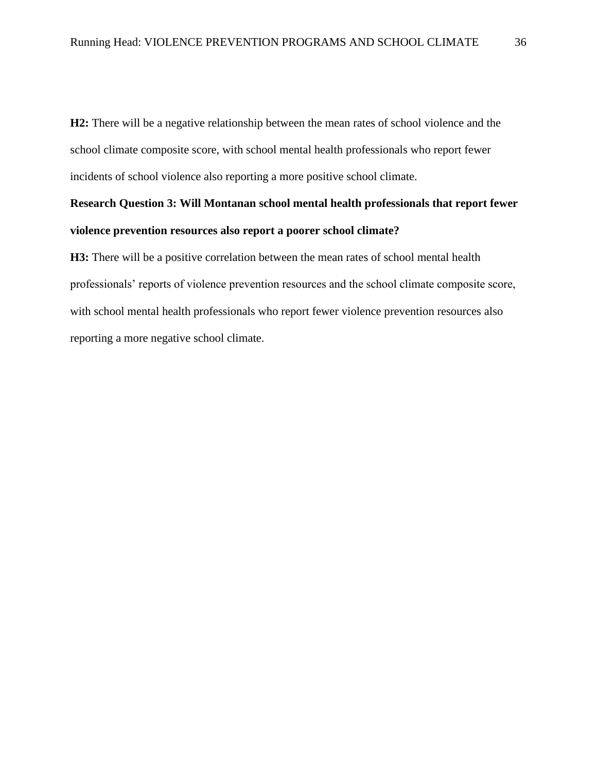**H2:** There will be a negative relationship between the mean rates of school violence and the school climate composite score, with school mental health professionals who report fewer incidents of school violence also reporting a more positive school climate.

**Research Question 3: Will Montanan school mental health professionals that report fewer violence prevention resources also report a poorer school climate?**

**H3:** There will be a positive correlation between the mean rates of school mental health professionals' reports of violence prevention resources and the school climate composite score, with school mental health professionals who report fewer violence prevention resources also reporting a more negative school climate.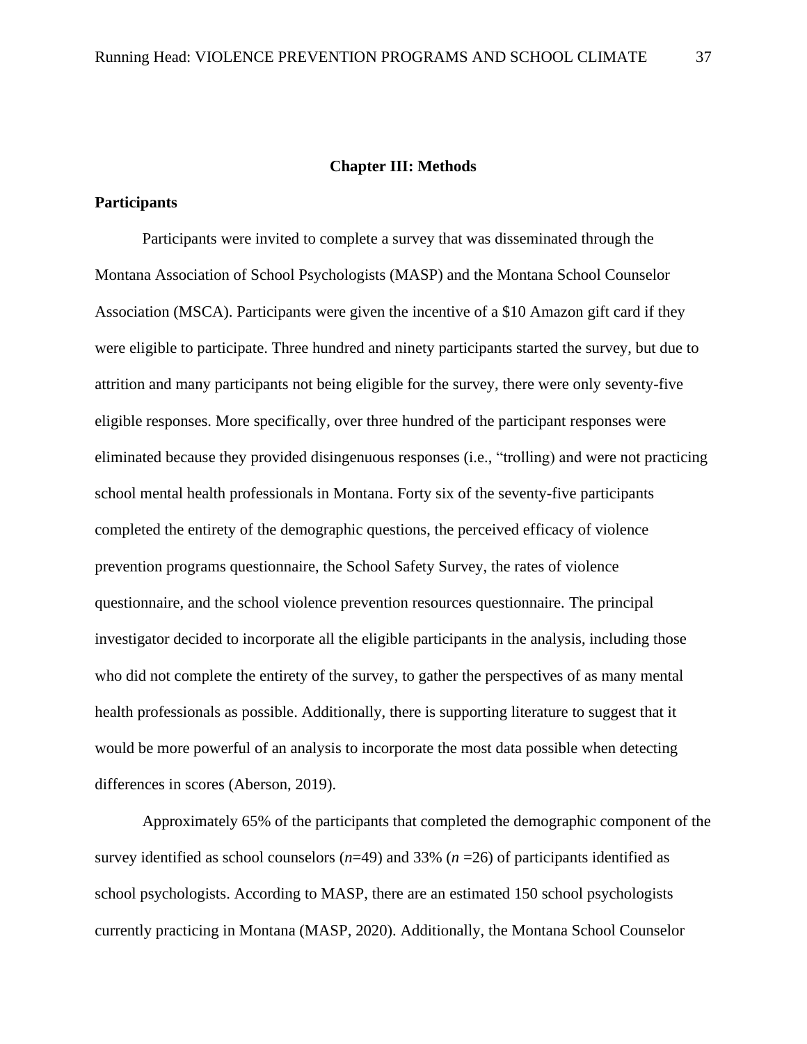## Chapter III: Methods

### Participants

Participants were invited to complete a survey that was disseminated through the Montana Association of School Psychologists (MASP) and the Montana School Counselor Association (MSCA). Participants were given the incentive of a $10 Amazon gift card if they were eligible to participate. Three hundred and ninety participants started the survey, but due to attrition and many participants not being eligible for the survey, there were only seventy-five eligible responses. More specifically, over three hundred of the participant responses were eliminated because they provided disingenuous responses (i.e., "trolling) and were not practicing school mental health professionals in Montana. Forty six of the seventy-five participants completed the entirety of the demographic questions, the perceived efficacy of violence prevention programs questionnaire, the School Safety Survey, the rates of violence questionnaire, and the school violence prevention resources questionnaire. The principal investigator decided to incorporate all the eligible participants in the analysis, including those who did not complete the entirety of the survey, to gather the perspectives of as many mental health professionals as possible. Additionally, there is supporting literature to suggest that it would be more powerful of an analysis to incorporate the most data possible when detecting differences in scores (Aberson, 2019).

Approximately 65% of the participants that completed the demographic component of the survey identified as school counselors ($n$=49) and 33% ($n$ =26) of participants identified as school psychologists. According to MASP, there are an estimated 150 school psychologists currently practicing in Montana (MASP, 2020). Additionally, the Montana School Counselor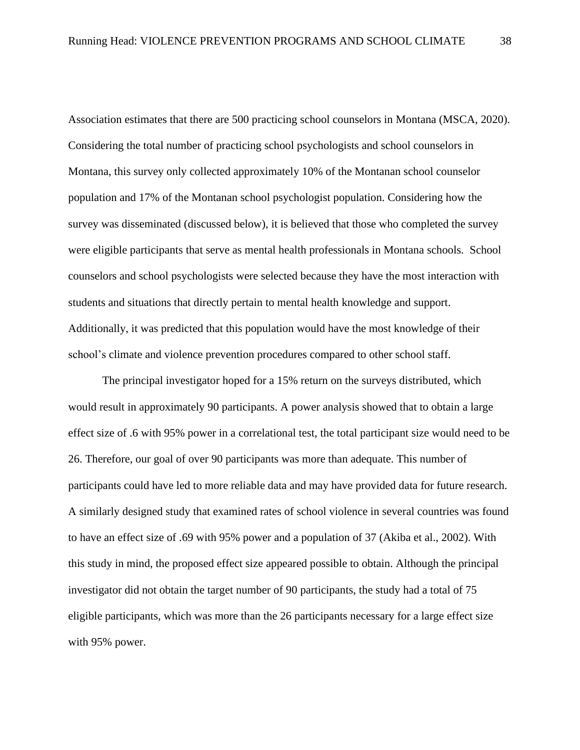Association estimates that there are 500 practicing school counselors in Montana (MSCA, 2020). Considering the total number of practicing school psychologists and school counselors in Montana, this survey only collected approximately 10% of the Montanan school counselor population and 17% of the Montanan school psychologist population. Considering how the survey was disseminated (discussed below), it is believed that those who completed the survey were eligible participants that serve as mental health professionals in Montana schools. School counselors and school psychologists were selected because they have the most interaction with students and situations that directly pertain to mental health knowledge and support. Additionally, it was predicted that this population would have the most knowledge of their school's climate and violence prevention procedures compared to other school staff.

The principal investigator hoped for a 15% return on the surveys distributed, which would result in approximately 90 participants. A power analysis showed that to obtain a large effect size of .6 with 95% power in a correlational test, the total participant size would need to be 26. Therefore, our goal of over 90 participants was more than adequate. This number of participants could have led to more reliable data and may have provided data for future research. A similarly designed study that examined rates of school violence in several countries was found to have an effect size of .69 with 95% power and a population of 37 (Akiba et al., 2002). With this study in mind, the proposed effect size appeared possible to obtain. Although the principal investigator did not obtain the target number of 90 participants, the study had a total of 75 eligible participants, which was more than the 26 participants necessary for a large effect size with 95% power.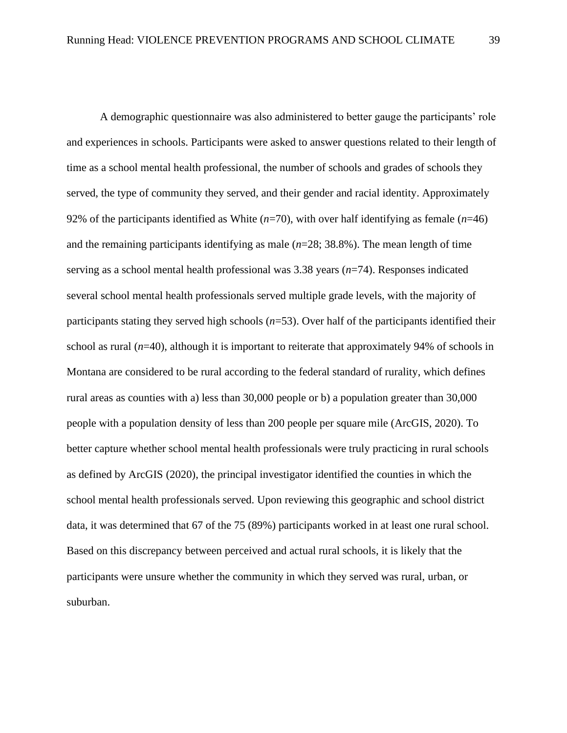A demographic questionnaire was also administered to better gauge the participants' role and experiences in schools. Participants were asked to answer questions related to their length of time as a school mental health professional, the number of schools and grades of schools they served, the type of community they served, and their gender and racial identity. Approximately 92% of the participants identified as White (*n*=70), with over half identifying as female (*n*=46) and the remaining participants identifying as male (*n*=28; 38.8%). The mean length of time serving as a school mental health professional was 3.38 years (*n*=74). Responses indicated several school mental health professionals served multiple grade levels, with the majority of participants stating they served high schools (*n*=53). Over half of the participants identified their school as rural (*n*=40), although it is important to reiterate that approximately 94% of schools in Montana are considered to be rural according to the federal standard of rurality, which defines rural areas as counties with a) less than 30,000 people or b) a population greater than 30,000 people with a population density of less than 200 people per square mile (ArcGIS, 2020). To better capture whether school mental health professionals were truly practicing in rural schools as defined by ArcGIS (2020), the principal investigator identified the counties in which the school mental health professionals served. Upon reviewing this geographic and school district data, it was determined that 67 of the 75 (89%) participants worked in at least one rural school. Based on this discrepancy between perceived and actual rural schools, it is likely that the participants were unsure whether the community in which they served was rural, urban, or suburban.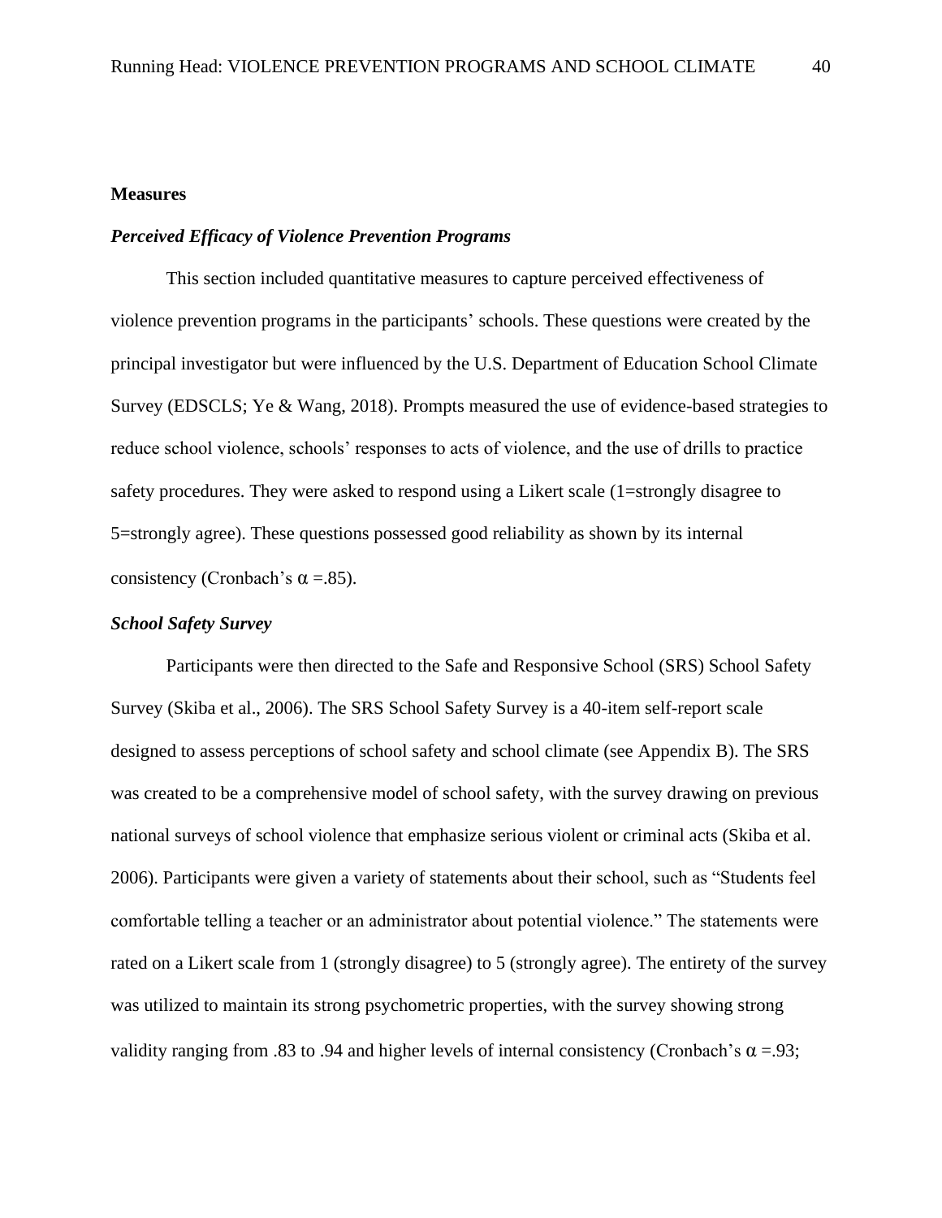**Measures**

***Perceived Efficacy of Violence Prevention Programs***

This section included quantitative measures to capture perceived effectiveness of violence prevention programs in the participants' schools. These questions were created by the principal investigator but were influenced by the U.S. Department of Education School Climate Survey (EDSCLS; Ye & Wang, 2018). Prompts measured the use of evidence-based strategies to reduce school violence, schools' responses to acts of violence, and the use of drills to practice safety procedures. They were asked to respond using a Likert scale (1=strongly disagree to 5=strongly agree). These questions possessed good reliability as shown by its internal consistency (Cronbach's α =.85).

***School Safety Survey***

Participants were then directed to the Safe and Responsive School (SRS) School Safety Survey (Skiba et al., 2006). The SRS School Safety Survey is a 40-item self-report scale designed to assess perceptions of school safety and school climate (see Appendix B). The SRS was created to be a comprehensive model of school safety, with the survey drawing on previous national surveys of school violence that emphasize serious violent or criminal acts (Skiba et al. 2006). Participants were given a variety of statements about their school, such as "Students feel comfortable telling a teacher or an administrator about potential violence." The statements were rated on a Likert scale from 1 (strongly disagree) to 5 (strongly agree). The entirety of the survey was utilized to maintain its strong psychometric properties, with the survey showing strong validity ranging from .83 to .94 and higher levels of internal consistency (Cronbach's α =.93;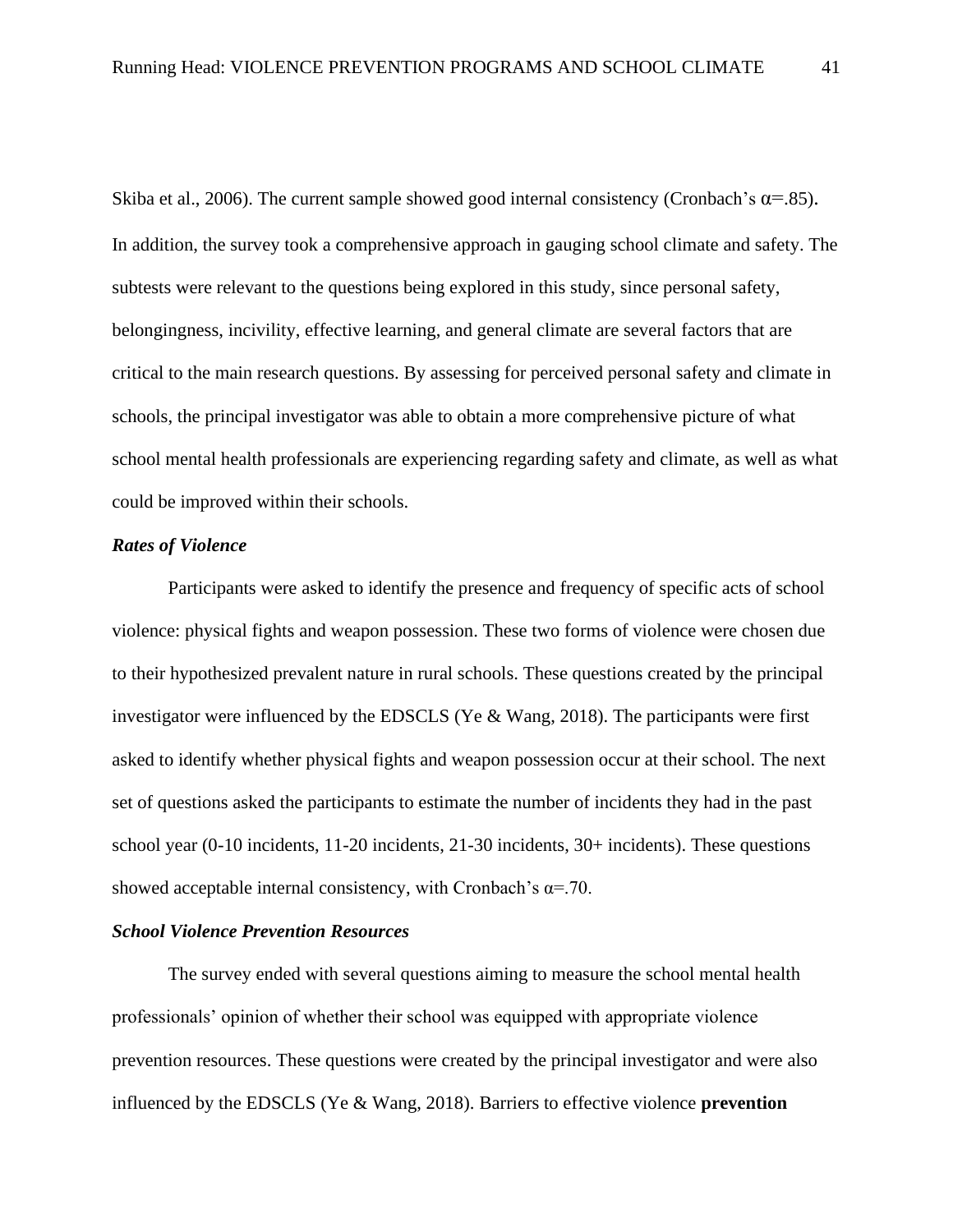Skiba et al., 2006). The current sample showed good internal consistency (Cronbach's α=.85). In addition, the survey took a comprehensive approach in gauging school climate and safety. The subtests were relevant to the questions being explored in this study, since personal safety, belongingness, incivility, effective learning, and general climate are several factors that are critical to the main research questions. By assessing for perceived personal safety and climate in schools, the principal investigator was able to obtain a more comprehensive picture of what school mental health professionals are experiencing regarding safety and climate, as well as what could be improved within their schools.

***Rates of Violence***

Participants were asked to identify the presence and frequency of specific acts of school violence: physical fights and weapon possession. These two forms of violence were chosen due to their hypothesized prevalent nature in rural schools. These questions created by the principal investigator were influenced by the EDSCLS (Ye & Wang, 2018). The participants were first asked to identify whether physical fights and weapon possession occur at their school. The next set of questions asked the participants to estimate the number of incidents they had in the past school year (0-10 incidents, 11-20 incidents, 21-30 incidents, 30+ incidents). These questions showed acceptable internal consistency, with Cronbach's α=.70.

***School Violence Prevention Resources***

The survey ended with several questions aiming to measure the school mental health professionals' opinion of whether their school was equipped with appropriate violence prevention resources. These questions were created by the principal investigator and were also influenced by the EDSCLS (Ye & Wang, 2018). Barriers to effective violence **prevention**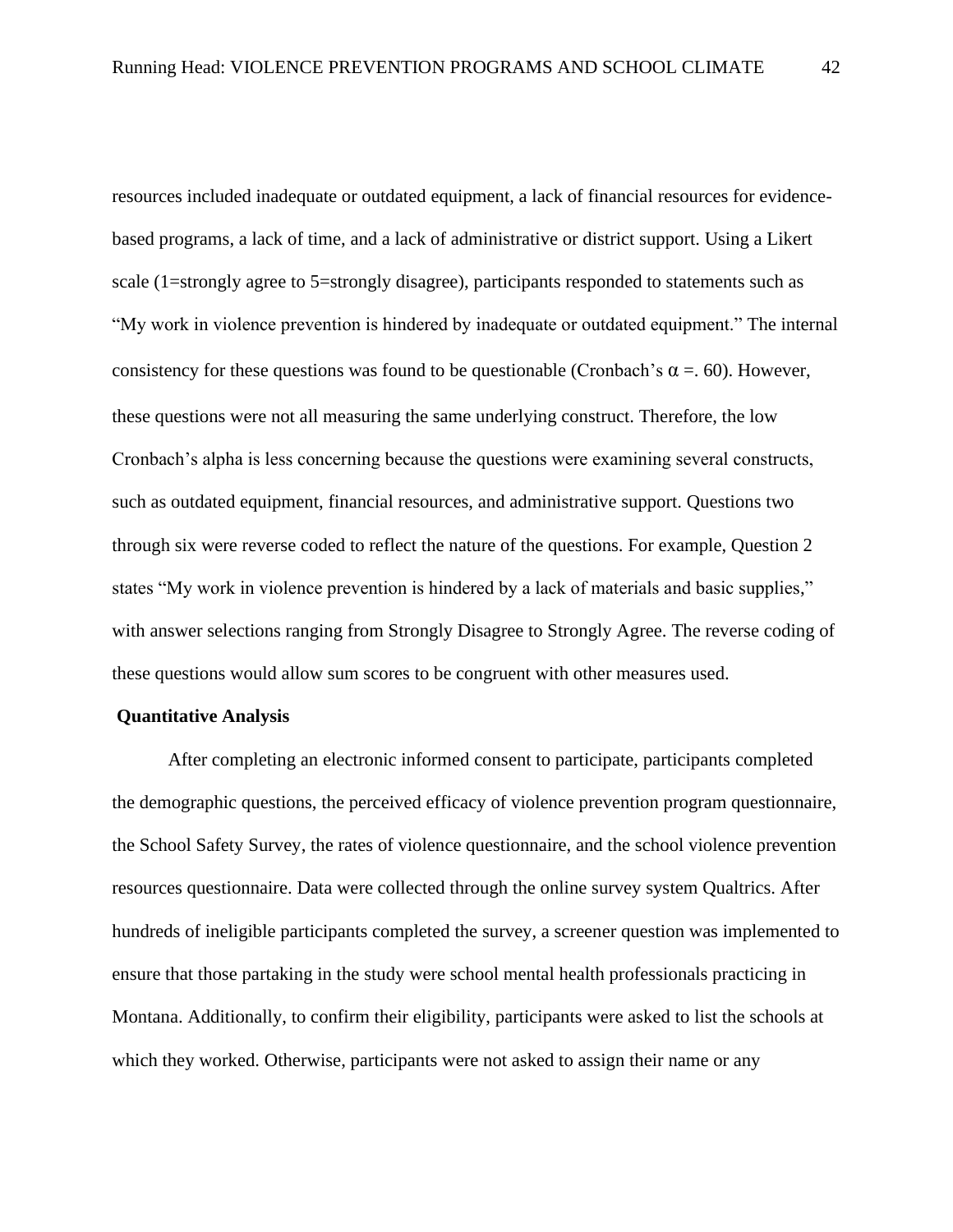resources included inadequate or outdated equipment, a lack of financial resources for evidence-based programs, a lack of time, and a lack of administrative or district support. Using a Likert scale (1=strongly agree to 5=strongly disagree), participants responded to statements such as "My work in violence prevention is hindered by inadequate or outdated equipment." The internal consistency for these questions was found to be questionable (Cronbach's α =. 60). However, these questions were not all measuring the same underlying construct. Therefore, the low Cronbach's alpha is less concerning because the questions were examining several constructs, such as outdated equipment, financial resources, and administrative support. Questions two through six were reverse coded to reflect the nature of the questions. For example, Question 2 states "My work in violence prevention is hindered by a lack of materials and basic supplies," with answer selections ranging from Strongly Disagree to Strongly Agree. The reverse coding of these questions would allow sum scores to be congruent with other measures used.

**Quantitative Analysis**

After completing an electronic informed consent to participate, participants completed the demographic questions, the perceived efficacy of violence prevention program questionnaire, the School Safety Survey, the rates of violence questionnaire, and the school violence prevention resources questionnaire. Data were collected through the online survey system Qualtrics. After hundreds of ineligible participants completed the survey, a screener question was implemented to ensure that those partaking in the study were school mental health professionals practicing in Montana. Additionally, to confirm their eligibility, participants were asked to list the schools at which they worked. Otherwise, participants were not asked to assign their name or any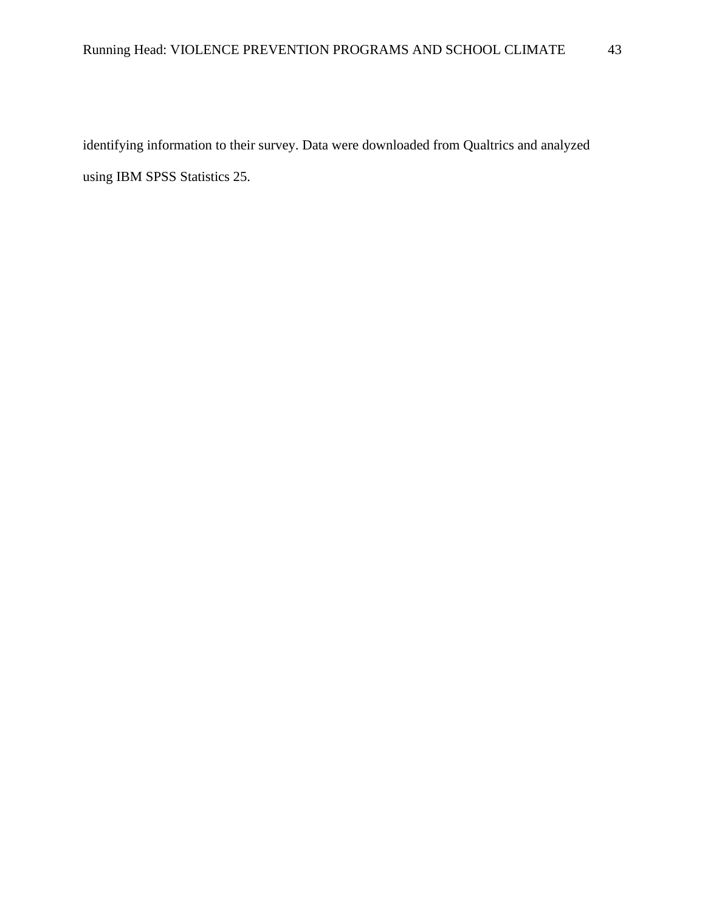identifying information to their survey. Data were downloaded from Qualtrics and analyzed using IBM SPSS Statistics 25.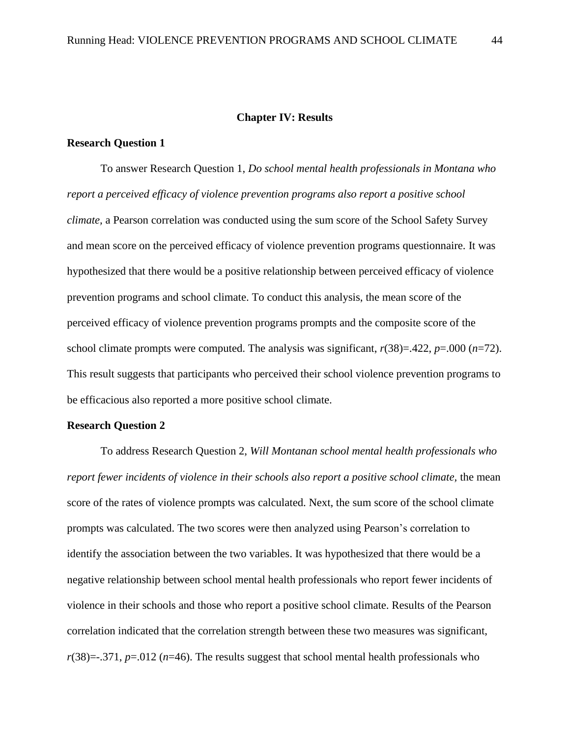# Chapter IV: Results

## Research Question 1

To answer Research Question 1, *Do school mental health professionals in Montana who report a perceived efficacy of violence prevention programs also report a positive school climate*, a Pearson correlation was conducted using the sum score of the School Safety Survey and mean score on the perceived efficacy of violence prevention programs questionnaire. It was hypothesized that there would be a positive relationship between perceived efficacy of violence prevention programs and school climate. To conduct this analysis, the mean score of the perceived efficacy of violence prevention programs prompts and the composite score of the school climate prompts were computed. The analysis was significant, $r(38)=.422$, $p=.000$ ($n=72$). This result suggests that participants who perceived their school violence prevention programs to be efficacious also reported a more positive school climate.

## Research Question 2

To address Research Question 2, *Will Montanan school mental health professionals who report fewer incidents of violence in their schools also report a positive school climate*, the mean score of the rates of violence prompts was calculated. Next, the sum score of the school climate prompts was calculated. The two scores were then analyzed using Pearson's correlation to identify the association between the two variables. It was hypothesized that there would be a negative relationship between school mental health professionals who report fewer incidents of violence in their schools and those who report a positive school climate. Results of the Pearson correlation indicated that the correlation strength between these two measures was significant, $r(38)=-.371$, $p=.012$ ($n=46$). The results suggest that school mental health professionals who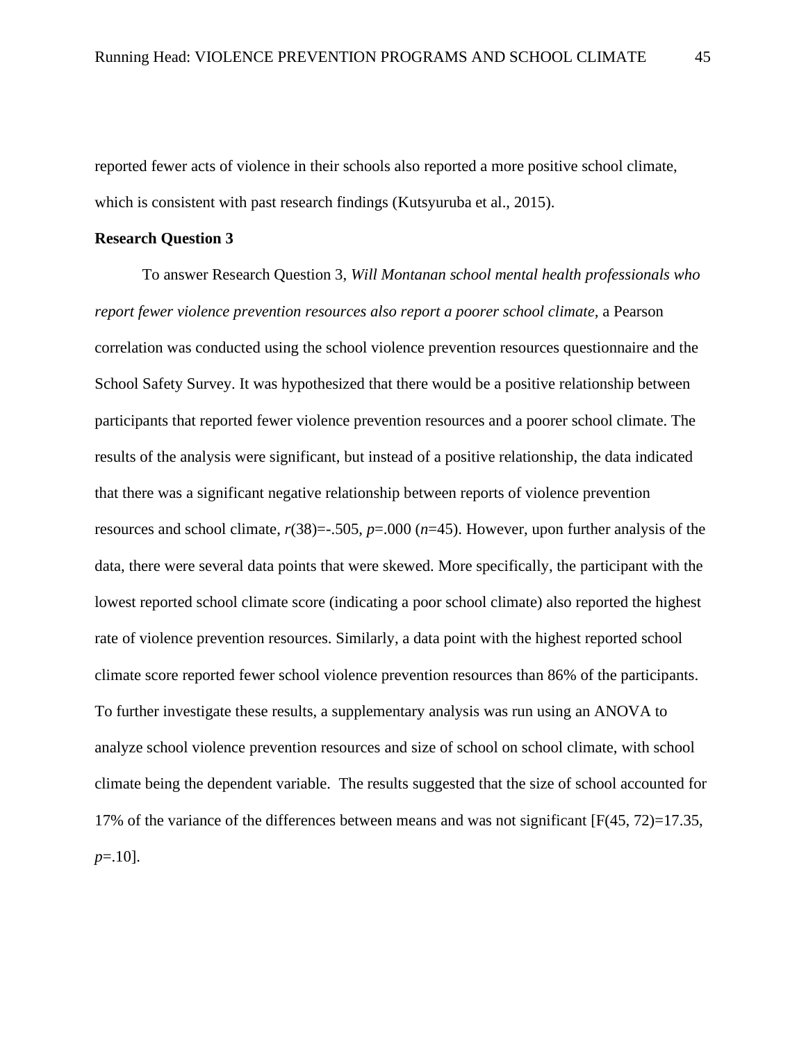reported fewer acts of violence in their schools also reported a more positive school climate, which is consistent with past research findings (Kutsyuruba et al., 2015).

**Research Question 3**

To answer Research Question 3, *Will Montanan school mental health professionals who report fewer violence prevention resources also report a poorer school climate*, a Pearson correlation was conducted using the school violence prevention resources questionnaire and the School Safety Survey. It was hypothesized that there would be a positive relationship between participants that reported fewer violence prevention resources and a poorer school climate. The results of the analysis were significant, but instead of a positive relationship, the data indicated that there was a significant negative relationship between reports of violence prevention resources and school climate, $r(38)=-.505$, $p=.000$ ($n=45$). However, upon further analysis of the data, there were several data points that were skewed. More specifically, the participant with the lowest reported school climate score (indicating a poor school climate) also reported the highest rate of violence prevention resources. Similarly, a data point with the highest reported school climate score reported fewer school violence prevention resources than 86% of the participants. To further investigate these results, a supplementary analysis was run using an ANOVA to analyze school violence prevention resources and size of school on school climate, with school climate being the dependent variable. The results suggested that the size of school accounted for 17% of the variance of the differences between means and was not significant [$F(45, 72)=17.35$, $p=.10$].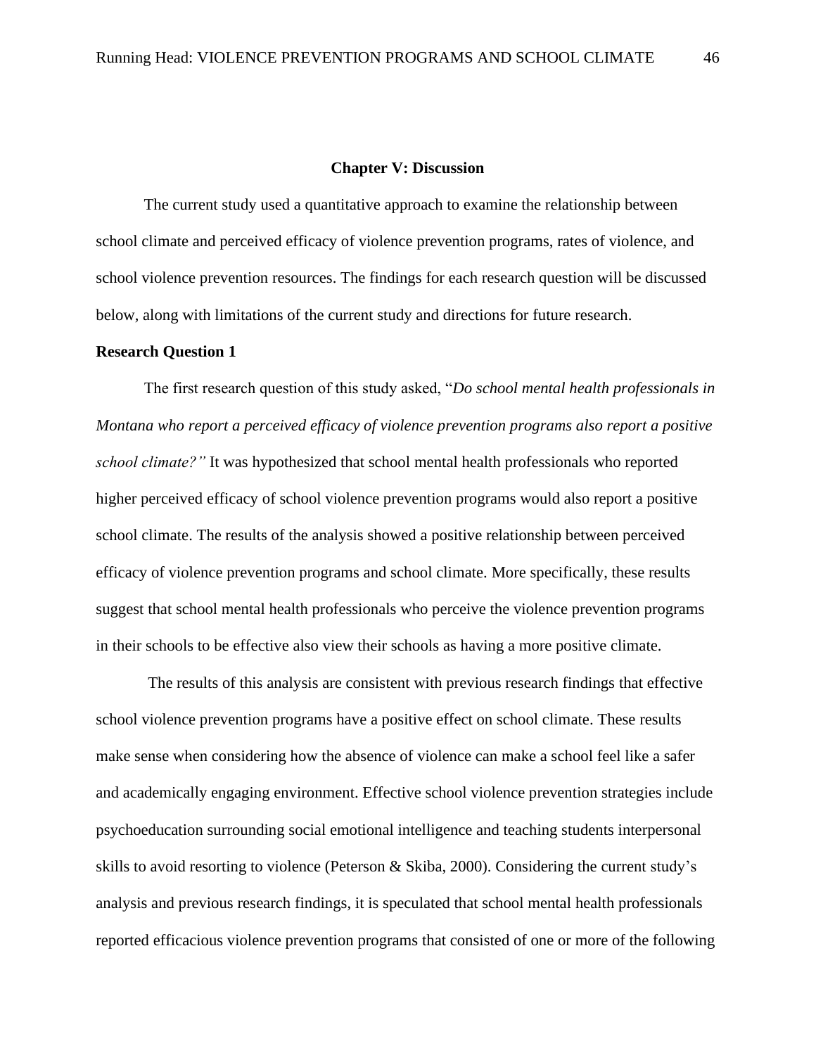# Chapter V: Discussion

The current study used a quantitative approach to examine the relationship between school climate and perceived efficacy of violence prevention programs, rates of violence, and school violence prevention resources. The findings for each research question will be discussed below, along with limitations of the current study and directions for future research.

## Research Question 1

The first research question of this study asked, "*Do school mental health professionals in Montana who report a perceived efficacy of violence prevention programs also report a positive school climate?"* It was hypothesized that school mental health professionals who reported higher perceived efficacy of school violence prevention programs would also report a positive school climate. The results of the analysis showed a positive relationship between perceived efficacy of violence prevention programs and school climate. More specifically, these results suggest that school mental health professionals who perceive the violence prevention programs in their schools to be effective also view their schools as having a more positive climate.

The results of this analysis are consistent with previous research findings that effective school violence prevention programs have a positive effect on school climate. These results make sense when considering how the absence of violence can make a school feel like a safer and academically engaging environment. Effective school violence prevention strategies include psychoeducation surrounding social emotional intelligence and teaching students interpersonal skills to avoid resorting to violence (Peterson & Skiba, 2000). Considering the current study's analysis and previous research findings, it is speculated that school mental health professionals reported efficacious violence prevention programs that consisted of one or more of the following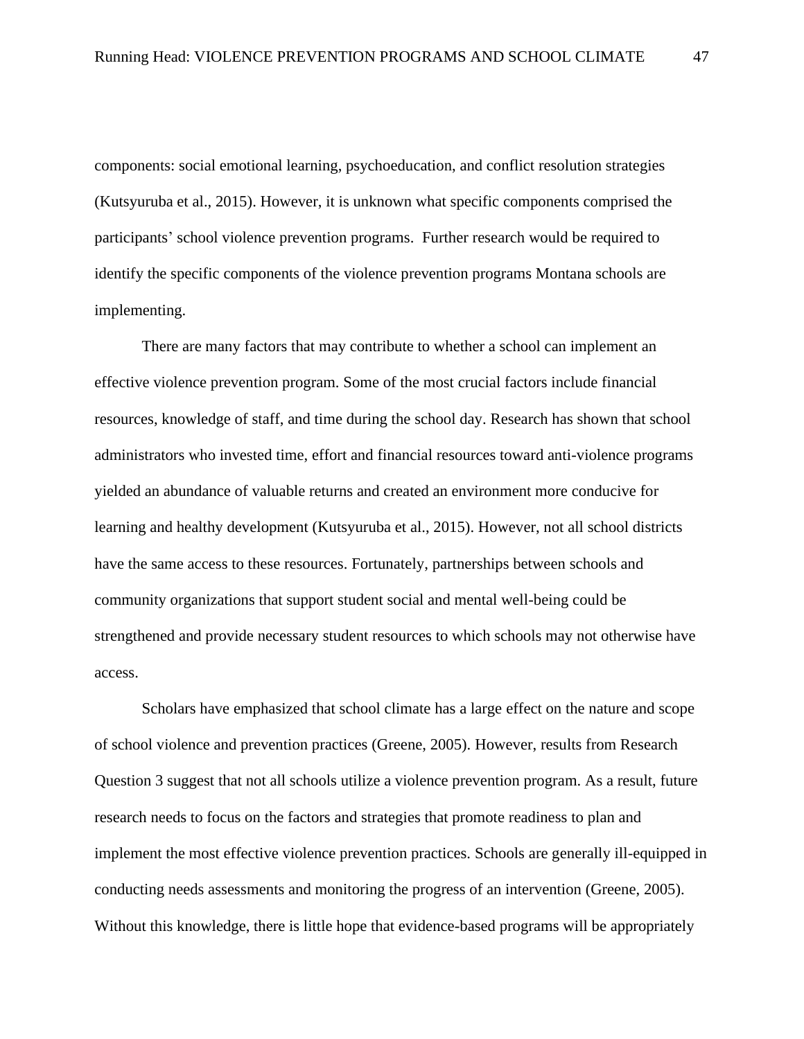components: social emotional learning, psychoeducation, and conflict resolution strategies (Kutsyuruba et al., 2015). However, it is unknown what specific components comprised the participants' school violence prevention programs. Further research would be required to identify the specific components of the violence prevention programs Montana schools are implementing.

There are many factors that may contribute to whether a school can implement an effective violence prevention program. Some of the most crucial factors include financial resources, knowledge of staff, and time during the school day. Research has shown that school administrators who invested time, effort and financial resources toward anti-violence programs yielded an abundance of valuable returns and created an environment more conducive for learning and healthy development (Kutsyuruba et al., 2015). However, not all school districts have the same access to these resources. Fortunately, partnerships between schools and community organizations that support student social and mental well-being could be strengthened and provide necessary student resources to which schools may not otherwise have access.

Scholars have emphasized that school climate has a large effect on the nature and scope of school violence and prevention practices (Greene, 2005). However, results from Research Question 3 suggest that not all schools utilize a violence prevention program. As a result, future research needs to focus on the factors and strategies that promote readiness to plan and implement the most effective violence prevention practices. Schools are generally ill-equipped in conducting needs assessments and monitoring the progress of an intervention (Greene, 2005). Without this knowledge, there is little hope that evidence-based programs will be appropriately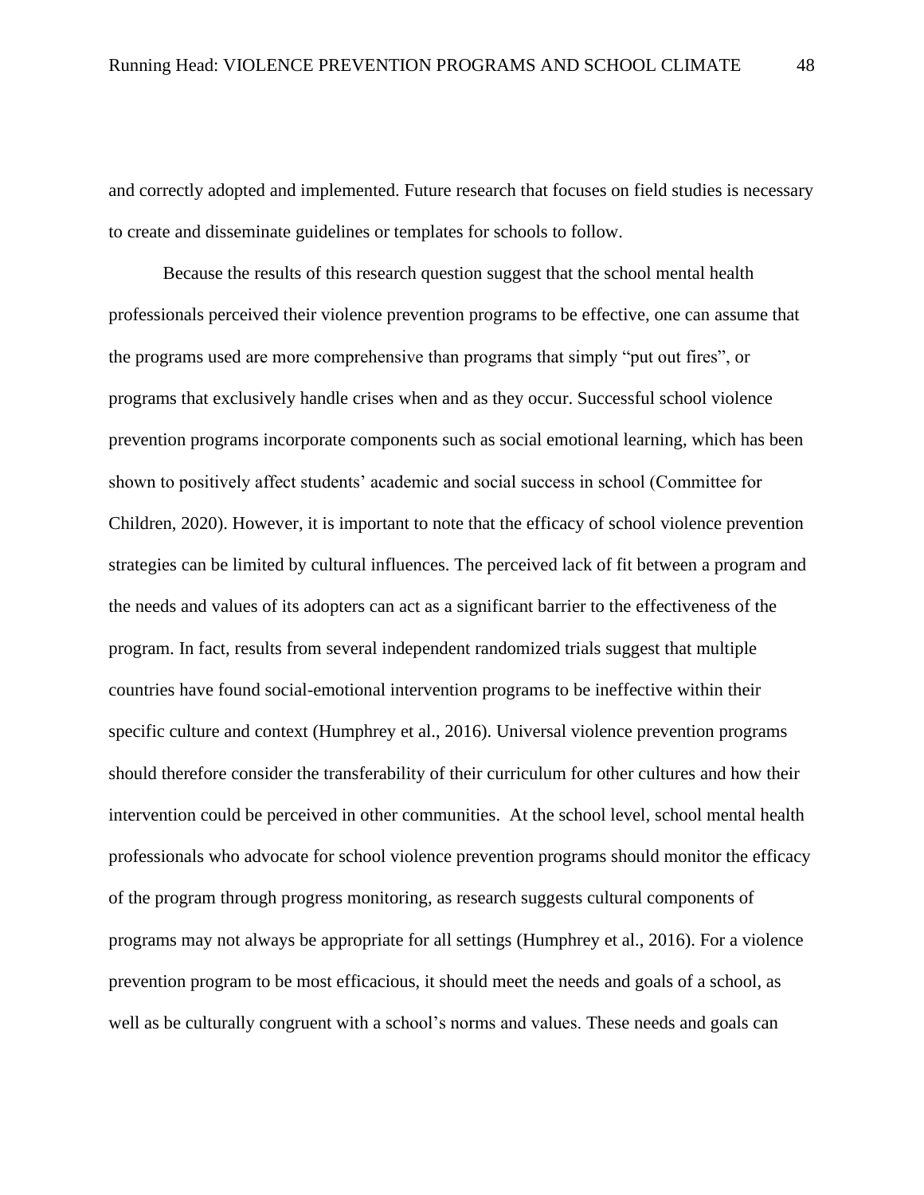and correctly adopted and implemented. Future research that focuses on field studies is necessary to create and disseminate guidelines or templates for schools to follow.

Because the results of this research question suggest that the school mental health professionals perceived their violence prevention programs to be effective, one can assume that the programs used are more comprehensive than programs that simply "put out fires", or programs that exclusively handle crises when and as they occur. Successful school violence prevention programs incorporate components such as social emotional learning, which has been shown to positively affect students' academic and social success in school (Committee for Children, 2020). However, it is important to note that the efficacy of school violence prevention strategies can be limited by cultural influences. The perceived lack of fit between a program and the needs and values of its adopters can act as a significant barrier to the effectiveness of the program. In fact, results from several independent randomized trials suggest that multiple countries have found social-emotional intervention programs to be ineffective within their specific culture and context (Humphrey et al., 2016). Universal violence prevention programs should therefore consider the transferability of their curriculum for other cultures and how their intervention could be perceived in other communities. At the school level, school mental health professionals who advocate for school violence prevention programs should monitor the efficacy of the program through progress monitoring, as research suggests cultural components of programs may not always be appropriate for all settings (Humphrey et al., 2016). For a violence prevention program to be most efficacious, it should meet the needs and goals of a school, as well as be culturally congruent with a school's norms and values. These needs and goals can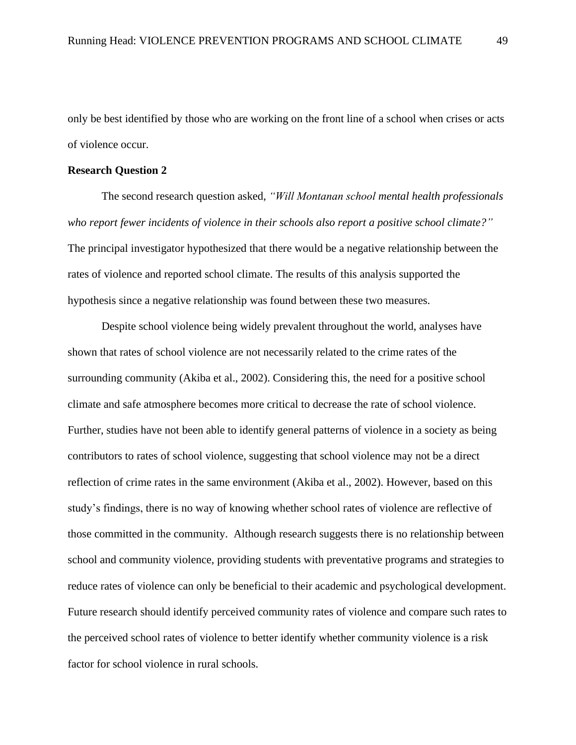only be best identified by those who are working on the front line of a school when crises or acts of violence occur.

**Research Question 2**

The second research question asked, *"Will Montanan school mental health professionals who report fewer incidents of violence in their schools also report a positive school climate?"* The principal investigator hypothesized that there would be a negative relationship between the rates of violence and reported school climate. The results of this analysis supported the hypothesis since a negative relationship was found between these two measures.

Despite school violence being widely prevalent throughout the world, analyses have shown that rates of school violence are not necessarily related to the crime rates of the surrounding community (Akiba et al., 2002). Considering this, the need for a positive school climate and safe atmosphere becomes more critical to decrease the rate of school violence. Further, studies have not been able to identify general patterns of violence in a society as being contributors to rates of school violence, suggesting that school violence may not be a direct reflection of crime rates in the same environment (Akiba et al., 2002). However, based on this study's findings, there is no way of knowing whether school rates of violence are reflective of those committed in the community. Although research suggests there is no relationship between school and community violence, providing students with preventative programs and strategies to reduce rates of violence can only be beneficial to their academic and psychological development. Future research should identify perceived community rates of violence and compare such rates to the perceived school rates of violence to better identify whether community violence is a risk factor for school violence in rural schools.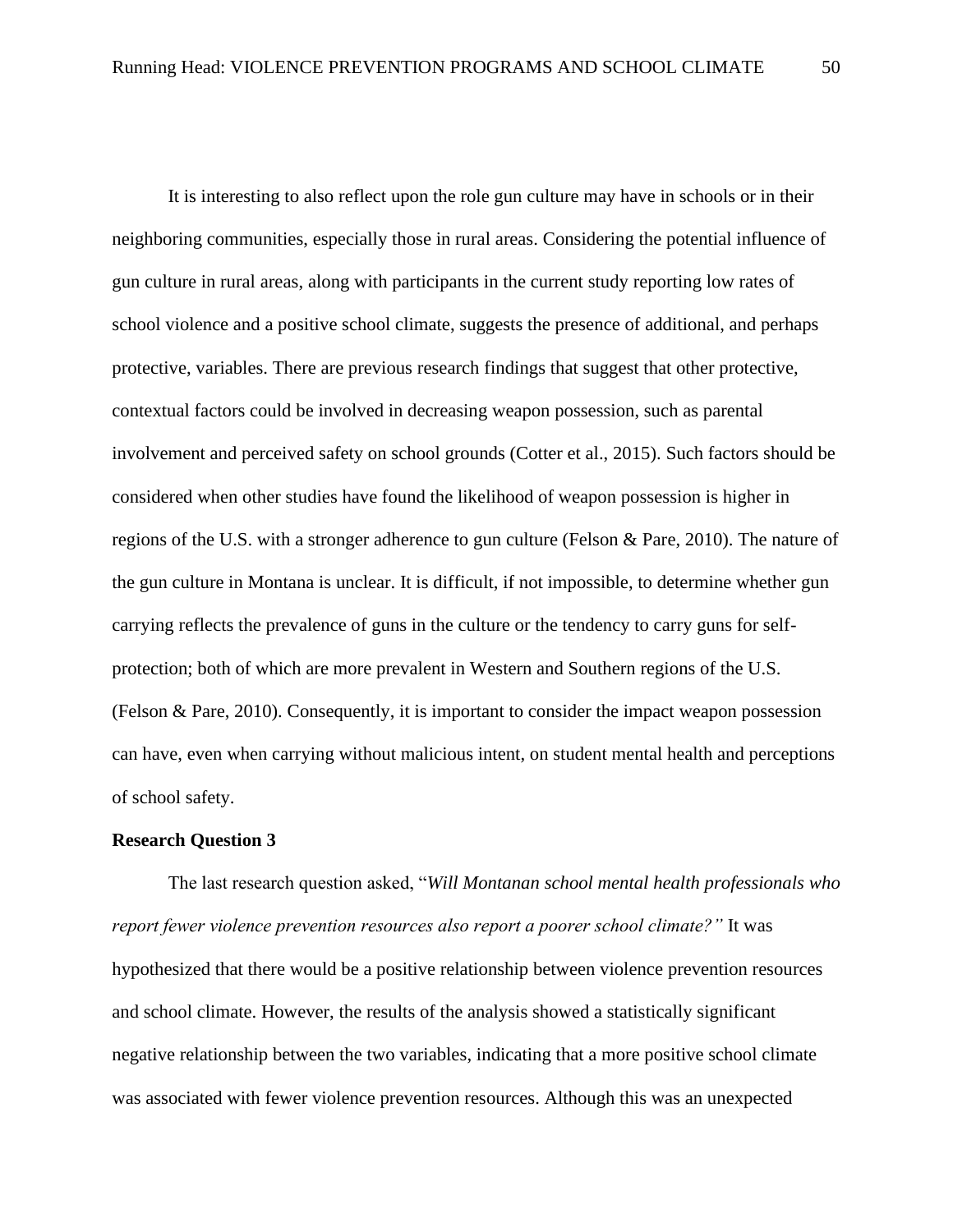It is interesting to also reflect upon the role gun culture may have in schools or in their neighboring communities, especially those in rural areas. Considering the potential influence of gun culture in rural areas, along with participants in the current study reporting low rates of school violence and a positive school climate, suggests the presence of additional, and perhaps protective, variables. There are previous research findings that suggest that other protective, contextual factors could be involved in decreasing weapon possession, such as parental involvement and perceived safety on school grounds (Cotter et al., 2015). Such factors should be considered when other studies have found the likelihood of weapon possession is higher in regions of the U.S. with a stronger adherence to gun culture (Felson & Pare, 2010). The nature of the gun culture in Montana is unclear. It is difficult, if not impossible, to determine whether gun carrying reflects the prevalence of guns in the culture or the tendency to carry guns for self-protection; both of which are more prevalent in Western and Southern regions of the U.S. (Felson & Pare, 2010). Consequently, it is important to consider the impact weapon possession can have, even when carrying without malicious intent, on student mental health and perceptions of school safety.

### Research Question 3

The last research question asked, "*Will Montanan school mental health professionals who report fewer violence prevention resources also report a poorer school climate?*" It was hypothesized that there would be a positive relationship between violence prevention resources and school climate. However, the results of the analysis showed a statistically significant negative relationship between the two variables, indicating that a more positive school climate was associated with fewer violence prevention resources. Although this was an unexpected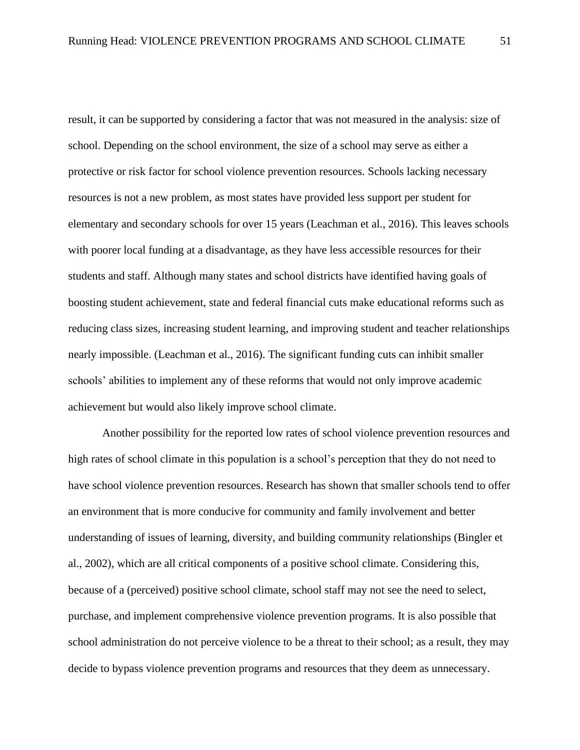result, it can be supported by considering a factor that was not measured in the analysis: size of school. Depending on the school environment, the size of a school may serve as either a protective or risk factor for school violence prevention resources. Schools lacking necessary resources is not a new problem, as most states have provided less support per student for elementary and secondary schools for over 15 years (Leachman et al., 2016). This leaves schools with poorer local funding at a disadvantage, as they have less accessible resources for their students and staff. Although many states and school districts have identified having goals of boosting student achievement, state and federal financial cuts make educational reforms such as reducing class sizes, increasing student learning, and improving student and teacher relationships nearly impossible. (Leachman et al., 2016). The significant funding cuts can inhibit smaller schools' abilities to implement any of these reforms that would not only improve academic achievement but would also likely improve school climate.

Another possibility for the reported low rates of school violence prevention resources and high rates of school climate in this population is a school's perception that they do not need to have school violence prevention resources. Research has shown that smaller schools tend to offer an environment that is more conducive for community and family involvement and better understanding of issues of learning, diversity, and building community relationships (Bingler et al., 2002), which are all critical components of a positive school climate. Considering this, because of a (perceived) positive school climate, school staff may not see the need to select, purchase, and implement comprehensive violence prevention programs. It is also possible that school administration do not perceive violence to be a threat to their school; as a result, they may decide to bypass violence prevention programs and resources that they deem as unnecessary.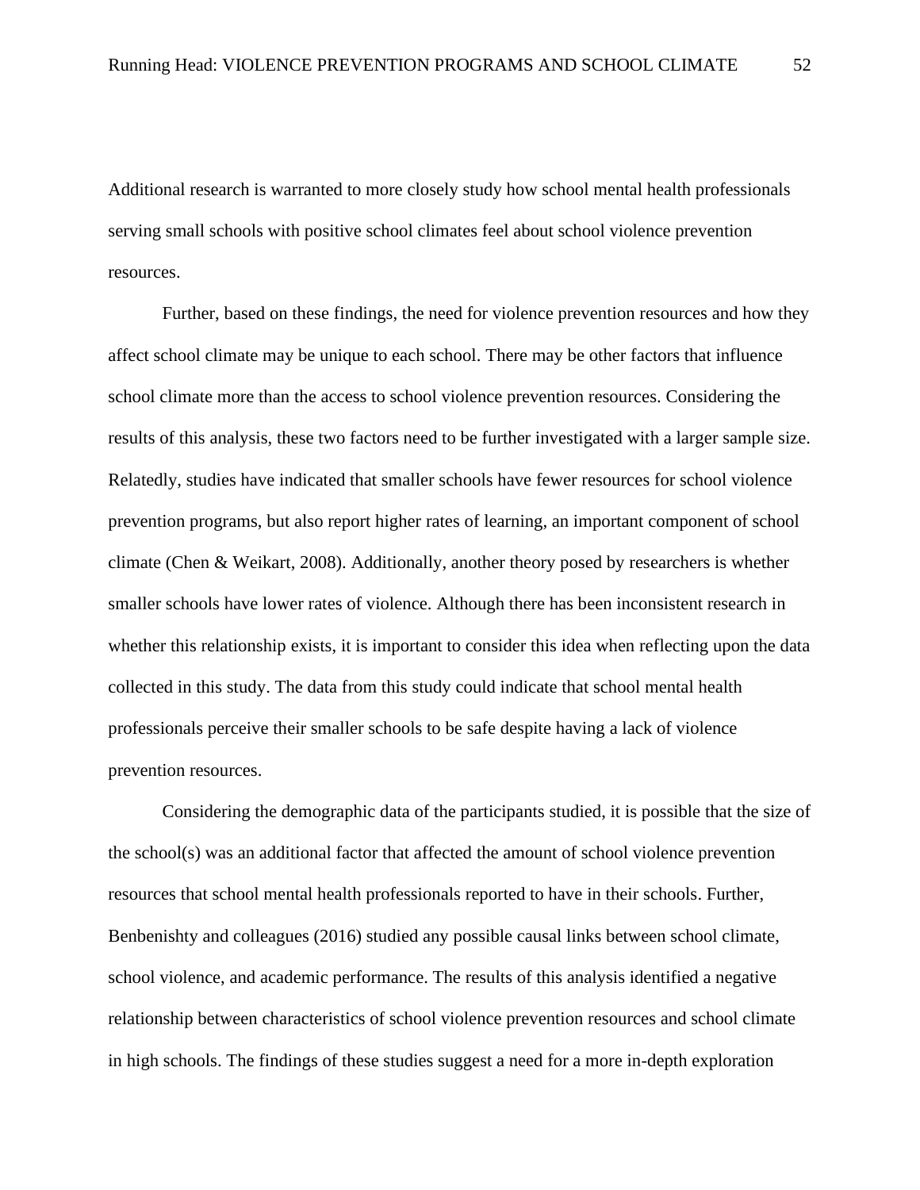Additional research is warranted to more closely study how school mental health professionals serving small schools with positive school climates feel about school violence prevention resources.

Further, based on these findings, the need for violence prevention resources and how they affect school climate may be unique to each school. There may be other factors that influence school climate more than the access to school violence prevention resources. Considering the results of this analysis, these two factors need to be further investigated with a larger sample size. Relatedly, studies have indicated that smaller schools have fewer resources for school violence prevention programs, but also report higher rates of learning, an important component of school climate (Chen & Weikart, 2008). Additionally, another theory posed by researchers is whether smaller schools have lower rates of violence. Although there has been inconsistent research in whether this relationship exists, it is important to consider this idea when reflecting upon the data collected in this study. The data from this study could indicate that school mental health professionals perceive their smaller schools to be safe despite having a lack of violence prevention resources.

Considering the demographic data of the participants studied, it is possible that the size of the school(s) was an additional factor that affected the amount of school violence prevention resources that school mental health professionals reported to have in their schools. Further, Benbenishty and colleagues (2016) studied any possible causal links between school climate, school violence, and academic performance. The results of this analysis identified a negative relationship between characteristics of school violence prevention resources and school climate in high schools. The findings of these studies suggest a need for a more in-depth exploration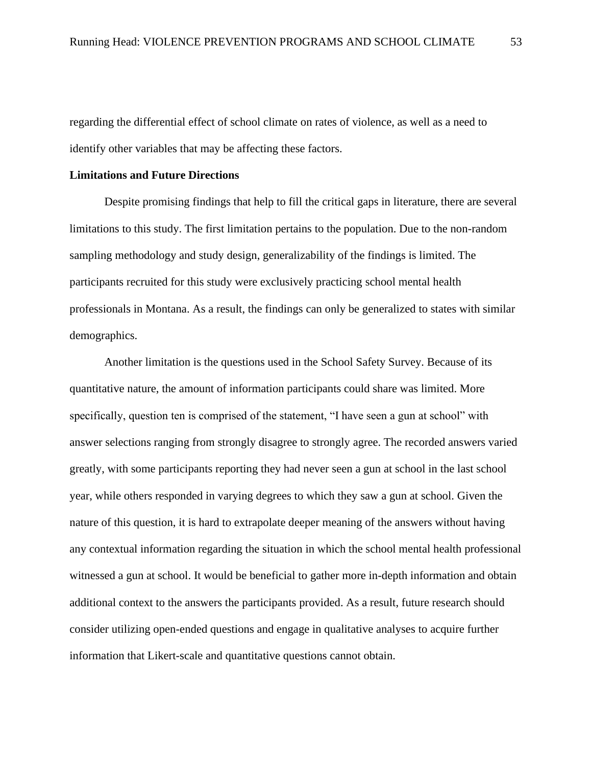regarding the differential effect of school climate on rates of violence, as well as a need to identify other variables that may be affecting these factors.

## Limitations and Future Directions

Despite promising findings that help to fill the critical gaps in literature, there are several limitations to this study. The first limitation pertains to the population. Due to the non-random sampling methodology and study design, generalizability of the findings is limited. The participants recruited for this study were exclusively practicing school mental health professionals in Montana. As a result, the findings can only be generalized to states with similar demographics.

Another limitation is the questions used in the School Safety Survey. Because of its quantitative nature, the amount of information participants could share was limited. More specifically, question ten is comprised of the statement, "I have seen a gun at school" with answer selections ranging from strongly disagree to strongly agree. The recorded answers varied greatly, with some participants reporting they had never seen a gun at school in the last school year, while others responded in varying degrees to which they saw a gun at school. Given the nature of this question, it is hard to extrapolate deeper meaning of the answers without having any contextual information regarding the situation in which the school mental health professional witnessed a gun at school. It would be beneficial to gather more in-depth information and obtain additional context to the answers the participants provided. As a result, future research should consider utilizing open-ended questions and engage in qualitative analyses to acquire further information that Likert-scale and quantitative questions cannot obtain.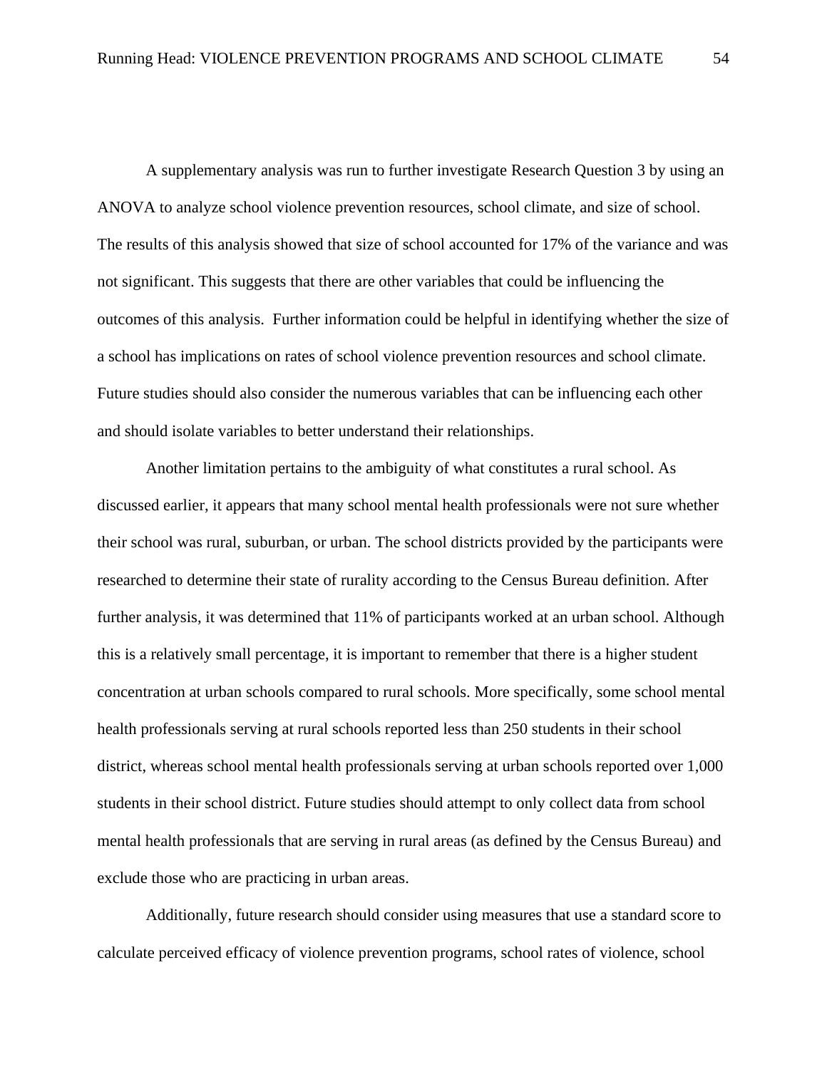A supplementary analysis was run to further investigate Research Question 3 by using an ANOVA to analyze school violence prevention resources, school climate, and size of school. The results of this analysis showed that size of school accounted for 17% of the variance and was not significant. This suggests that there are other variables that could be influencing the outcomes of this analysis. Further information could be helpful in identifying whether the size of a school has implications on rates of school violence prevention resources and school climate. Future studies should also consider the numerous variables that can be influencing each other and should isolate variables to better understand their relationships.

Another limitation pertains to the ambiguity of what constitutes a rural school. As discussed earlier, it appears that many school mental health professionals were not sure whether their school was rural, suburban, or urban. The school districts provided by the participants were researched to determine their state of rurality according to the Census Bureau definition. After further analysis, it was determined that 11% of participants worked at an urban school. Although this is a relatively small percentage, it is important to remember that there is a higher student concentration at urban schools compared to rural schools. More specifically, some school mental health professionals serving at rural schools reported less than 250 students in their school district, whereas school mental health professionals serving at urban schools reported over 1,000 students in their school district. Future studies should attempt to only collect data from school mental health professionals that are serving in rural areas (as defined by the Census Bureau) and exclude those who are practicing in urban areas.

Additionally, future research should consider using measures that use a standard score to calculate perceived efficacy of violence prevention programs, school rates of violence, school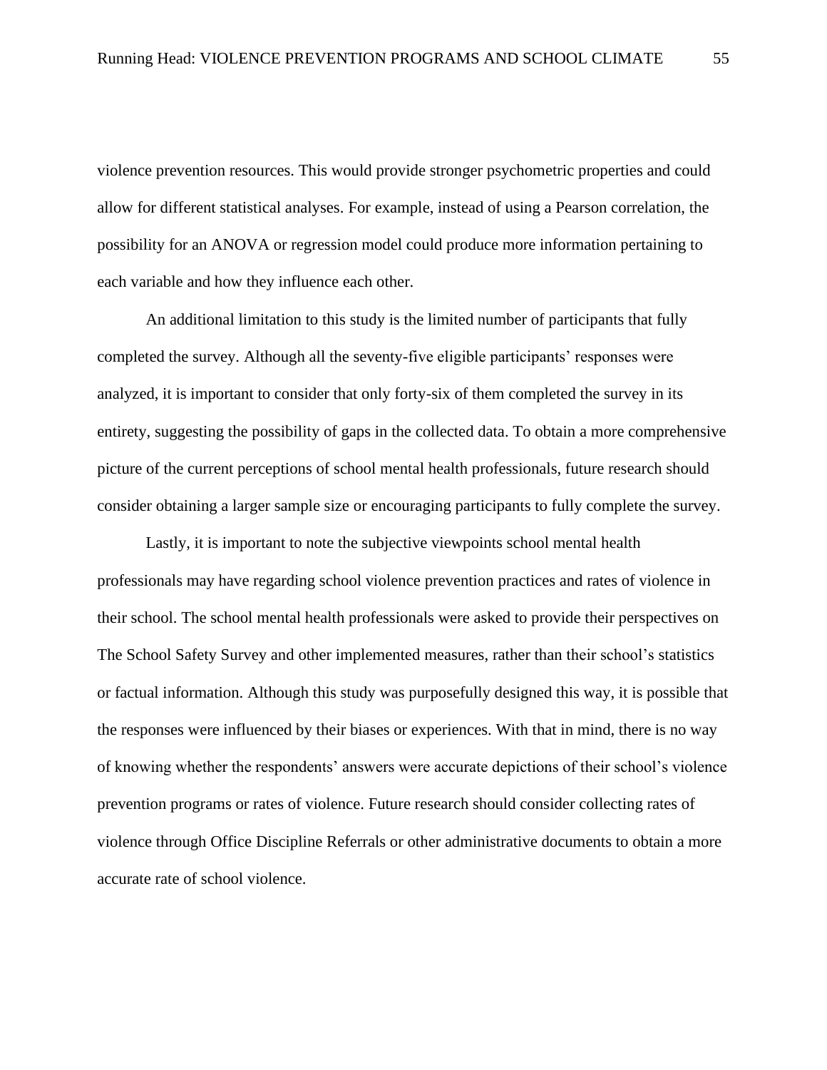violence prevention resources. This would provide stronger psychometric properties and could allow for different statistical analyses. For example, instead of using a Pearson correlation, the possibility for an ANOVA or regression model could produce more information pertaining to each variable and how they influence each other.

An additional limitation to this study is the limited number of participants that fully completed the survey. Although all the seventy-five eligible participants' responses were analyzed, it is important to consider that only forty-six of them completed the survey in its entirety, suggesting the possibility of gaps in the collected data. To obtain a more comprehensive picture of the current perceptions of school mental health professionals, future research should consider obtaining a larger sample size or encouraging participants to fully complete the survey.

Lastly, it is important to note the subjective viewpoints school mental health professionals may have regarding school violence prevention practices and rates of violence in their school. The school mental health professionals were asked to provide their perspectives on The School Safety Survey and other implemented measures, rather than their school's statistics or factual information. Although this study was purposefully designed this way, it is possible that the responses were influenced by their biases or experiences. With that in mind, there is no way of knowing whether the respondents' answers were accurate depictions of their school's violence prevention programs or rates of violence. Future research should consider collecting rates of violence through Office Discipline Referrals or other administrative documents to obtain a more accurate rate of school violence.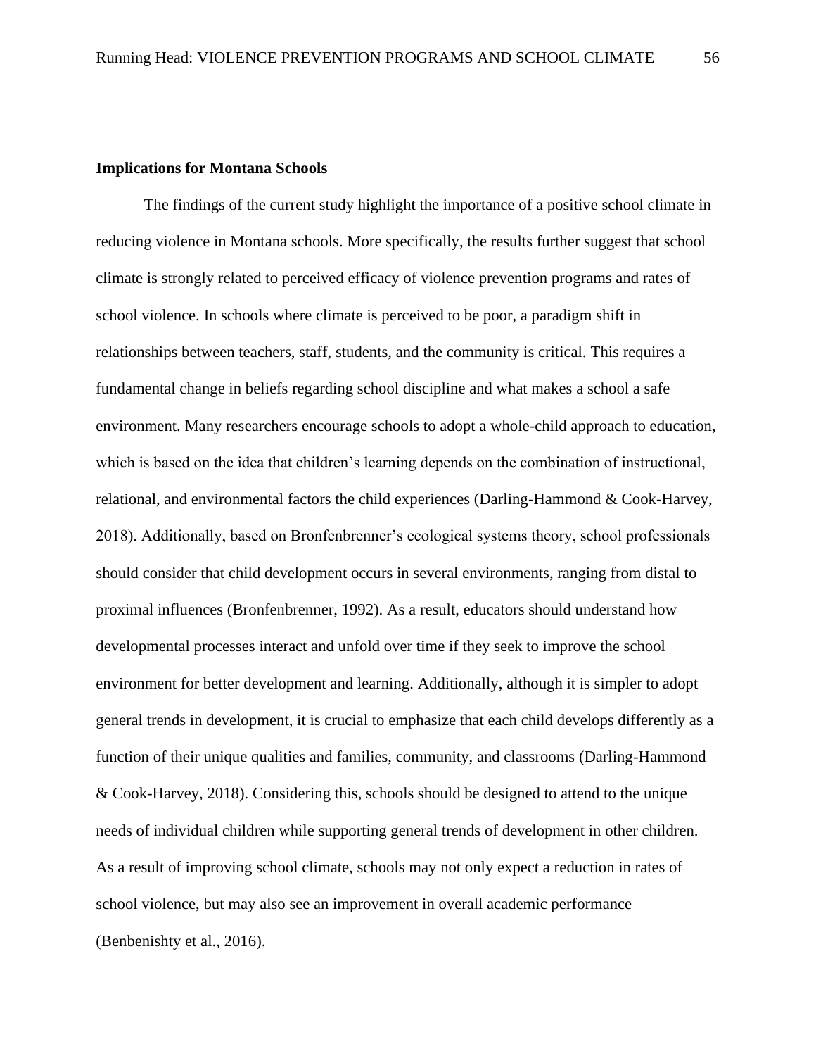## Implications for Montana Schools

The findings of the current study highlight the importance of a positive school climate in reducing violence in Montana schools. More specifically, the results further suggest that school climate is strongly related to perceived efficacy of violence prevention programs and rates of school violence. In schools where climate is perceived to be poor, a paradigm shift in relationships between teachers, staff, students, and the community is critical. This requires a fundamental change in beliefs regarding school discipline and what makes a school a safe environment. Many researchers encourage schools to adopt a whole-child approach to education, which is based on the idea that children's learning depends on the combination of instructional, relational, and environmental factors the child experiences (Darling-Hammond & Cook-Harvey, 2018). Additionally, based on Bronfenbrenner's ecological systems theory, school professionals should consider that child development occurs in several environments, ranging from distal to proximal influences (Bronfenbrenner, 1992). As a result, educators should understand how developmental processes interact and unfold over time if they seek to improve the school environment for better development and learning. Additionally, although it is simpler to adopt general trends in development, it is crucial to emphasize that each child develops differently as a function of their unique qualities and families, community, and classrooms (Darling-Hammond & Cook-Harvey, 2018). Considering this, schools should be designed to attend to the unique needs of individual children while supporting general trends of development in other children. As a result of improving school climate, schools may not only expect a reduction in rates of school violence, but may also see an improvement in overall academic performance (Benbenishty et al., 2016).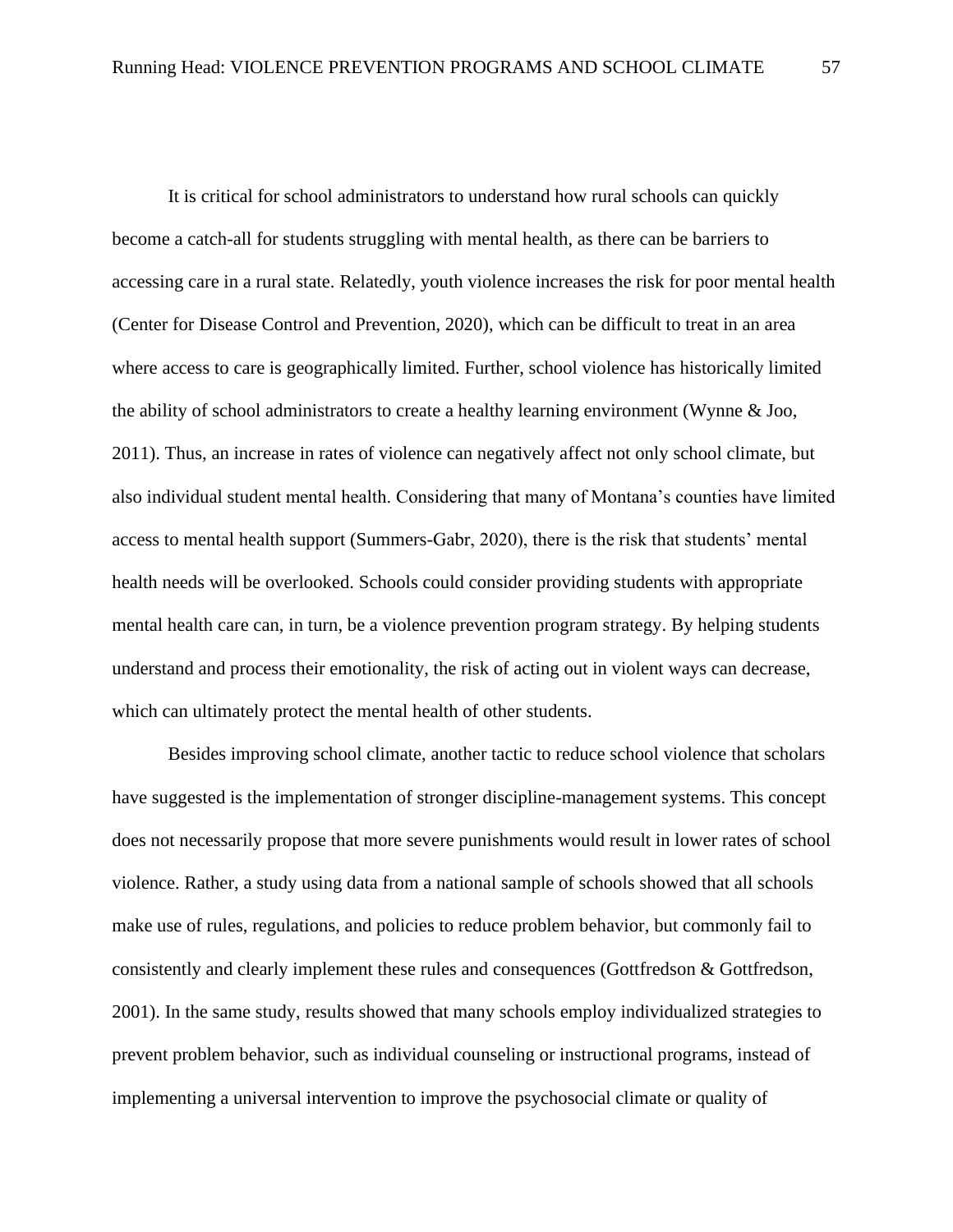It is critical for school administrators to understand how rural schools can quickly become a catch-all for students struggling with mental health, as there can be barriers to accessing care in a rural state. Relatedly, youth violence increases the risk for poor mental health (Center for Disease Control and Prevention, 2020), which can be difficult to treat in an area where access to care is geographically limited. Further, school violence has historically limited the ability of school administrators to create a healthy learning environment (Wynne & Joo, 2011). Thus, an increase in rates of violence can negatively affect not only school climate, but also individual student mental health. Considering that many of Montana's counties have limited access to mental health support (Summers-Gabr, 2020), there is the risk that students' mental health needs will be overlooked. Schools could consider providing students with appropriate mental health care can, in turn, be a violence prevention program strategy. By helping students understand and process their emotionality, the risk of acting out in violent ways can decrease, which can ultimately protect the mental health of other students.

Besides improving school climate, another tactic to reduce school violence that scholars have suggested is the implementation of stronger discipline-management systems. This concept does not necessarily propose that more severe punishments would result in lower rates of school violence. Rather, a study using data from a national sample of schools showed that all schools make use of rules, regulations, and policies to reduce problem behavior, but commonly fail to consistently and clearly implement these rules and consequences (Gottfredson & Gottfredson, 2001). In the same study, results showed that many schools employ individualized strategies to prevent problem behavior, such as individual counseling or instructional programs, instead of implementing a universal intervention to improve the psychosocial climate or quality of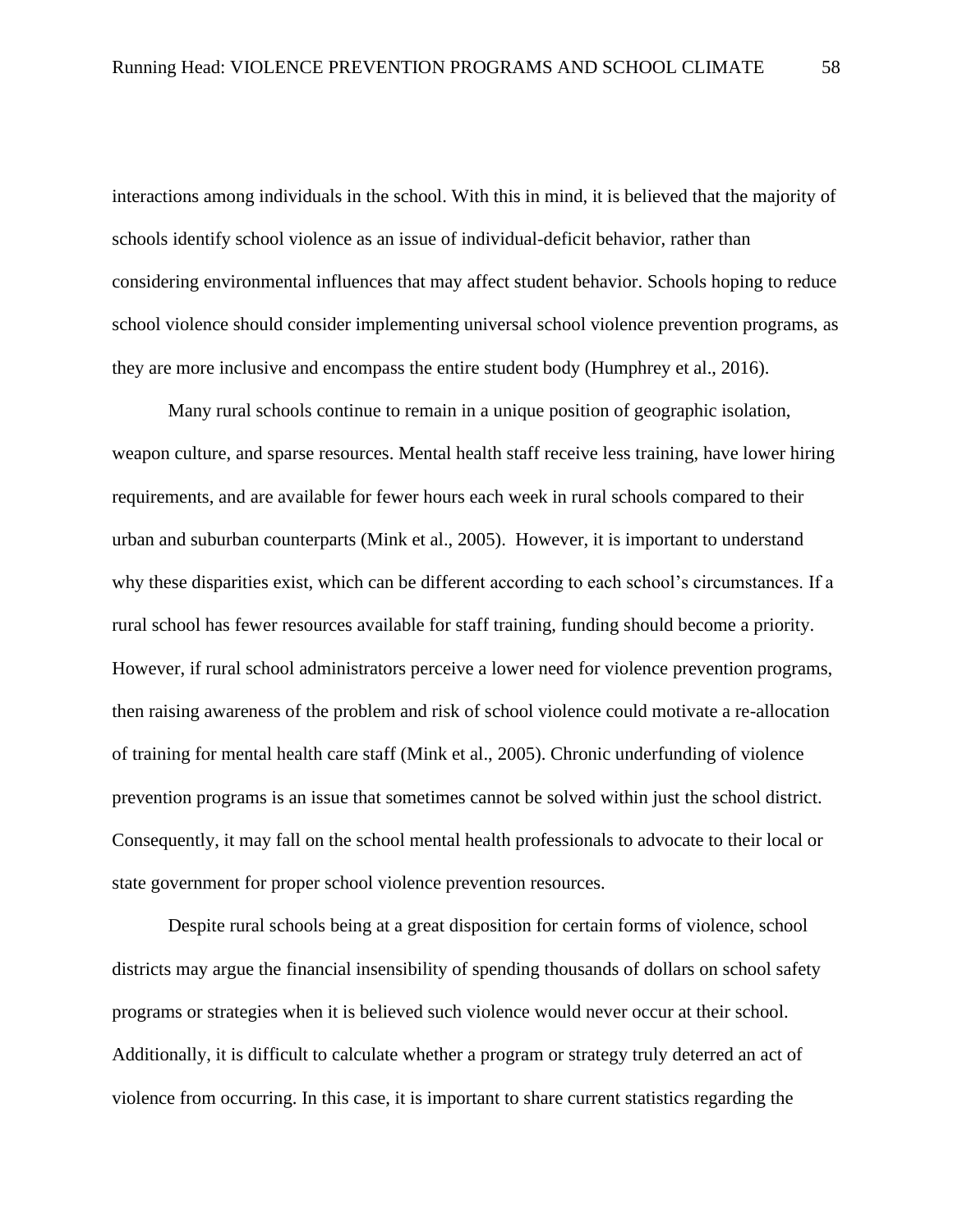interactions among individuals in the school. With this in mind, it is believed that the majority of schools identify school violence as an issue of individual-deficit behavior, rather than considering environmental influences that may affect student behavior. Schools hoping to reduce school violence should consider implementing universal school violence prevention programs, as they are more inclusive and encompass the entire student body (Humphrey et al., 2016).

Many rural schools continue to remain in a unique position of geographic isolation, weapon culture, and sparse resources. Mental health staff receive less training, have lower hiring requirements, and are available for fewer hours each week in rural schools compared to their urban and suburban counterparts (Mink et al., 2005). However, it is important to understand why these disparities exist, which can be different according to each school's circumstances. If a rural school has fewer resources available for staff training, funding should become a priority. However, if rural school administrators perceive a lower need for violence prevention programs, then raising awareness of the problem and risk of school violence could motivate a re-allocation of training for mental health care staff (Mink et al., 2005). Chronic underfunding of violence prevention programs is an issue that sometimes cannot be solved within just the school district. Consequently, it may fall on the school mental health professionals to advocate to their local or state government for proper school violence prevention resources.

Despite rural schools being at a great disposition for certain forms of violence, school districts may argue the financial insensibility of spending thousands of dollars on school safety programs or strategies when it is believed such violence would never occur at their school. Additionally, it is difficult to calculate whether a program or strategy truly deterred an act of violence from occurring. In this case, it is important to share current statistics regarding the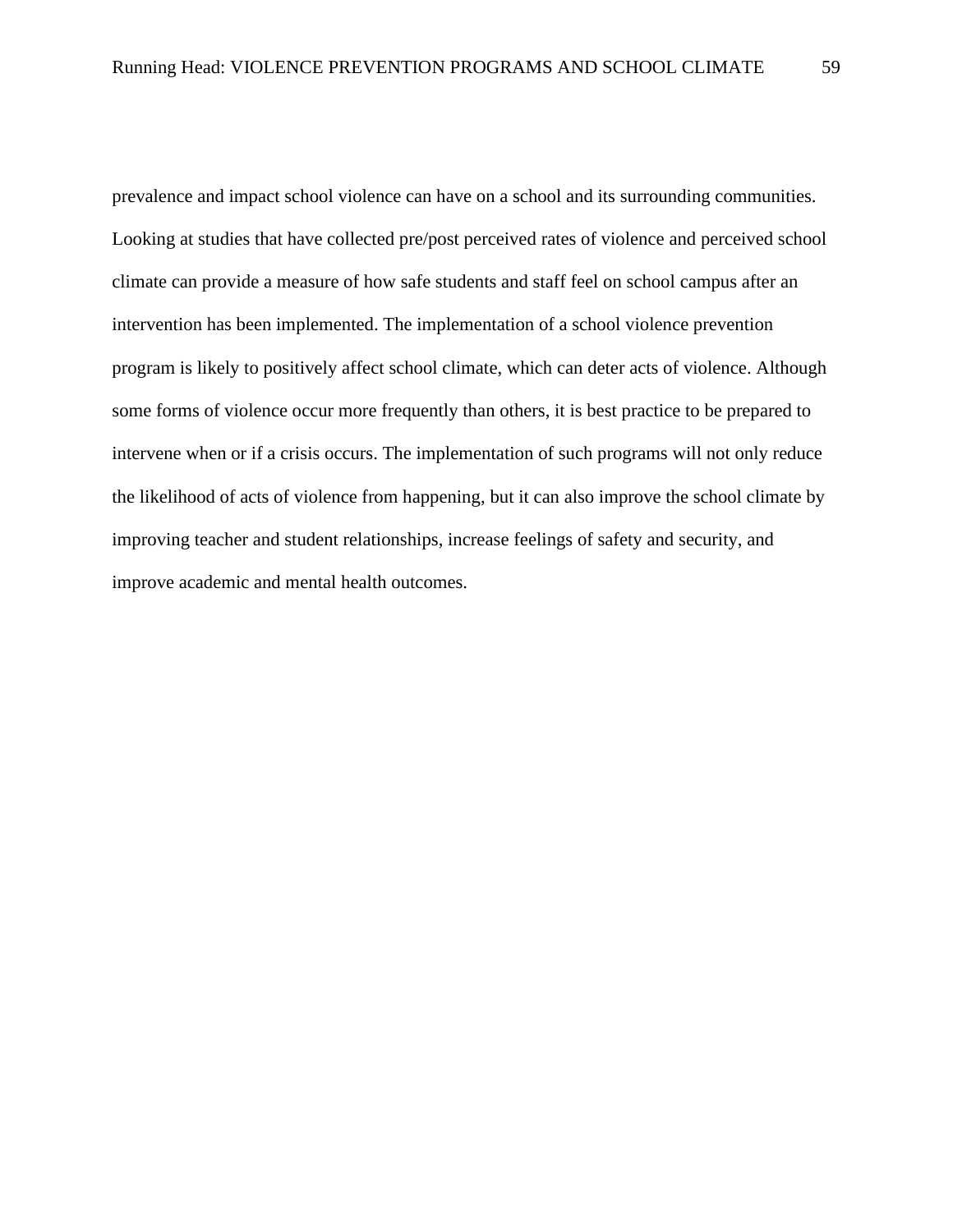prevalence and impact school violence can have on a school and its surrounding communities. Looking at studies that have collected pre/post perceived rates of violence and perceived school climate can provide a measure of how safe students and staff feel on school campus after an intervention has been implemented. The implementation of a school violence prevention program is likely to positively affect school climate, which can deter acts of violence. Although some forms of violence occur more frequently than others, it is best practice to be prepared to intervene when or if a crisis occurs. The implementation of such programs will not only reduce the likelihood of acts of violence from happening, but it can also improve the school climate by improving teacher and student relationships, increase feelings of safety and security, and improve academic and mental health outcomes.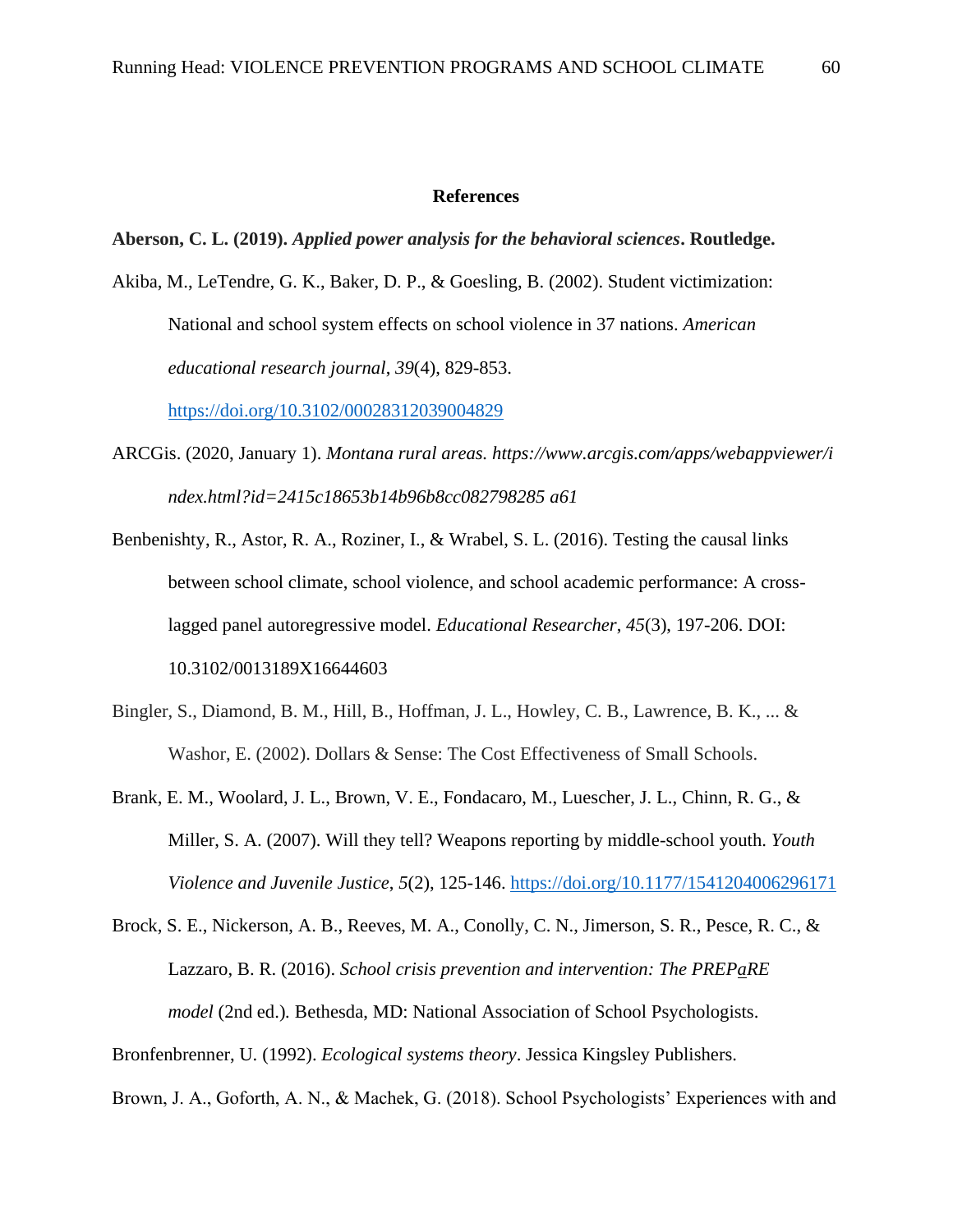## References

**Aberson, C. L. (2019).** ***Applied power analysis for the behavioral sciences*****. Routledge.**

Akiba, M., LeTendre, G. K., Baker, D. P., & Goesling, B. (2002). Student victimization: National and school system effects on school violence in 37 nations. *American educational research journal*, *39*(4), 829-853. https://doi.org/10.3102/00028312039004829

ARCGis. (2020, January 1). *Montana rural areas. https://www.arcgis.com/apps/webappviewer/index.html?id=2415c18653b14b96b8cc082798285 a61*

Benbenishty, R., Astor, R. A., Roziner, I., & Wrabel, S. L. (2016). Testing the causal links between school climate, school violence, and school academic performance: A cross-lagged panel autoregressive model. *Educational Researcher*, *45*(3), 197-206. DOI: 10.3102/0013189X16644603

Bingler, S., Diamond, B. M., Hill, B., Hoffman, J. L., Howley, C. B., Lawrence, B. K., ... & Washor, E. (2002). Dollars & Sense: The Cost Effectiveness of Small Schools.

Brank, E. M., Woolard, J. L., Brown, V. E., Fondacaro, M., Luescher, J. L., Chinn, R. G., & Miller, S. A. (2007). Will they tell? Weapons reporting by middle-school youth. *Youth Violence and Juvenile Justice*, *5*(2), 125-146. https://doi.org/10.1177/1541204006296171

Brock, S. E., Nickerson, A. B., Reeves, M. A., Conolly, C. N., Jimerson, S. R., Pesce, R. C., & Lazzaro, B. R. (2016). *School crisis prevention and intervention: The PREPaRE model* (2nd ed.). Bethesda, MD: National Association of School Psychologists.

Bronfenbrenner, U. (1992). *Ecological systems theory*. Jessica Kingsley Publishers.

Brown, J. A., Goforth, A. N., & Machek, G. (2018). School Psychologists' Experiences with and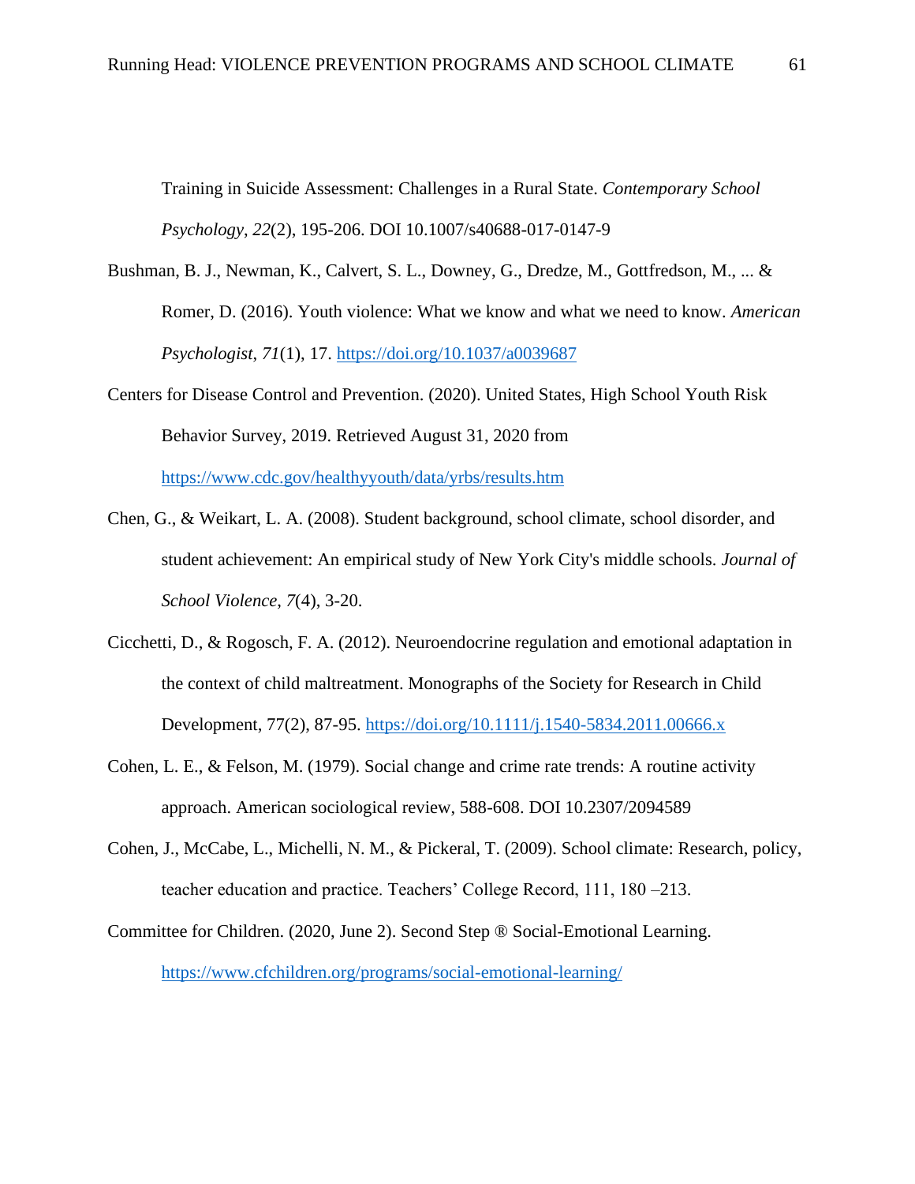Training in Suicide Assessment: Challenges in a Rural State. *Contemporary School Psychology*, *22*(2), 195-206. DOI 10.1007/s40688-017-0147-9

Bushman, B. J., Newman, K., Calvert, S. L., Downey, G., Dredze, M., Gottfredson, M., ... & Romer, D. (2016). Youth violence: What we know and what we need to know. *American Psychologist*, *71*(1), 17. https://doi.org/10.1037/a0039687

Centers for Disease Control and Prevention. (2020). United States, High School Youth Risk Behavior Survey, 2019. Retrieved August 31, 2020 from https://www.cdc.gov/healthyyouth/data/yrbs/results.htm

Chen, G., & Weikart, L. A. (2008). Student background, school climate, school disorder, and student achievement: An empirical study of New York City's middle schools. *Journal of School Violence*, *7*(4), 3-20.

Cicchetti, D., & Rogosch, F. A. (2012). Neuroendocrine regulation and emotional adaptation in the context of child maltreatment. Monographs of the Society for Research in Child Development, 77(2), 87-95. https://doi.org/10.1111/j.1540-5834.2011.00666.x

Cohen, L. E., & Felson, M. (1979). Social change and crime rate trends: A routine activity approach. American sociological review, 588-608. DOI 10.2307/2094589

Cohen, J., McCabe, L., Michelli, N. M., & Pickeral, T. (2009). School climate: Research, policy, teacher education and practice. Teachers' College Record, 111, 180 –213.

Committee for Children. (2020, June 2). Second Step ® Social-Emotional Learning. https://www.cfchildren.org/programs/social-emotional-learning/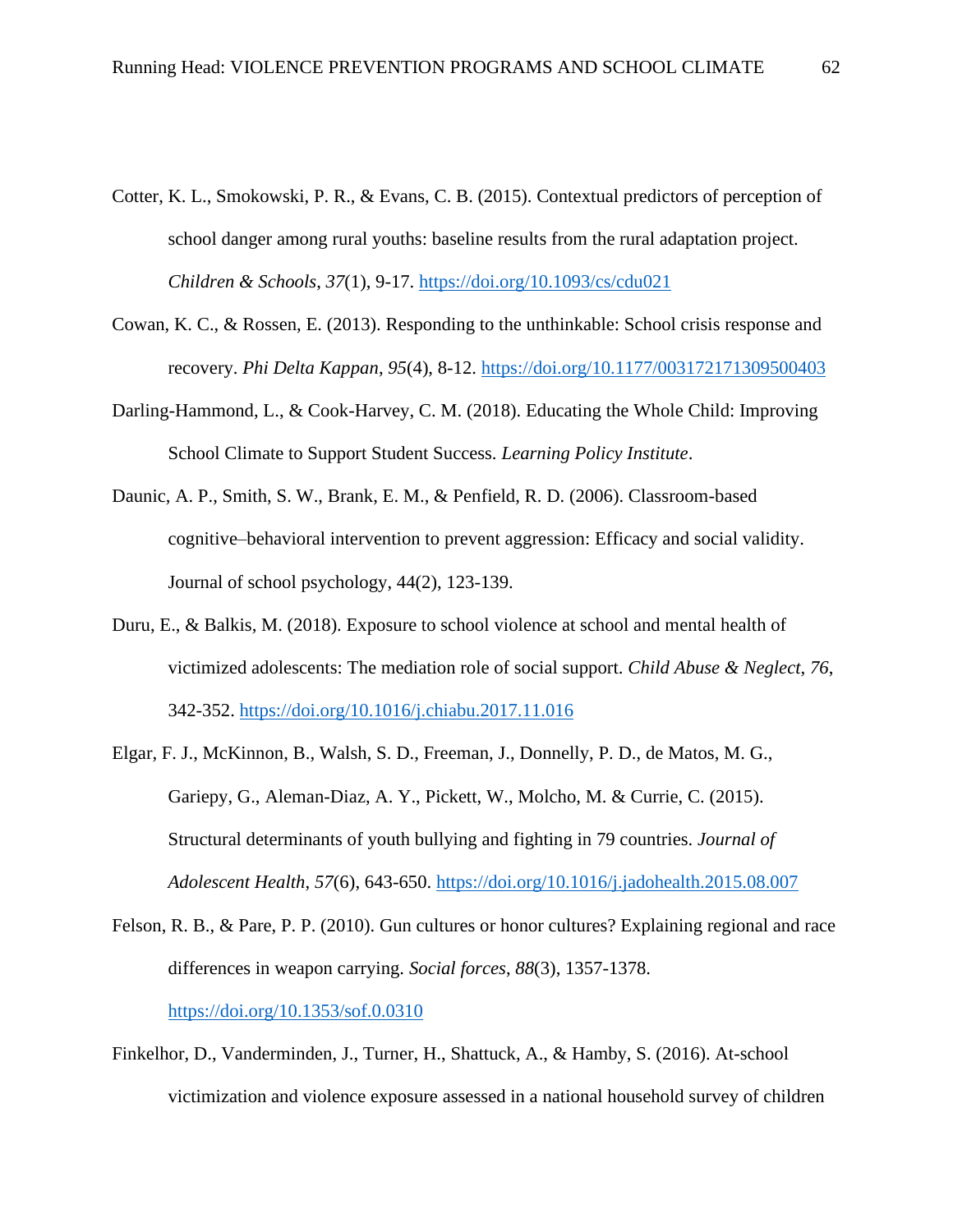Cotter, K. L., Smokowski, P. R., & Evans, C. B. (2015). Contextual predictors of perception of school danger among rural youths: baseline results from the rural adaptation project. *Children & Schools*, *37*(1), 9-17. https://doi.org/10.1093/cs/cdu021

Cowan, K. C., & Rossen, E. (2013). Responding to the unthinkable: School crisis response and recovery. *Phi Delta Kappan*, *95*(4), 8-12. https://doi.org/10.1177/003172171309500403

Darling-Hammond, L., & Cook-Harvey, C. M. (2018). Educating the Whole Child: Improving School Climate to Support Student Success. *Learning Policy Institute*.

Daunic, A. P., Smith, S. W., Brank, E. M., & Penfield, R. D. (2006). Classroom-based cognitive–behavioral intervention to prevent aggression: Efficacy and social validity. Journal of school psychology, 44(2), 123-139.

Duru, E., & Balkis, M. (2018). Exposure to school violence at school and mental health of victimized adolescents: The mediation role of social support. *Child Abuse & Neglect*, *76*, 342-352. https://doi.org/10.1016/j.chiabu.2017.11.016

Elgar, F. J., McKinnon, B., Walsh, S. D., Freeman, J., Donnelly, P. D., de Matos, M. G., Gariepy, G., Aleman-Diaz, A. Y., Pickett, W., Molcho, M. & Currie, C. (2015). Structural determinants of youth bullying and fighting in 79 countries. *Journal of Adolescent Health*, *57*(6), 643-650. https://doi.org/10.1016/j.jadohealth.2015.08.007

Felson, R. B., & Pare, P. P. (2010). Gun cultures or honor cultures? Explaining regional and race differences in weapon carrying. *Social forces*, *88*(3), 1357-1378. https://doi.org/10.1353/sof.0.0310

Finkelhor, D., Vanderminden, J., Turner, H., Shattuck, A., & Hamby, S. (2016). At-school victimization and violence exposure assessed in a national household survey of children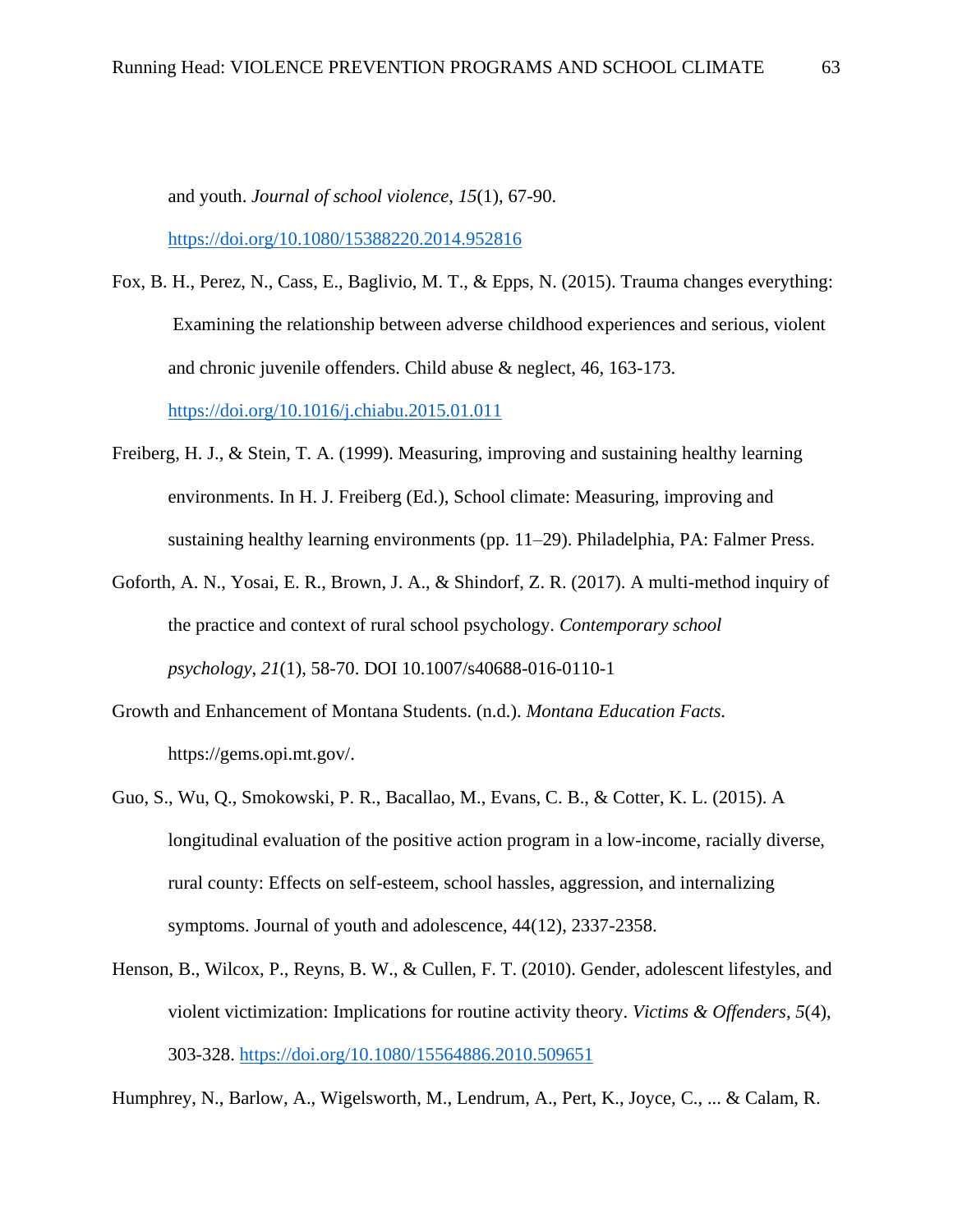and youth. *Journal of school violence*, *15*(1), 67-90. https://doi.org/10.1080/15388220.2014.952816

Fox, B. H., Perez, N., Cass, E., Baglivio, M. T., & Epps, N. (2015). Trauma changes everything: Examining the relationship between adverse childhood experiences and serious, violent and chronic juvenile offenders. Child abuse & neglect, 46, 163-173. https://doi.org/10.1016/j.chiabu.2015.01.011

Freiberg, H. J., & Stein, T. A. (1999). Measuring, improving and sustaining healthy learning environments. In H. J. Freiberg (Ed.), School climate: Measuring, improving and sustaining healthy learning environments (pp. 11–29). Philadelphia, PA: Falmer Press.

Goforth, A. N., Yosai, E. R., Brown, J. A., & Shindorf, Z. R. (2017). A multi-method inquiry of the practice and context of rural school psychology. *Contemporary school psychology*, *21*(1), 58-70. DOI 10.1007/s40688-016-0110-1

Growth and Enhancement of Montana Students. (n.d.). *Montana Education Facts.* https://gems.opi.mt.gov/.

Guo, S., Wu, Q., Smokowski, P. R., Bacallao, M., Evans, C. B., & Cotter, K. L. (2015). A longitudinal evaluation of the positive action program in a low-income, racially diverse, rural county: Effects on self-esteem, school hassles, aggression, and internalizing symptoms. Journal of youth and adolescence, 44(12), 2337-2358.

Henson, B., Wilcox, P., Reyns, B. W., & Cullen, F. T. (2010). Gender, adolescent lifestyles, and violent victimization: Implications for routine activity theory. *Victims & Offenders*, *5*(4), 303-328. https://doi.org/10.1080/15564886.2010.509651

Humphrey, N., Barlow, A., Wigelsworth, M., Lendrum, A., Pert, K., Joyce, C., ... & Calam, R.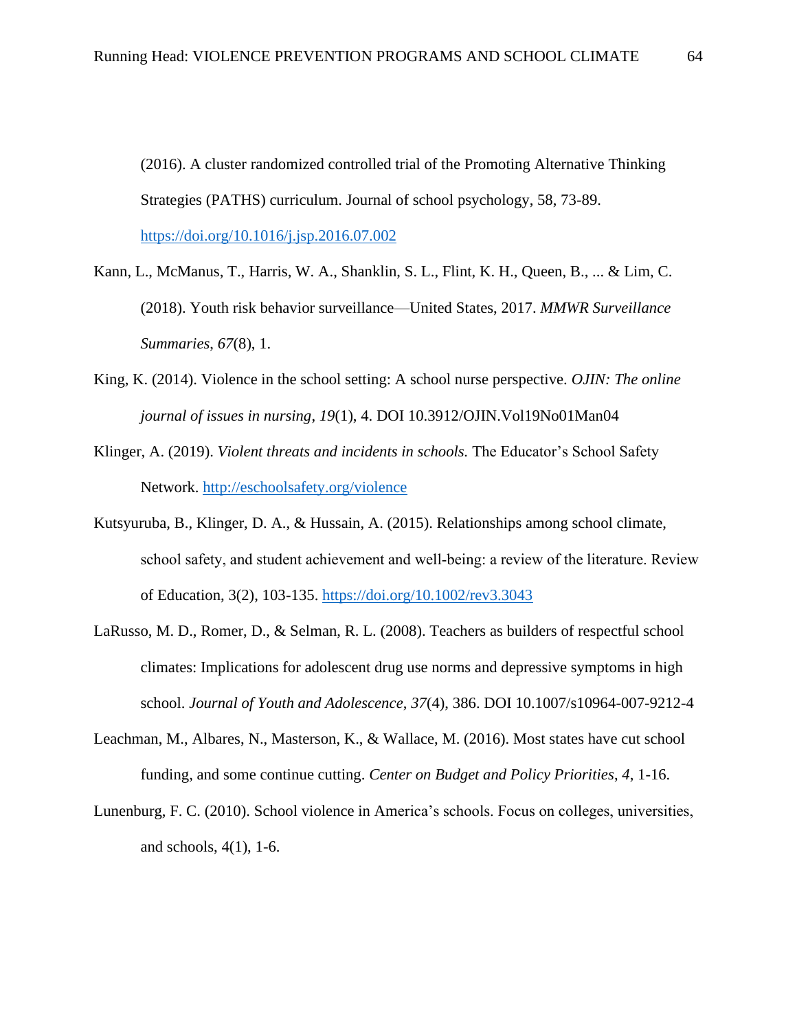(2016). A cluster randomized controlled trial of the Promoting Alternative Thinking Strategies (PATHS) curriculum. Journal of school psychology, 58, 73-89. https://doi.org/10.1016/j.jsp.2016.07.002

Kann, L., McManus, T., Harris, W. A., Shanklin, S. L., Flint, K. H., Queen, B., ... & Lim, C. (2018). Youth risk behavior surveillance—United States, 2017. *MMWR Surveillance Summaries*, *67*(8), 1.

King, K. (2014). Violence in the school setting: A school nurse perspective. *OJIN: The online journal of issues in nursing*, *19*(1), 4. DOI 10.3912/OJIN.Vol19No01Man04

Klinger, A. (2019). *Violent threats and incidents in schools.* The Educator's School Safety Network. http://eschoolsafety.org/violence

Kutsyuruba, B., Klinger, D. A., & Hussain, A. (2015). Relationships among school climate, school safety, and student achievement and well-being: a review of the literature. Review of Education, 3(2), 103-135. https://doi.org/10.1002/rev3.3043

LaRusso, M. D., Romer, D., & Selman, R. L. (2008). Teachers as builders of respectful school climates: Implications for adolescent drug use norms and depressive symptoms in high school. *Journal of Youth and Adolescence*, *37*(4), 386. DOI 10.1007/s10964-007-9212-4

Leachman, M., Albares, N., Masterson, K., & Wallace, M. (2016). Most states have cut school funding, and some continue cutting. *Center on Budget and Policy Priorities*, *4*, 1-16.

Lunenburg, F. C. (2010). School violence in America's schools. Focus on colleges, universities, and schools, 4(1), 1-6.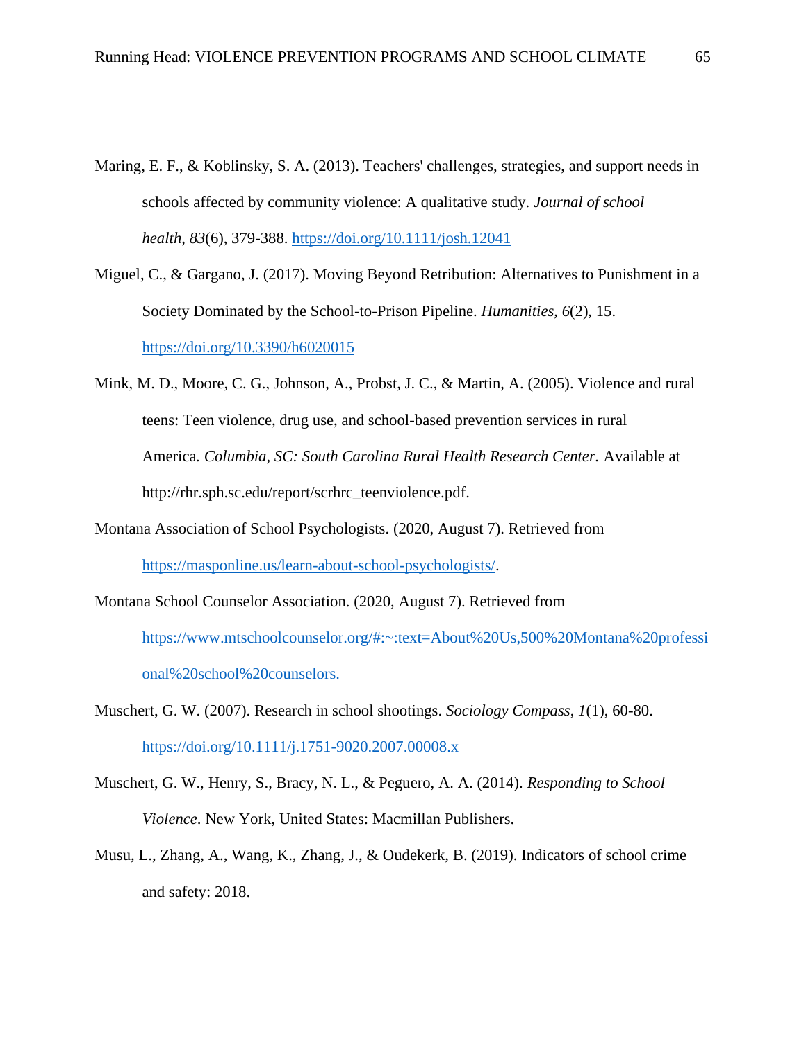Maring, E. F., & Koblinsky, S. A. (2013). Teachers' challenges, strategies, and support needs in schools affected by community violence: A qualitative study. *Journal of school health*, *83*(6), 379-388. https://doi.org/10.1111/josh.12041

Miguel, C., & Gargano, J. (2017). Moving Beyond Retribution: Alternatives to Punishment in a Society Dominated by the School-to-Prison Pipeline. *Humanities*, *6*(2), 15. https://doi.org/10.3390/h6020015

Mink, M. D., Moore, C. G., Johnson, A., Probst, J. C., & Martin, A. (2005). Violence and rural teens: Teen violence, drug use, and school-based prevention services in rural America*. Columbia, SC: South Carolina Rural Health Research Center.* Available at http://rhr.sph.sc.edu/report/scrhrc_teenviolence.pdf.

Montana Association of School Psychologists. (2020, August 7). Retrieved from https://masponline.us/learn-about-school-psychologists/.

Montana School Counselor Association. (2020, August 7). Retrieved from https://www.mtschoolcounselor.org/#:~:text=About%20Us,500%20Montana%20professional%20school%20counselors.

Muschert, G. W. (2007). Research in school shootings. *Sociology Compass*, *1*(1), 60-80. https://doi.org/10.1111/j.1751-9020.2007.00008.x

Muschert, G. W., Henry, S., Bracy, N. L., & Peguero, A. A. (2014). *Responding to School Violence*. New York, United States: Macmillan Publishers.

Musu, L., Zhang, A., Wang, K., Zhang, J., & Oudekerk, B. (2019). Indicators of school crime and safety: 2018.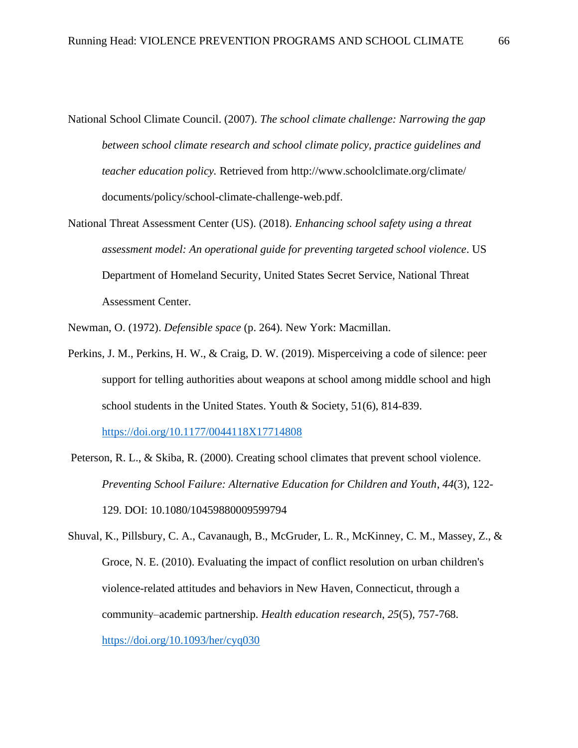National School Climate Council. (2007). *The school climate challenge: Narrowing the gap between school climate research and school climate policy, practice guidelines and teacher education policy.* Retrieved from http://www.schoolclimate.org/climate/ documents/policy/school-climate-challenge-web.pdf.

National Threat Assessment Center (US). (2018). *Enhancing school safety using a threat assessment model: An operational guide for preventing targeted school violence*. US Department of Homeland Security, United States Secret Service, National Threat Assessment Center.

Newman, O. (1972). *Defensible space* (p. 264). New York: Macmillan.

Perkins, J. M., Perkins, H. W., & Craig, D. W. (2019). Misperceiving a code of silence: peer support for telling authorities about weapons at school among middle school and high school students in the United States. Youth & Society, 51(6), 814-839. https://doi.org/10.1177/0044118X17714808

Peterson, R. L., & Skiba, R. (2000). Creating school climates that prevent school violence. *Preventing School Failure: Alternative Education for Children and Youth*, *44*(3), 122-129. DOI: 10.1080/10459880009599794

Shuval, K., Pillsbury, C. A., Cavanaugh, B., McGruder, L. R., McKinney, C. M., Massey, Z., & Groce, N. E. (2010). Evaluating the impact of conflict resolution on urban children's violence-related attitudes and behaviors in New Haven, Connecticut, through a community–academic partnership. *Health education research*, *25*(5), 757-768. https://doi.org/10.1093/her/cyq030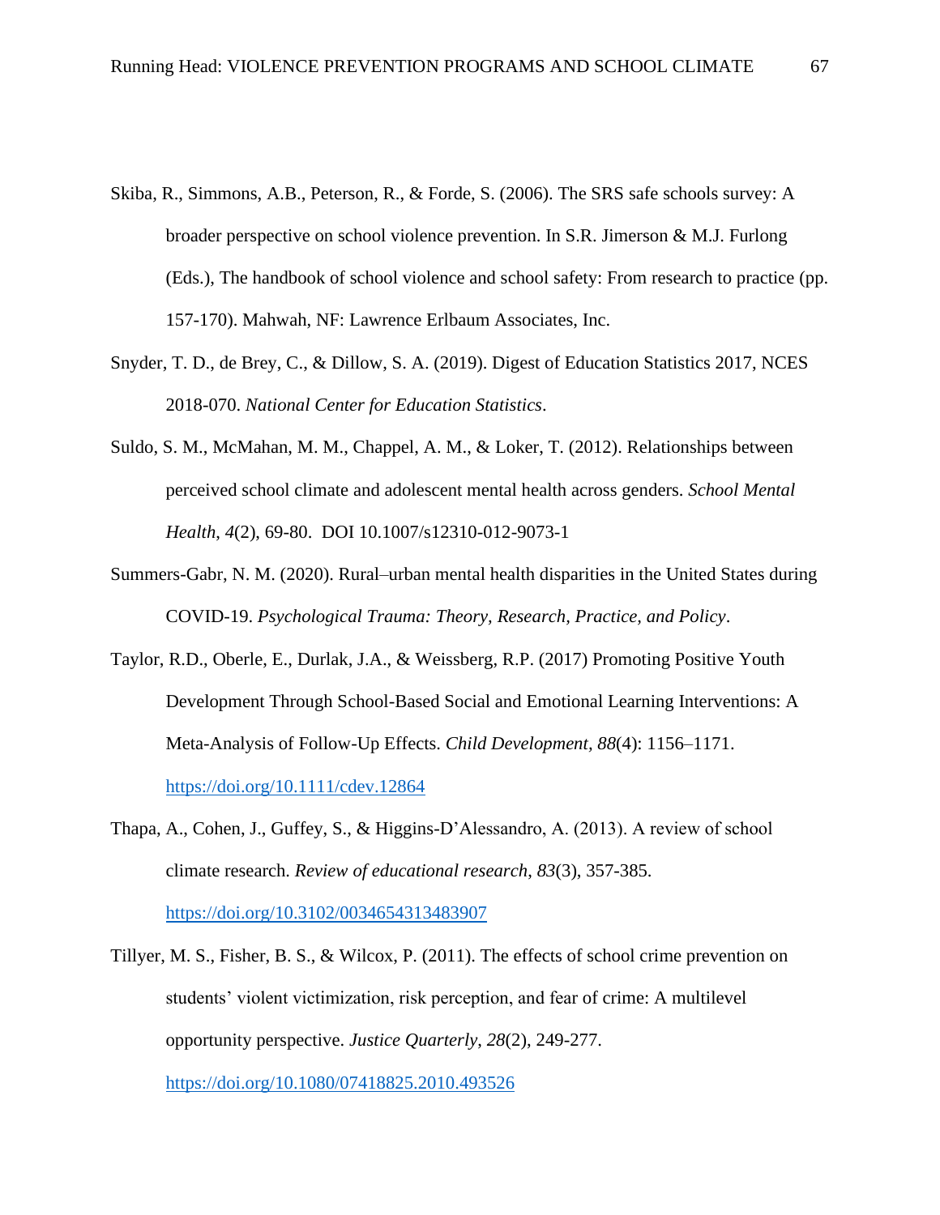Skiba, R., Simmons, A.B., Peterson, R., & Forde, S. (2006). The SRS safe schools survey: A broader perspective on school violence prevention. In S.R. Jimerson & M.J. Furlong (Eds.), The handbook of school violence and school safety: From research to practice (pp. 157-170). Mahwah, NF: Lawrence Erlbaum Associates, Inc.

Snyder, T. D., de Brey, C., & Dillow, S. A. (2019). Digest of Education Statistics 2017, NCES 2018-070. *National Center for Education Statistics*.

Suldo, S. M., McMahan, M. M., Chappel, A. M., & Loker, T. (2012). Relationships between perceived school climate and adolescent mental health across genders. *School Mental Health, 4*(2), 69-80. DOI 10.1007/s12310-012-9073-1

Summers-Gabr, N. M. (2020). Rural–urban mental health disparities in the United States during COVID-19. *Psychological Trauma: Theory, Research, Practice, and Policy*.

Taylor, R.D., Oberle, E., Durlak, J.A., & Weissberg, R.P. (2017) Promoting Positive Youth Development Through School-Based Social and Emotional Learning Interventions: A Meta-Analysis of Follow-Up Effects. *Child Development, 88*(4): 1156–1171. https://doi.org/10.1111/cdev.12864

Thapa, A., Cohen, J., Guffey, S., & Higgins-D'Alessandro, A. (2013). A review of school climate research. *Review of educational research*, *83*(3), 357-385. https://doi.org/10.3102/0034654313483907

Tillyer, M. S., Fisher, B. S., & Wilcox, P. (2011). The effects of school crime prevention on students' violent victimization, risk perception, and fear of crime: A multilevel opportunity perspective. *Justice Quarterly*, *28*(2), 249-277. https://doi.org/10.1080/07418825.2010.493526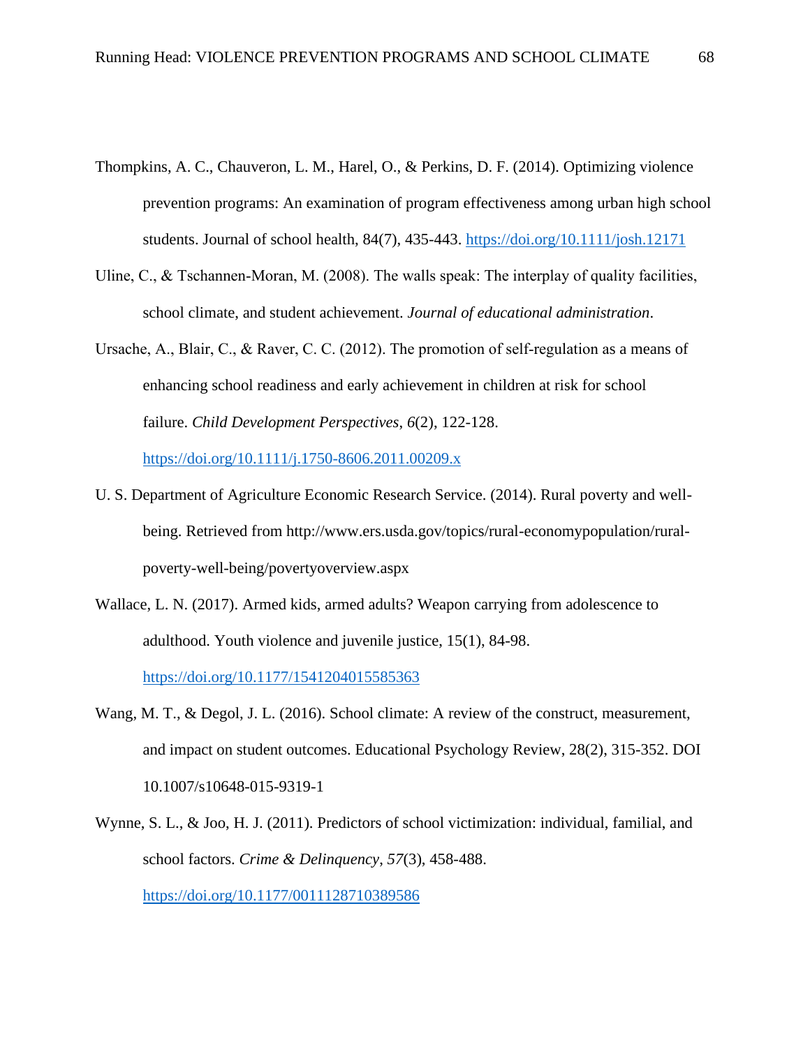Thompkins, A. C., Chauveron, L. M., Harel, O., & Perkins, D. F. (2014). Optimizing violence prevention programs: An examination of program effectiveness among urban high school students. Journal of school health, 84(7), 435-443. https://doi.org/10.1111/josh.12171

Uline, C., & Tschannen-Moran, M. (2008). The walls speak: The interplay of quality facilities, school climate, and student achievement. *Journal of educational administration*.

Ursache, A., Blair, C., & Raver, C. C. (2012). The promotion of self‐regulation as a means of enhancing school readiness and early achievement in children at risk for school failure. *Child Development Perspectives*, *6*(2), 122-128. https://doi.org/10.1111/j.1750-8606.2011.00209.x

U. S. Department of Agriculture Economic Research Service. (2014). Rural poverty and well-being. Retrieved from http://www.ers.usda.gov/topics/rural-economypopulation/rural-poverty-well-being/povertyoverview.aspx

Wallace, L. N. (2017). Armed kids, armed adults? Weapon carrying from adolescence to adulthood. Youth violence and juvenile justice, 15(1), 84-98. https://doi.org/10.1177/1541204015585363

Wang, M. T., & Degol, J. L. (2016). School climate: A review of the construct, measurement, and impact on student outcomes. Educational Psychology Review, 28(2), 315-352. DOI 10.1007/s10648-015-9319-1

Wynne, S. L., & Joo, H. J. (2011). Predictors of school victimization: individual, familial, and school factors. *Crime & Delinquency*, *57*(3), 458-488. https://doi.org/10.1177/0011128710389586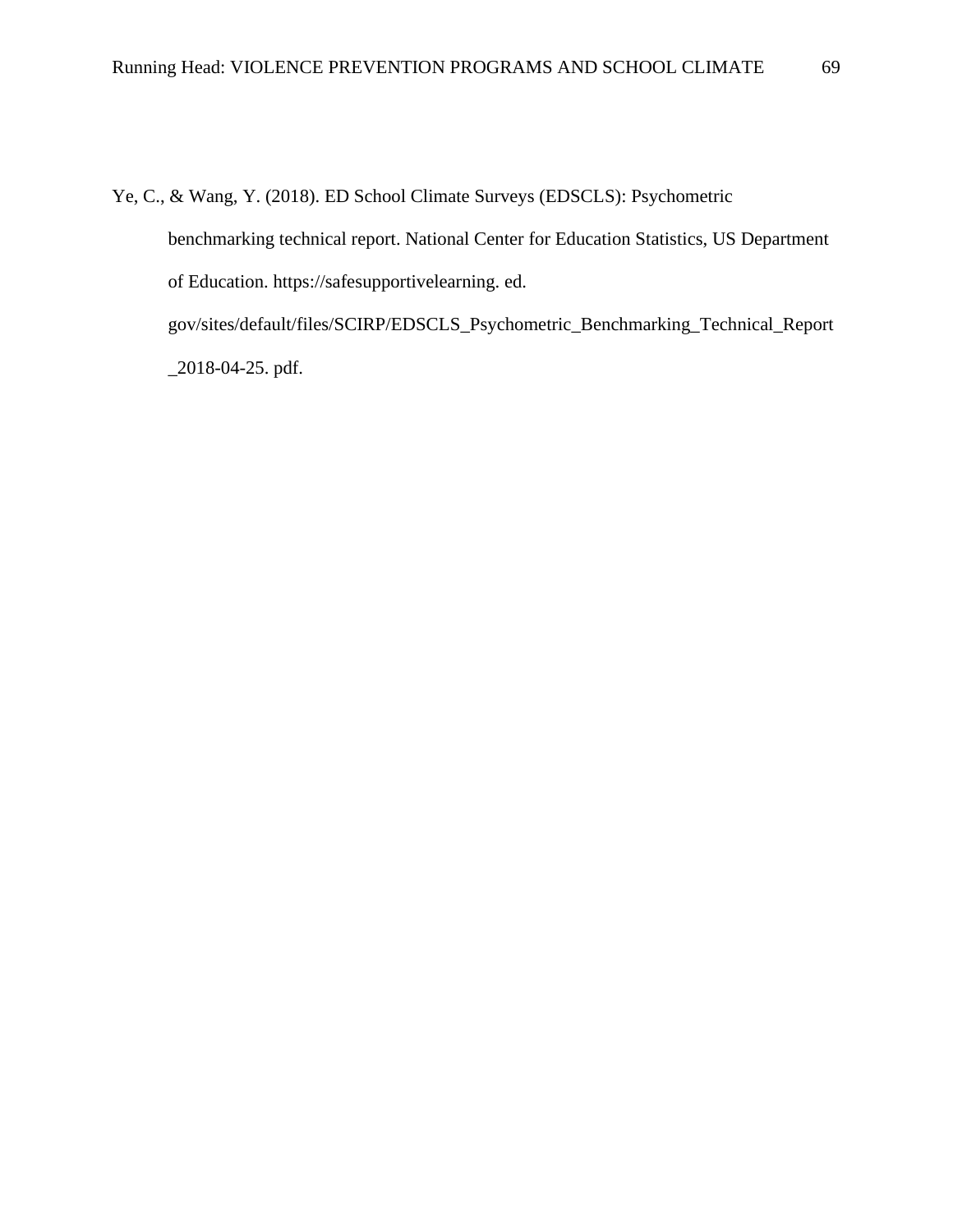Ye, C., & Wang, Y. (2018). ED School Climate Surveys (EDSCLS): Psychometric benchmarking technical report. National Center for Education Statistics, US Department of Education. https://safesupportivelearning. ed. gov/sites/default/files/SCIRP/EDSCLS_Psychometric_Benchmarking_Technical_Report_2018-04-25. pdf.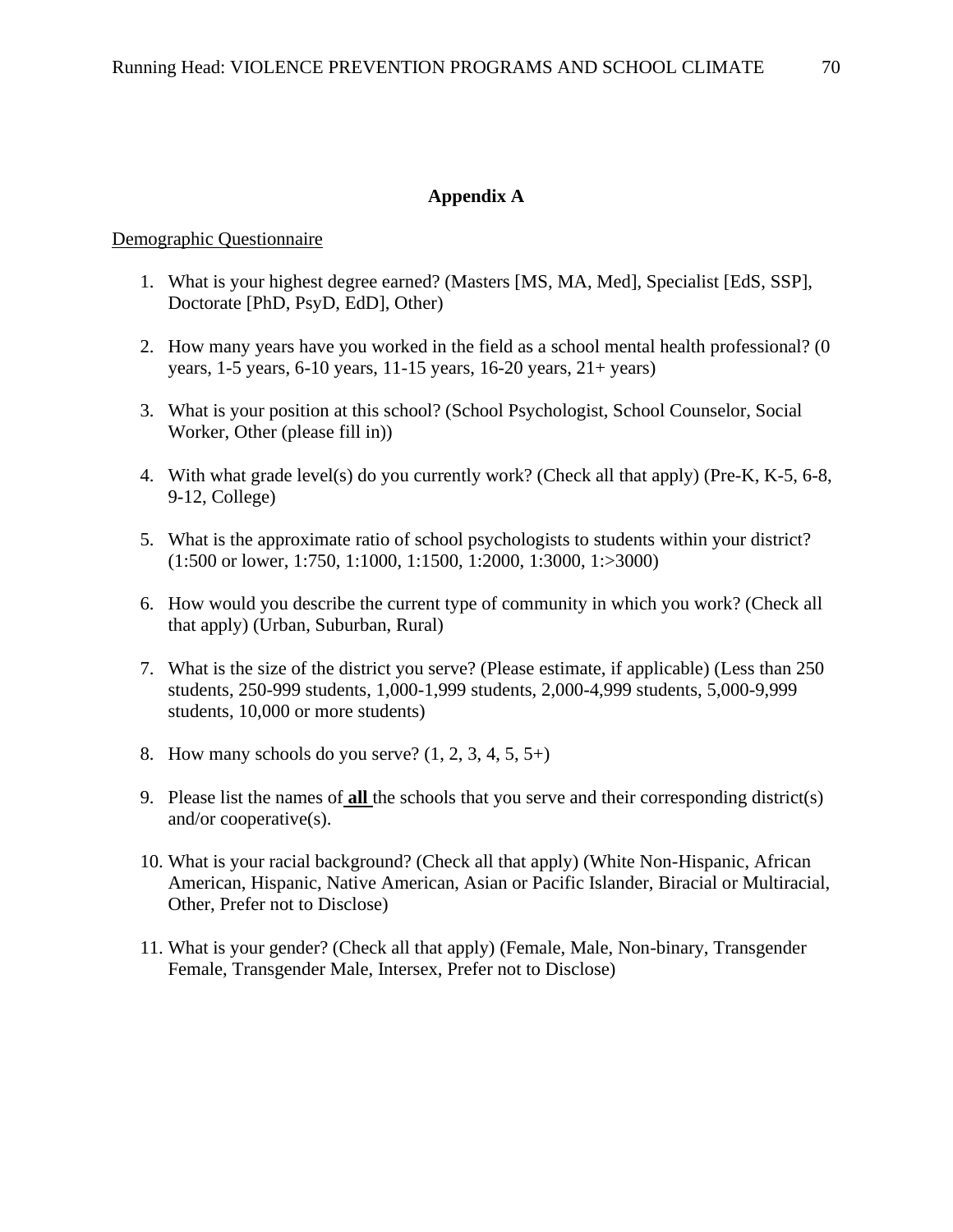## Appendix A

Demographic Questionnaire

1. What is your highest degree earned? (Masters [MS, MA, Med], Specialist [EdS, SSP], Doctorate [PhD, PsyD, EdD], Other)

2. How many years have you worked in the field as a school mental health professional? (0 years, 1-5 years, 6-10 years, 11-15 years, 16-20 years, 21+ years)

3. What is your position at this school? (School Psychologist, School Counselor, Social Worker, Other (please fill in))

4. With what grade level(s) do you currently work? (Check all that apply) (Pre-K, K-5, 6-8, 9-12, College)

5. What is the approximate ratio of school psychologists to students within your district? (1:500 or lower, 1:750, 1:1000, 1:1500, 1:2000, 1:3000, 1:>3000)

6. How would you describe the current type of community in which you work? (Check all that apply) (Urban, Suburban, Rural)

7. What is the size of the district you serve? (Please estimate, if applicable) (Less than 250 students, 250-999 students, 1,000-1,999 students, 2,000-4,999 students, 5,000-9,999 students, 10,000 or more students)

8. How many schools do you serve? (1, 2, 3, 4, 5, 5+)

9. Please list the names of **all** the schools that you serve and their corresponding district(s) and/or cooperative(s).

10. What is your racial background? (Check all that apply) (White Non-Hispanic, African American, Hispanic, Native American, Asian or Pacific Islander, Biracial or Multiracial, Other, Prefer not to Disclose)

11. What is your gender? (Check all that apply) (Female, Male, Non-binary, Transgender Female, Transgender Male, Intersex, Prefer not to Disclose)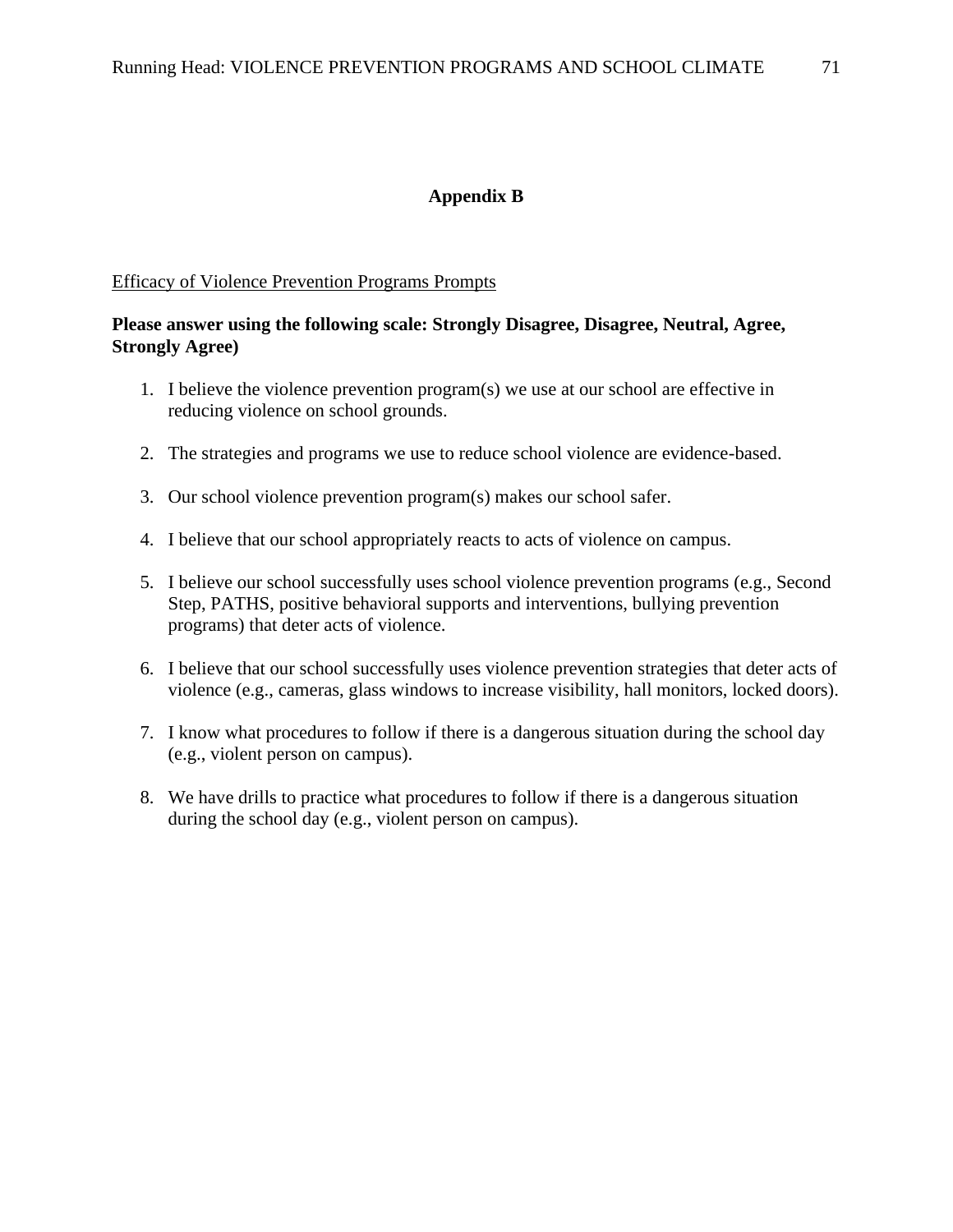## Appendix B

Efficacy of Violence Prevention Programs Prompts

**Please answer using the following scale: Strongly Disagree, Disagree, Neutral, Agree, Strongly Agree)**

1. I believe the violence prevention program(s) we use at our school are effective in reducing violence on school grounds.

2. The strategies and programs we use to reduce school violence are evidence-based.

3. Our school violence prevention program(s) makes our school safer.

4. I believe that our school appropriately reacts to acts of violence on campus.

5. I believe our school successfully uses school violence prevention programs (e.g., Second Step, PATHS, positive behavioral supports and interventions, bullying prevention programs) that deter acts of violence.

6. I believe that our school successfully uses violence prevention strategies that deter acts of violence (e.g., cameras, glass windows to increase visibility, hall monitors, locked doors).

7. I know what procedures to follow if there is a dangerous situation during the school day (e.g., violent person on campus).

8. We have drills to practice what procedures to follow if there is a dangerous situation during the school day (e.g., violent person on campus).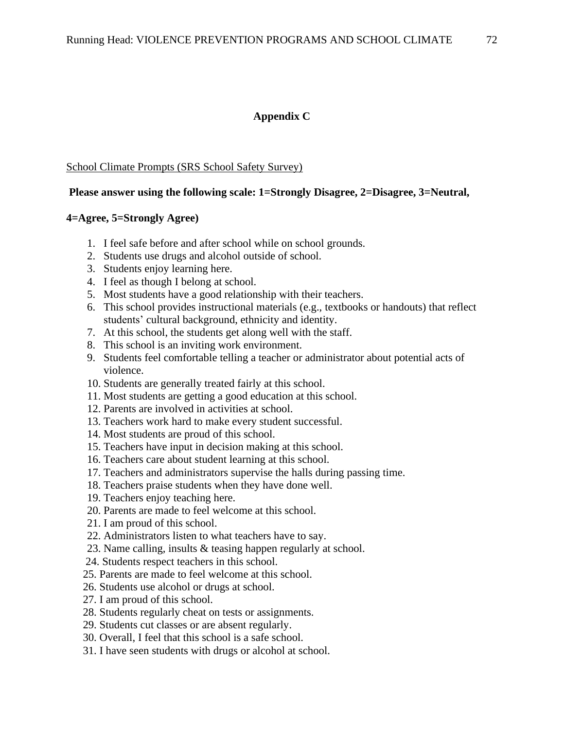# Appendix C

School Climate Prompts (SRS School Safety Survey)

**Please answer using the following scale: 1=Strongly Disagree, 2=Disagree, 3=Neutral, 4=Agree, 5=Strongly Agree)**

1. I feel safe before and after school while on school grounds.
2. Students use drugs and alcohol outside of school.
3. Students enjoy learning here.
4. I feel as though I belong at school.
5. Most students have a good relationship with their teachers.
6. This school provides instructional materials (e.g., textbooks or handouts) that reflect students' cultural background, ethnicity and identity.
7. At this school, the students get along well with the staff.
8. This school is an inviting work environment.
9. Students feel comfortable telling a teacher or administrator about potential acts of violence.
10. Students are generally treated fairly at this school.
11. Most students are getting a good education at this school.
12. Parents are involved in activities at school.
13. Teachers work hard to make every student successful.
14. Most students are proud of this school.
15. Teachers have input in decision making at this school.
16. Teachers care about student learning at this school.
17. Teachers and administrators supervise the halls during passing time.
18. Teachers praise students when they have done well.
19. Teachers enjoy teaching here.
20. Parents are made to feel welcome at this school.
21. I am proud of this school.
22. Administrators listen to what teachers have to say.
23. Name calling, insults & teasing happen regularly at school.
24. Students respect teachers in this school.
25. Parents are made to feel welcome at this school.
26. Students use alcohol or drugs at school.
27. I am proud of this school.
28. Students regularly cheat on tests or assignments.
29. Students cut classes or are absent regularly.
30. Overall, I feel that this school is a safe school.
31. I have seen students with drugs or alcohol at school.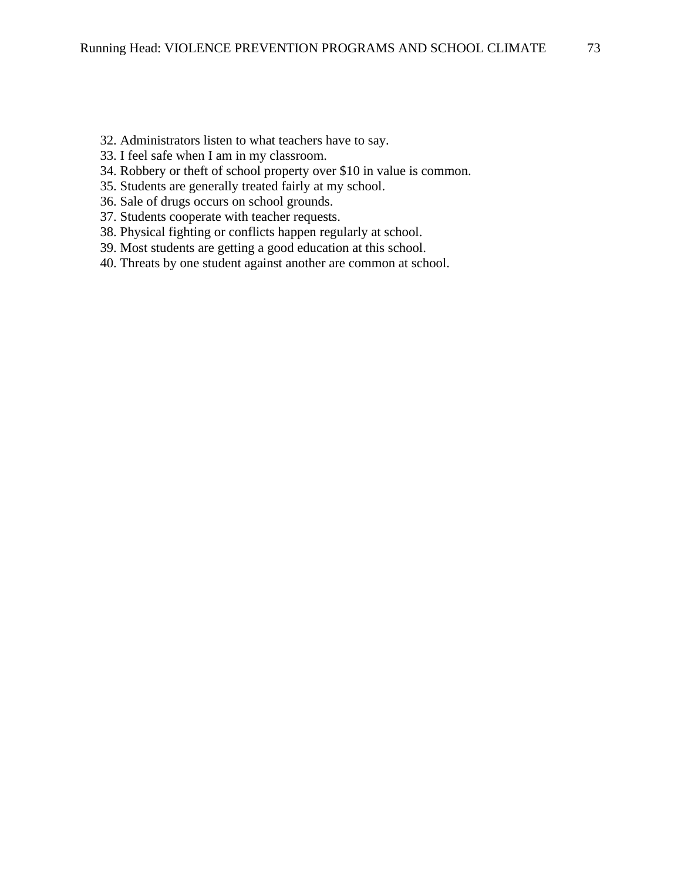32. Administrators listen to what teachers have to say.
33. I feel safe when I am in my classroom.
34. Robbery or theft of school property over $10 in value is common.
35. Students are generally treated fairly at my school.
36. Sale of drugs occurs on school grounds.
37. Students cooperate with teacher requests.
38. Physical fighting or conflicts happen regularly at school.
39. Most students are getting a good education at this school.
40. Threats by one student against another are common at school.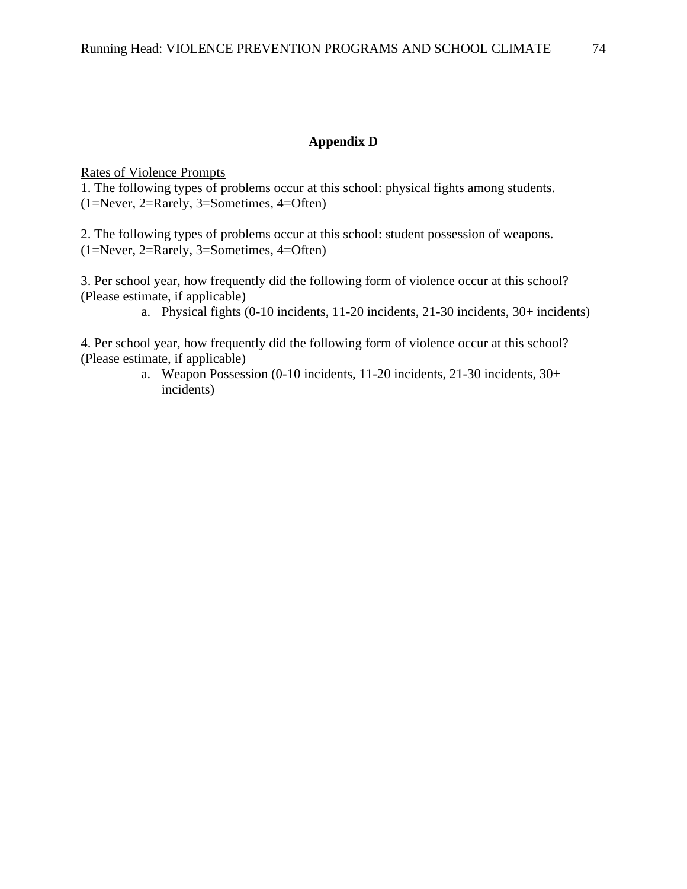# Appendix D

<u>Rates of Violence Prompts</u>

1. The following types of problems occur at this school: physical fights among students. (1=Never, 2=Rarely, 3=Sometimes, 4=Often)

2. The following types of problems occur at this school: student possession of weapons. (1=Never, 2=Rarely, 3=Sometimes, 4=Often)

3. Per school year, how frequently did the following form of violence occur at this school? (Please estimate, if applicable)

   a. Physical fights (0-10 incidents, 11-20 incidents, 21-30 incidents, 30+ incidents)

4. Per school year, how frequently did the following form of violence occur at this school? (Please estimate, if applicable)

   a. Weapon Possession (0-10 incidents, 11-20 incidents, 21-30 incidents, 30+ incidents)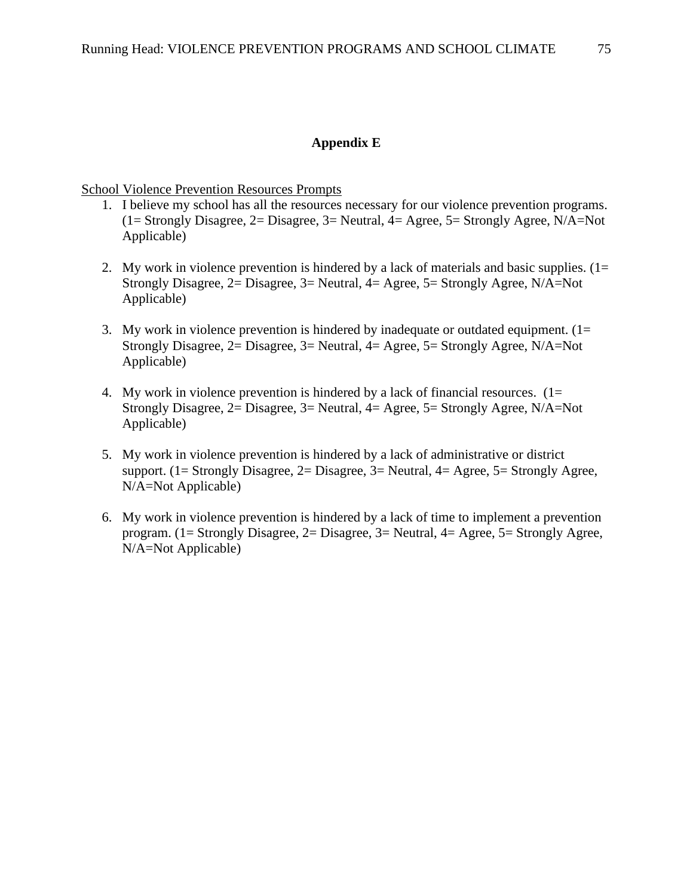## Appendix E

School Violence Prevention Resources Prompts

1. I believe my school has all the resources necessary for our violence prevention programs. (1= Strongly Disagree, 2= Disagree, 3= Neutral, 4= Agree, 5= Strongly Agree, N/A=Not Applicable)

2. My work in violence prevention is hindered by a lack of materials and basic supplies. (1= Strongly Disagree, 2= Disagree, 3= Neutral, 4= Agree, 5= Strongly Agree, N/A=Not Applicable)

3. My work in violence prevention is hindered by inadequate or outdated equipment. (1= Strongly Disagree, 2= Disagree, 3= Neutral, 4= Agree, 5= Strongly Agree, N/A=Not Applicable)

4. My work in violence prevention is hindered by a lack of financial resources. (1= Strongly Disagree, 2= Disagree, 3= Neutral, 4= Agree, 5= Strongly Agree, N/A=Not Applicable)

5. My work in violence prevention is hindered by a lack of administrative or district support. (1= Strongly Disagree, 2= Disagree, 3= Neutral, 4= Agree, 5= Strongly Agree, N/A=Not Applicable)

6. My work in violence prevention is hindered by a lack of time to implement a prevention program. (1= Strongly Disagree, 2= Disagree, 3= Neutral, 4= Agree, 5= Strongly Agree, N/A=Not Applicable)